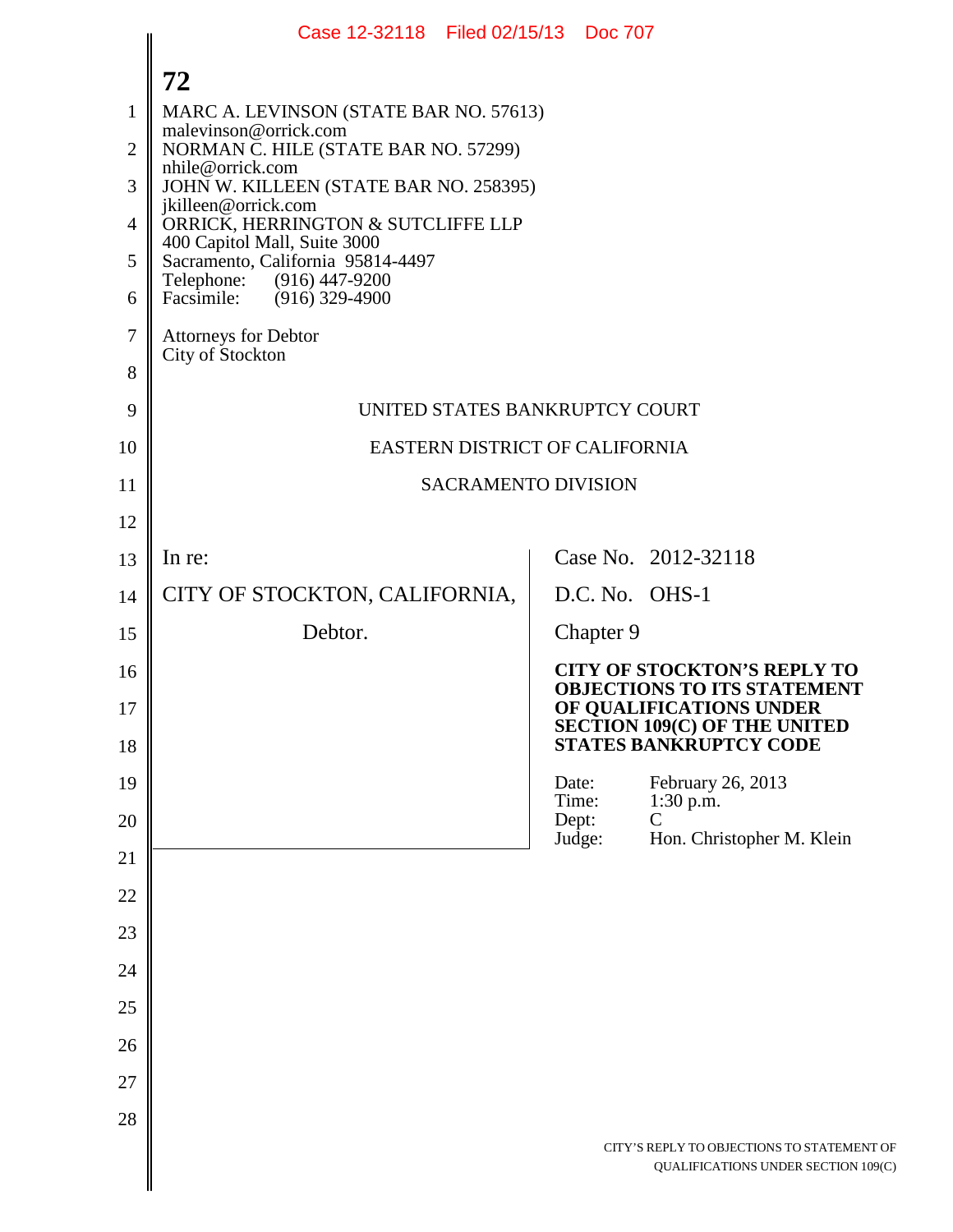MARC A. LEVINSON (STATE BAR NO. 57613)
malevinson@orrick.com
NORMAN C. HILE (STATE BAR NO. 57299)
nhile@orrick.com
JOHN W. KILLEEN (STATE BAR NO. 258395)
jkilleen@orrick.com
ORRICK, HERRINGTON & SUTCLIFFE LLP
400 Capitol Mall, Suite 3000
Sacramento, California 95814-4497
Telephone: (916) 447-9200
Facsimile: (916) 329-4900

Attorneys for Debtor
City of Stockton

UNITED STATES BANKRUPTCY COURT

EASTERN DISTRICT OF CALIFORNIA

SACRAMENTO DIVISION

| | |
|---|---|
| In re:<br><br>CITY OF STOCKTON, CALIFORNIA,<br><br>Debtor. | Case No. 2012-32118<br><br>D.C. No. OHS-1<br><br>Chapter 9<br><br>**CITY OF STOCKTON'S REPLY TO OBJECTIONS TO ITS STATEMENT OF QUALIFICATIONS UNDER SECTION 109(C) OF THE UNITED STATES BANKRUPTCY CODE**<br><br>Date: February 26, 2013<br>Time: 1:30 p.m.<br>Dept: C<br>Judge: Hon. Christopher M. Klein |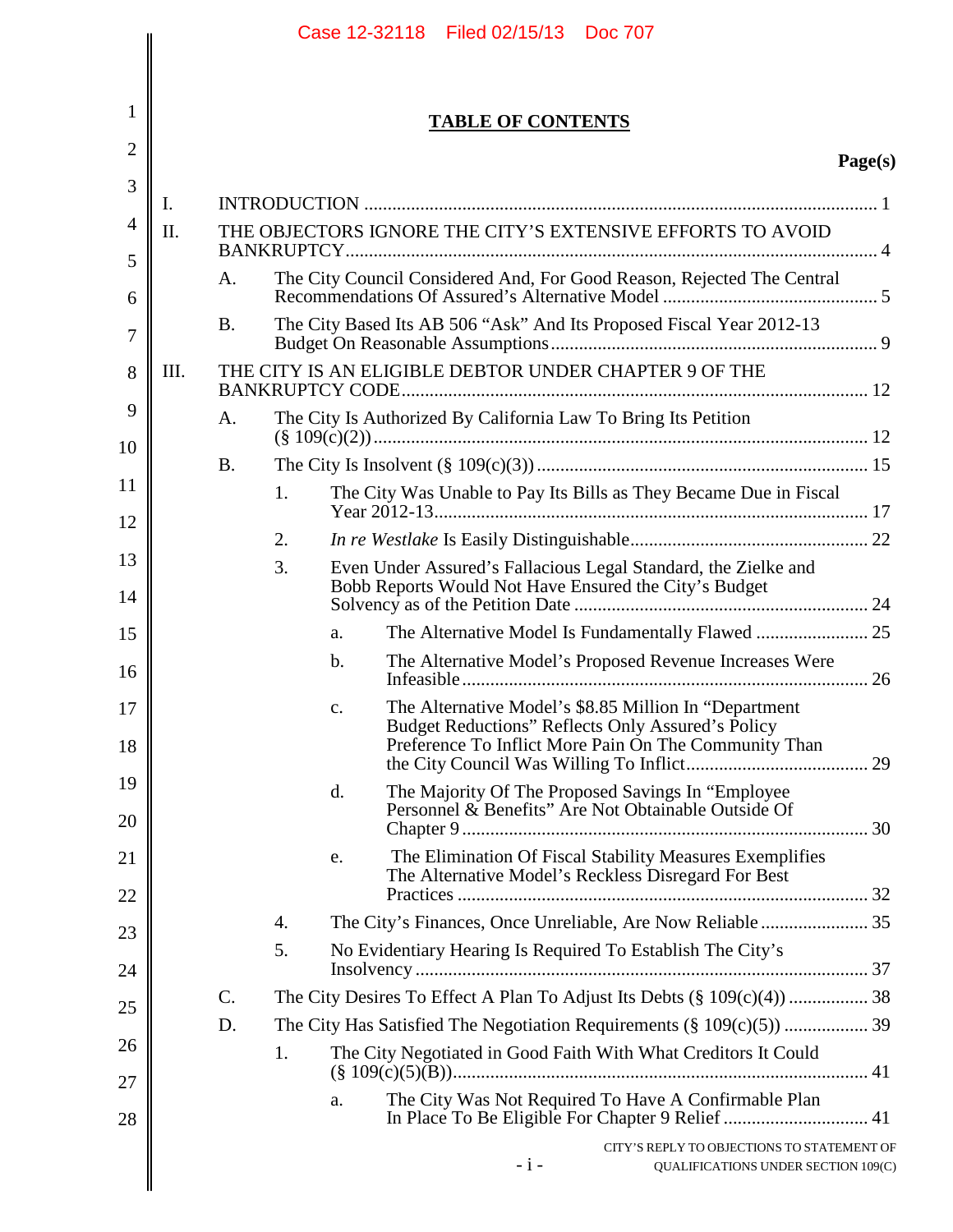**TABLE OF CONTENTS**

**Page(s)**

I. INTRODUCTION ..... 1

II. THE OBJECTORS IGNORE THE CITY'S EXTENSIVE EFFORTS TO AVOID BANKRUPTCY ..... 4

- A. The City Council Considered And, For Good Reason, Rejected The Central Recommendations Of Assured's Alternative Model ..... 5
- B. The City Based Its AB 506 "Ask" And Its Proposed Fiscal Year 2012-13 Budget On Reasonable Assumptions ..... 9

III. THE CITY IS AN ELIGIBLE DEBTOR UNDER CHAPTER 9 OF THE BANKRUPTCY CODE ..... 12

- A. The City Is Authorized By California Law To Bring Its Petition (§ 109(c)(2)) ..... 12
- B. The City Is Insolvent (§ 109(c)(3)) ..... 15
  - 1. The City Was Unable to Pay Its Bills as They Became Due in Fiscal Year 2012-13 ..... 17
  - 2. *In re Westlake* Is Easily Distinguishable ..... 22
  - 3. Even Under Assured's Fallacious Legal Standard, the Zielke and Bobb Reports Would Not Have Ensured the City's Budget Solvency as of the Petition Date ..... 24
    - a. The Alternative Model Is Fundamentally Flawed ..... 25
    - b. The Alternative Model's Proposed Revenue Increases Were Infeasible ..... 26
    - c. The Alternative Model's $8.85 Million In "Department Budget Reductions" Reflects Only Assured's Policy Preference To Inflict More Pain On The Community Than the City Council Was Willing To Inflict ..... 29
    - d. The Majority Of The Proposed Savings In "Employee Personnel & Benefits" Are Not Obtainable Outside Of Chapter 9 ..... 30
    - e. The Elimination Of Fiscal Stability Measures Exemplifies The Alternative Model's Reckless Disregard For Best Practices ..... 32
  - 4. The City's Finances, Once Unreliable, Are Now Reliable ..... 35
  - 5. No Evidentiary Hearing Is Required To Establish The City's Insolvency ..... 37
- C. The City Desires To Effect A Plan To Adjust Its Debts (§ 109(c)(4)) ..... 38
- D. The City Has Satisfied The Negotiation Requirements (§ 109(c)(5)) ..... 39
  - 1. The City Negotiated in Good Faith With What Creditors It Could (§ 109(c)(5)(B)) ..... 41
    - a. The City Was Not Required To Have A Confirmable Plan In Place To Be Eligible For Chapter 9 Relief ..... 41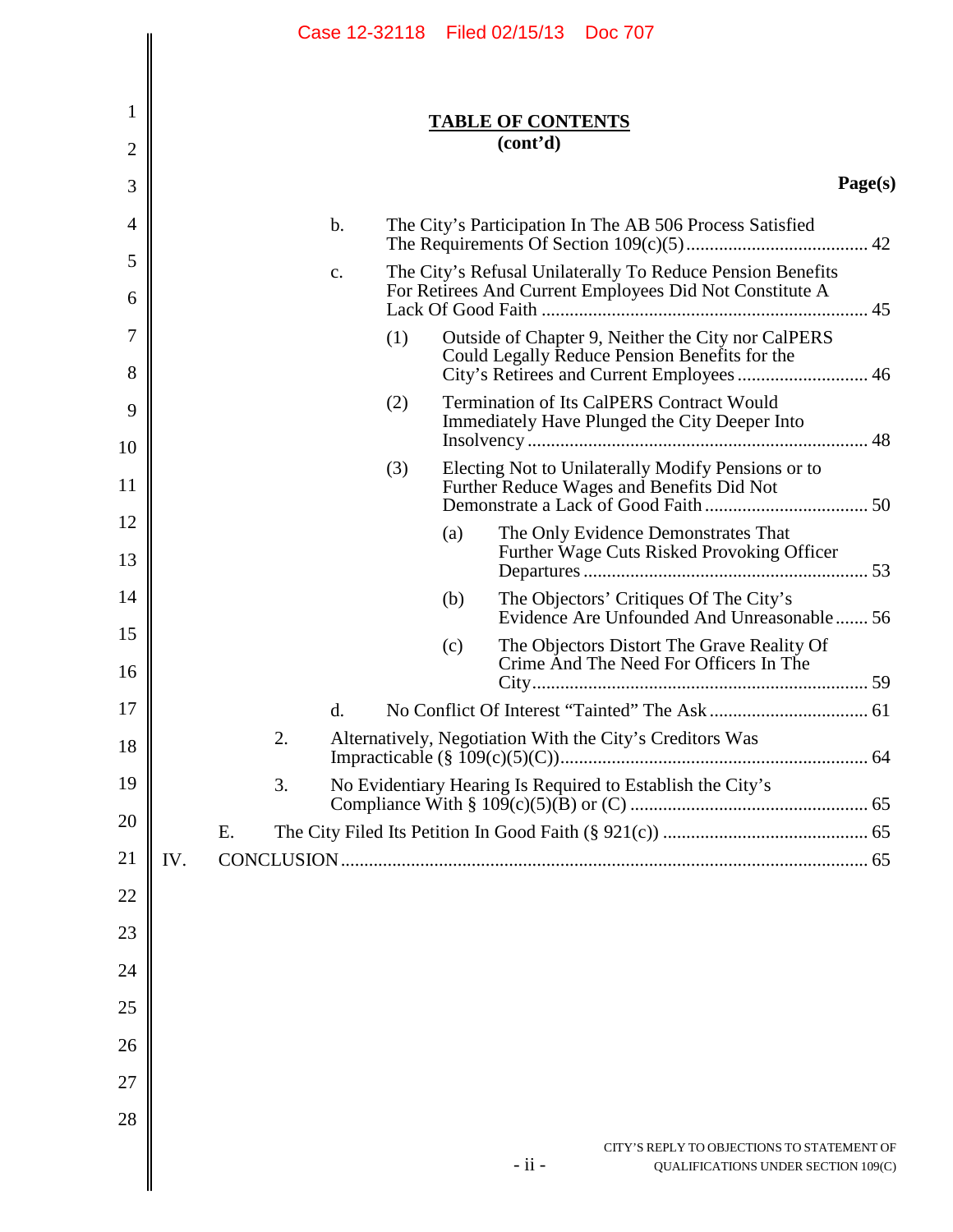**TABLE OF CONTENTS**
**(cont'd)**

**Page(s)**

- b. The City's Participation In The AB 506 Process Satisfied The Requirements Of Section 109(c)(5) ....................................... 42
- c. The City's Refusal Unilaterally To Reduce Pension Benefits For Retirees And Current Employees Did Not Constitute A Lack Of Good Faith ..................................................................... 45
  - (1) Outside of Chapter 9, Neither the City nor CalPERS Could Legally Reduce Pension Benefits for the City's Retirees and Current Employees ............................ 46
  - (2) Termination of Its CalPERS Contract Would Immediately Have Plunged the City Deeper Into Insolvency ........................................................................ 48
  - (3) Electing Not to Unilaterally Modify Pensions or to Further Reduce Wages and Benefits Did Not Demonstrate a Lack of Good Faith .................................. 50
    - (a) The Only Evidence Demonstrates That Further Wage Cuts Risked Provoking Officer Departures ............................................................ 53
    - (b) The Objectors' Critiques Of The City's Evidence Are Unfounded And Unreasonable ....... 56
    - (c) The Objectors Distort The Grave Reality Of Crime And The Need For Officers In The City ....................................................................... 59
- d. No Conflict Of Interest "Tainted" The Ask ................................. 61

2. Alternatively, Negotiation With the City's Creditors Was Impracticable (§ 109(c)(5)(C)) ................................................................. 64

3. No Evidentiary Hearing Is Required to Establish the City's Compliance With § 109(c)(5)(B) or (C) .................................................. 65

E. The City Filed Its Petition In Good Faith (§ 921(c)) ........................................... 65

IV. CONCLUSION ............................................................................................................... 65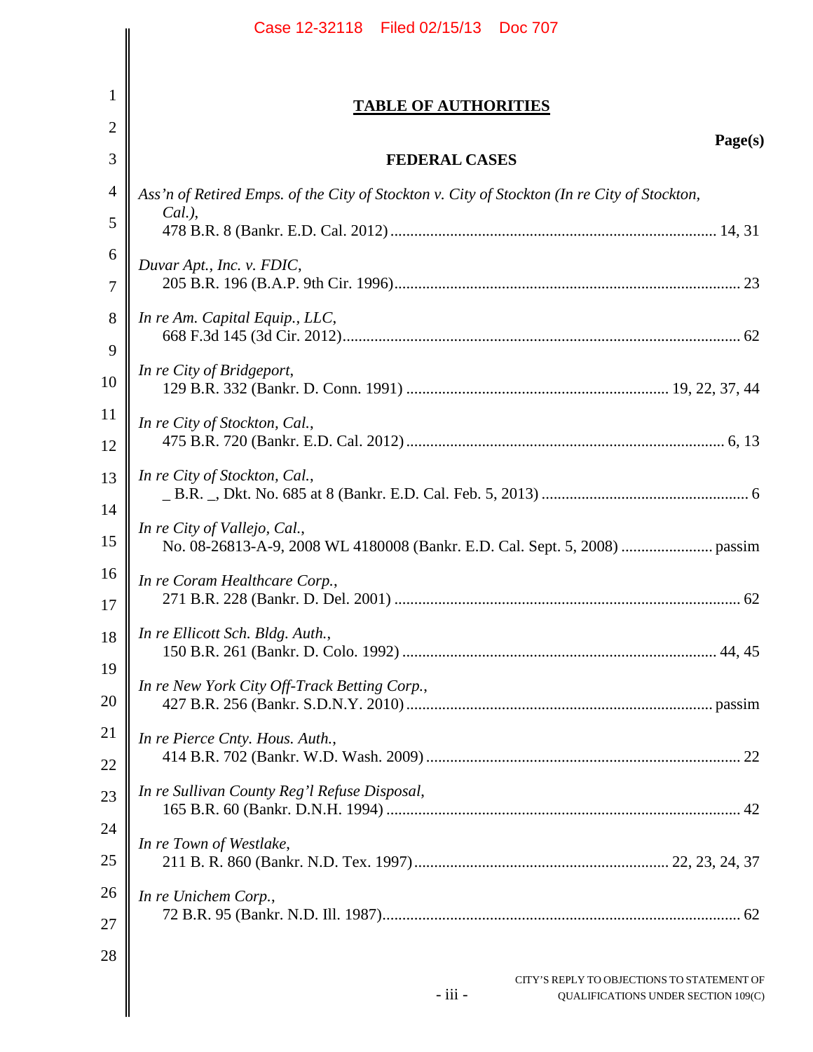# TABLE OF AUTHORITIES

**Page(s)**

## FEDERAL CASES

*Ass'n of Retired Emps. of the City of Stockton v. City of Stockton (In re City of Stockton, Cal.)*,
478 B.R. 8 (Bankr. E.D. Cal. 2012) .......... 14, 31

*Duvar Apt., Inc. v. FDIC*,
205 B.R. 196 (B.A.P. 9th Cir. 1996) .......... 23

*In re Am. Capital Equip., LLC*,
668 F.3d 145 (3d Cir. 2012) .......... 62

*In re City of Bridgeport*,
129 B.R. 332 (Bankr. D. Conn. 1991) .......... 19, 22, 37, 44

*In re City of Stockton, Cal.*,
475 B.R. 720 (Bankr. E.D. Cal. 2012) .......... 6, 13

*In re City of Stockton, Cal.*,
_ B.R. _, Dkt. No. 685 at 8 (Bankr. E.D. Cal. Feb. 5, 2013) .......... 6

*In re City of Vallejo, Cal.*,
No. 08-26813-A-9, 2008 WL 4180008 (Bankr. E.D. Cal. Sept. 5, 2008) .......... passim

*In re Coram Healthcare Corp.*,
271 B.R. 228 (Bankr. D. Del. 2001) .......... 62

*In re Ellicott Sch. Bldg. Auth.*,
150 B.R. 261 (Bankr. D. Colo. 1992) .......... 44, 45

*In re New York City Off-Track Betting Corp.*,
427 B.R. 256 (Bankr. S.D.N.Y. 2010) .......... passim

*In re Pierce Cnty. Hous. Auth.*,
414 B.R. 702 (Bankr. W.D. Wash. 2009) .......... 22

*In re Sullivan County Reg'l Refuse Disposal*,
165 B.R. 60 (Bankr. D.N.H. 1994) .......... 42

*In re Town of Westlake*,
211 B. R. 860 (Bankr. N.D. Tex. 1997) .......... 22, 23, 24, 37

*In re Unichem Corp.*,
72 B.R. 95 (Bankr. N.D. Ill. 1987) .......... 62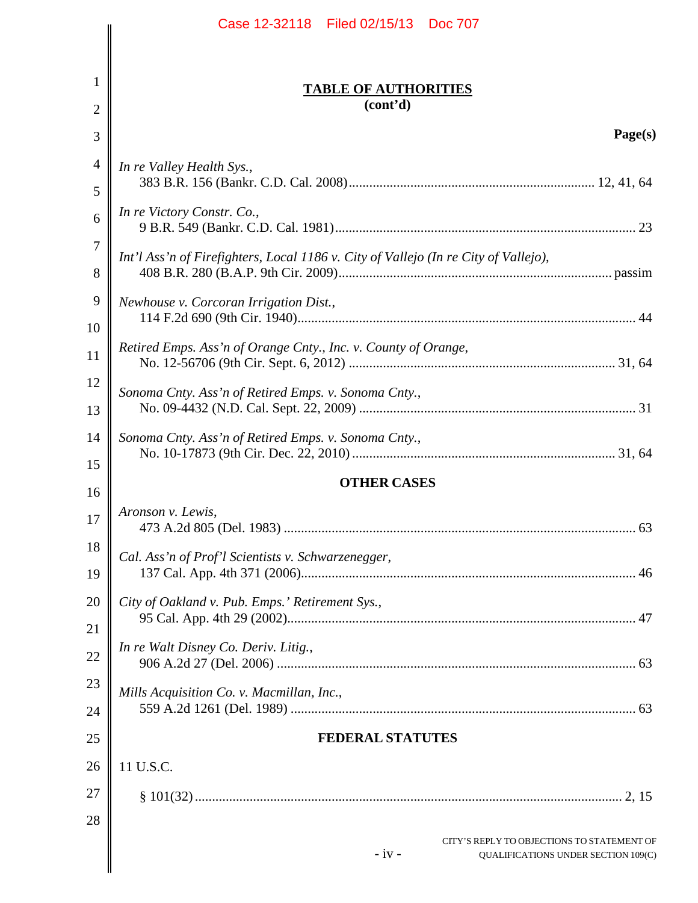**TABLE OF AUTHORITIES**
**(cont'd)**

**Page(s)**

*In re Valley Health Sys.*,
383 B.R. 156 (Bankr. C.D. Cal. 2008)........................................................................ 12, 41, 64

*In re Victory Constr. Co.*,
9 B.R. 549 (Bankr. C.D. Cal. 1981)........................................................................................ 23

*Int'l Ass'n of Firefighters, Local 1186 v. City of Vallejo (In re City of Vallejo)*,
408 B.R. 280 (B.A.P. 9th Cir. 2009)................................................................................ passim

*Newhouse v. Corcoran Irrigation Dist.*,
114 F.2d 690 (9th Cir. 1940)................................................................................................... 44

*Retired Emps. Ass'n of Orange Cnty., Inc. v. County of Orange*,
No. 12-56706 (9th Cir. Sept. 6, 2012) ............................................................................. 31, 64

*Sonoma Cnty. Ass'n of Retired Emps. v. Sonoma Cnty.*,
No. 09-4432 (N.D. Cal. Sept. 22, 2009) ................................................................................. 31

*Sonoma Cnty. Ass'n of Retired Emps. v. Sonoma Cnty.*,
No. 10-17873 (9th Cir. Dec. 22, 2010) ............................................................................. 31, 64

**OTHER CASES**

*Aronson v. Lewis*,
473 A.2d 805 (Del. 1983) ....................................................................................................... 63

*Cal. Ass'n of Prof'l Scientists v. Schwarzenegger*,
137 Cal. App. 4th 371 (2006).................................................................................................. 46

*City of Oakland v. Pub. Emps.' Retirement Sys.*,
95 Cal. App. 4th 29 (2002)...................................................................................................... 47

*In re Walt Disney Co. Deriv. Litig.*,
906 A.2d 27 (Del. 2006) ......................................................................................................... 63

*Mills Acquisition Co. v. Macmillan, Inc.*,
559 A.2d 1261 (Del. 1989) ..................................................................................................... 63

**FEDERAL STATUTES**

11 U.S.C.

§ 101(32)............................................................................................................................ 2, 15

CITY'S REPLY TO OBJECTIONS TO STATEMENT OF QUALIFICATIONS UNDER SECTION 109(C)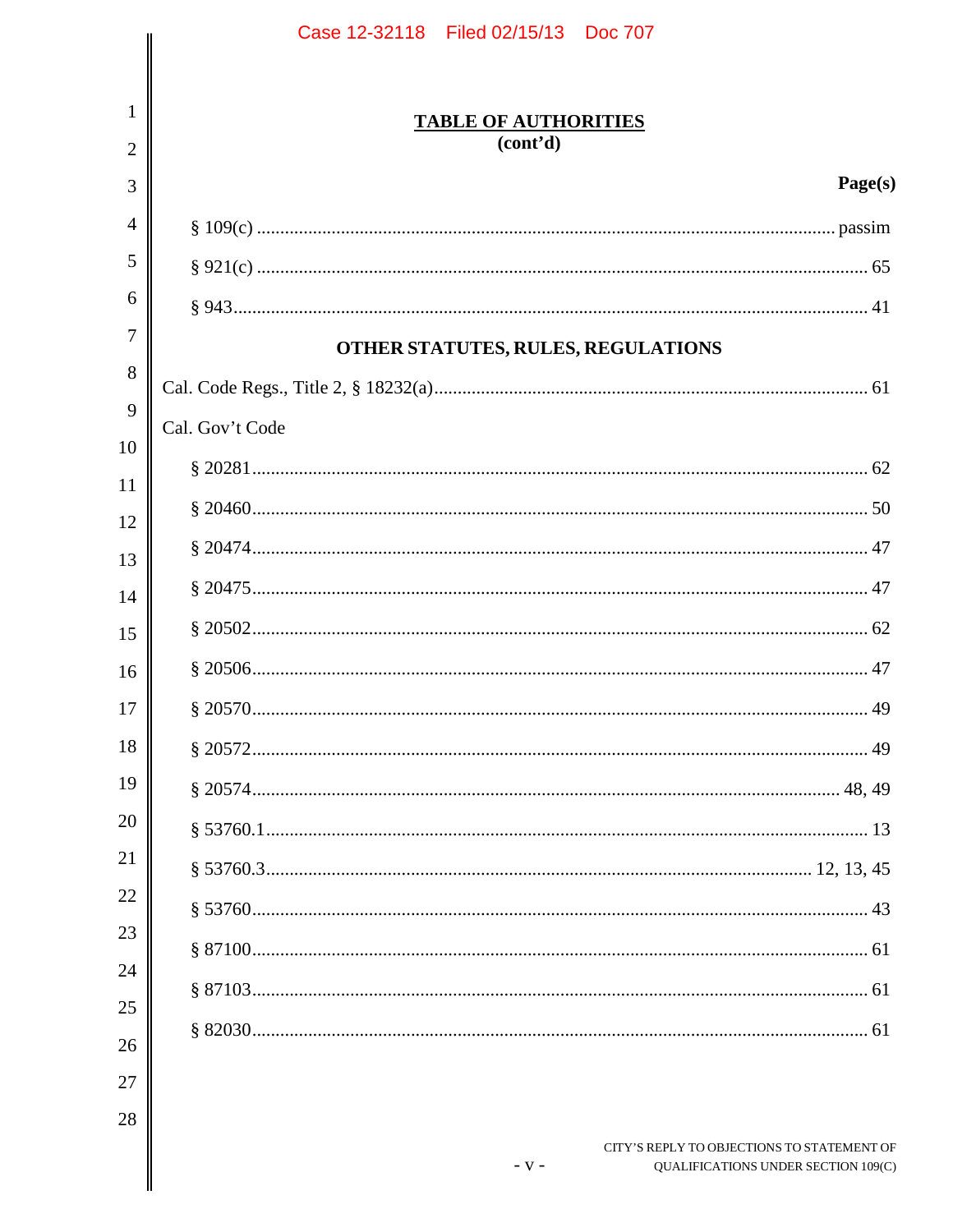## TABLE OF AUTHORITIES
**(cont'd)**

**Page(s)**

§ 109(c) ........................................................................................................ passim

§ 921(c) ........................................................................................................ 65

§ 943 ........................................................................................................... 41

### OTHER STATUTES, RULES, REGULATIONS

Cal. Code Regs., Title 2, § 18232(a) ......................................................................... 61

Cal. Gov't Code

§ 20281 ......................................................................................................... 62

§ 20460 ......................................................................................................... 50

§ 20474 ......................................................................................................... 47

§ 20475 ......................................................................................................... 47

§ 20502 ......................................................................................................... 62

§ 20506 ......................................................................................................... 47

§ 20570 ......................................................................................................... 49

§ 20572 ......................................................................................................... 49

§ 20574 ......................................................................................................... 48, 49

§ 53760.1 ...................................................................................................... 13

§ 53760.3 ...................................................................................................... 12, 13, 45

§ 53760 ......................................................................................................... 43

§ 87100 ......................................................................................................... 61

§ 87103 ......................................................................................................... 61

§ 82030 ......................................................................................................... 61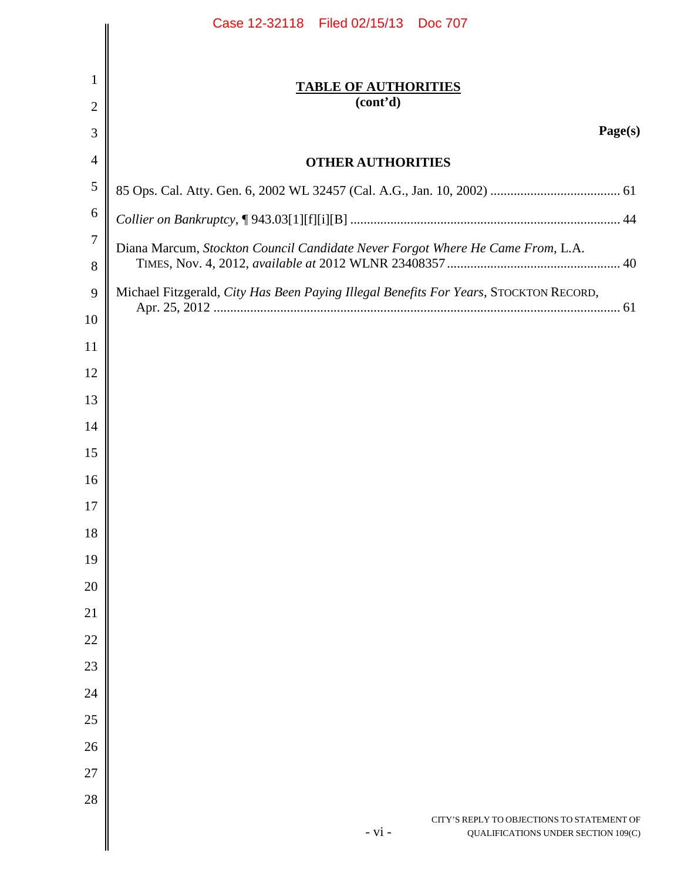## TABLE OF AUTHORITIES
**(cont'd)**

**Page(s)**

### OTHER AUTHORITIES

85 Ops. Cal. Atty. Gen. 6, 2002 WL 32457 (Cal. A.G., Jan. 10, 2002) .......................................... 61

*Collier on Bankruptcy*, ¶ 943.03[1][f][i][B] ................................................................................ 44

Diana Marcum, *Stockton Council Candidate Never Forgot Where He Came From*, L.A. TIMES, Nov. 4, 2012, *available at* 2012 WLNR 23408357 ..................................................... 40

Michael Fitzgerald, *City Has Been Paying Illegal Benefits For Years*, STOCKTON RECORD, Apr. 25, 2012 .......................................................................................................................... 61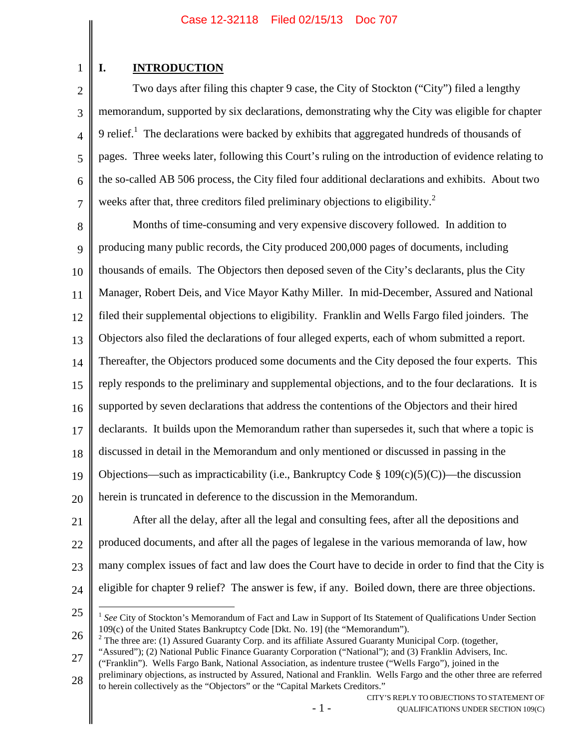## I. INTRODUCTION

Two days after filing this chapter 9 case, the City of Stockton ("City") filed a lengthy memorandum, supported by six declarations, demonstrating why the City was eligible for chapter 9 relief.[1] The declarations were backed by exhibits that aggregated hundreds of thousands of pages. Three weeks later, following this Court's ruling on the introduction of evidence relating to the so-called AB 506 process, the City filed four additional declarations and exhibits. About two weeks after that, three creditors filed preliminary objections to eligibility.[2]

Months of time-consuming and very expensive discovery followed. In addition to producing many public records, the City produced 200,000 pages of documents, including thousands of emails. The Objectors then deposed seven of the City's declarants, plus the City Manager, Robert Deis, and Vice Mayor Kathy Miller. In mid-December, Assured and National filed their supplemental objections to eligibility. Franklin and Wells Fargo filed joinders. The Objectors also filed the declarations of four alleged experts, each of whom submitted a report. Thereafter, the Objectors produced some documents and the City deposed the four experts. This reply responds to the preliminary and supplemental objections, and to the four declarations. It is supported by seven declarations that address the contentions of the Objectors and their hired declarants. It builds upon the Memorandum rather than supersedes it, such that where a topic is discussed in detail in the Memorandum and only mentioned or discussed in passing in the Objections—such as impracticability (i.e., Bankruptcy Code § 109(c)(5)(C))—the discussion herein is truncated in deference to the discussion in the Memorandum.

After all the delay, after all the legal and consulting fees, after all the depositions and produced documents, and after all the pages of legalese in the various memoranda of law, how many complex issues of fact and law does the Court have to decide in order to find that the City is eligible for chapter 9 relief? The answer is few, if any. Boiled down, there are three objections.

---

[1] *See* City of Stockton's Memorandum of Fact and Law in Support of Its Statement of Qualifications Under Section 109(c) of the United States Bankruptcy Code [Dkt. No. 19] (the "Memorandum").

[2] The three are: (1) Assured Guaranty Corp. and its affiliate Assured Guaranty Municipal Corp. (together, "Assured"); (2) National Public Finance Guaranty Corporation ("National"); and (3) Franklin Advisers, Inc. ("Franklin"). Wells Fargo Bank, National Association, as indenture trustee ("Wells Fargo"), joined in the preliminary objections, as instructed by Assured, National and Franklin. Wells Fargo and the other three are referred to herein collectively as the "Objectors" or the "Capital Markets Creditors."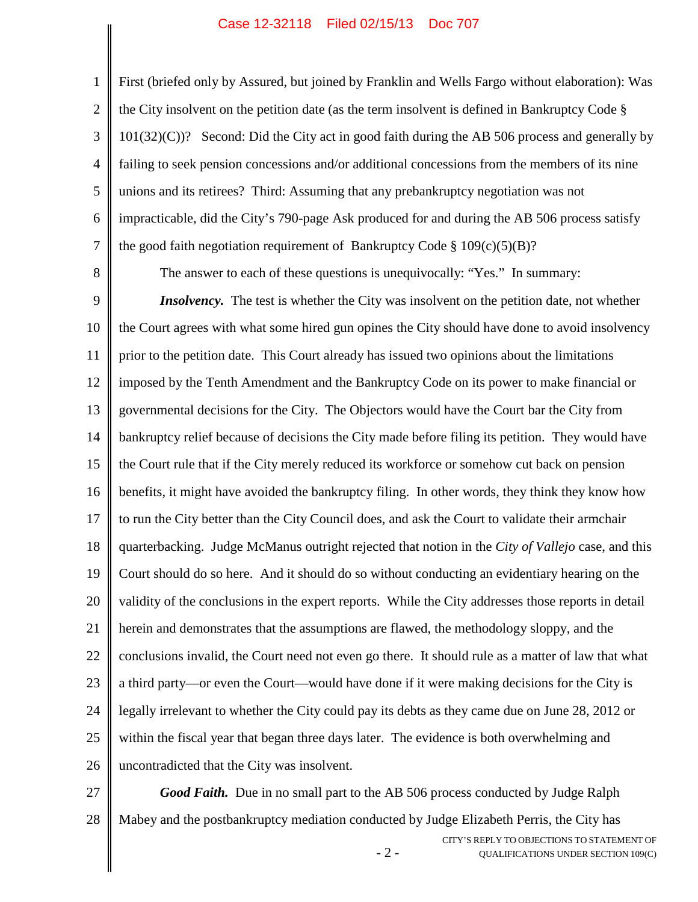First (briefed only by Assured, but joined by Franklin and Wells Fargo without elaboration): Was the City insolvent on the petition date (as the term insolvent is defined in Bankruptcy Code § 101(32)(C))? Second: Did the City act in good faith during the AB 506 process and generally by failing to seek pension concessions and/or additional concessions from the members of its nine unions and its retirees? Third: Assuming that any prebankruptcy negotiation was not impracticable, did the City's 790-page Ask produced for and during the AB 506 process satisfy the good faith negotiation requirement of Bankruptcy Code § 109(c)(5)(B)?

The answer to each of these questions is unequivocally: "Yes." In summary:

***Insolvency.*** The test is whether the City was insolvent on the petition date, not whether the Court agrees with what some hired gun opines the City should have done to avoid insolvency prior to the petition date. This Court already has issued two opinions about the limitations imposed by the Tenth Amendment and the Bankruptcy Code on its power to make financial or governmental decisions for the City. The Objectors would have the Court bar the City from bankruptcy relief because of decisions the City made before filing its petition. They would have the Court rule that if the City merely reduced its workforce or somehow cut back on pension benefits, it might have avoided the bankruptcy filing. In other words, they think they know how to run the City better than the City Council does, and ask the Court to validate their armchair quarterbacking. Judge McManus outright rejected that notion in the *City of Vallejo* case, and this Court should do so here. And it should do so without conducting an evidentiary hearing on the validity of the conclusions in the expert reports. While the City addresses those reports in detail herein and demonstrates that the assumptions are flawed, the methodology sloppy, and the conclusions invalid, the Court need not even go there. It should rule as a matter of law that what a third party—or even the Court—would have done if it were making decisions for the City is legally irrelevant to whether the City could pay its debts as they came due on June 28, 2012 or within the fiscal year that began three days later. The evidence is both overwhelming and uncontradicted that the City was insolvent.

***Good Faith.*** Due in no small part to the AB 506 process conducted by Judge Ralph Mabey and the postbankruptcy mediation conducted by Judge Elizabeth Perris, the City has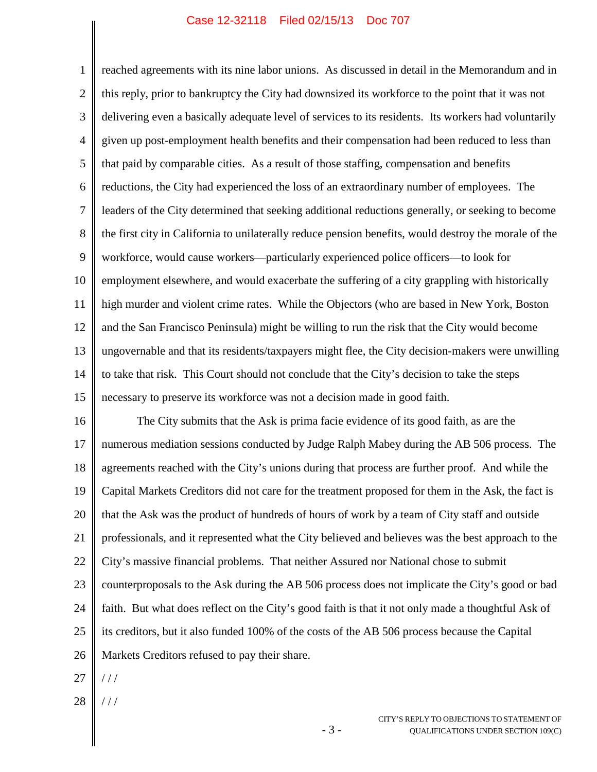reached agreements with its nine labor unions. As discussed in detail in the Memorandum and in this reply, prior to bankruptcy the City had downsized its workforce to the point that it was not delivering even a basically adequate level of services to its residents. Its workers had voluntarily given up post-employment health benefits and their compensation had been reduced to less than that paid by comparable cities. As a result of those staffing, compensation and benefits reductions, the City had experienced the loss of an extraordinary number of employees. The leaders of the City determined that seeking additional reductions generally, or seeking to become the first city in California to unilaterally reduce pension benefits, would destroy the morale of the workforce, would cause workers—particularly experienced police officers—to look for employment elsewhere, and would exacerbate the suffering of a city grappling with historically high murder and violent crime rates. While the Objectors (who are based in New York, Boston and the San Francisco Peninsula) might be willing to run the risk that the City would become ungovernable and that its residents/taxpayers might flee, the City decision-makers were unwilling to take that risk. This Court should not conclude that the City's decision to take the steps necessary to preserve its workforce was not a decision made in good faith.

The City submits that the Ask is prima facie evidence of its good faith, as are the numerous mediation sessions conducted by Judge Ralph Mabey during the AB 506 process. The agreements reached with the City's unions during that process are further proof. And while the Capital Markets Creditors did not care for the treatment proposed for them in the Ask, the fact is that the Ask was the product of hundreds of hours of work by a team of City staff and outside professionals, and it represented what the City believed and believes was the best approach to the City's massive financial problems. That neither Assured nor National chose to submit counterproposals to the Ask during the AB 506 process does not implicate the City's good or bad faith. But what does reflect on the City's good faith is that it not only made a thoughtful Ask of its creditors, but it also funded 100% of the costs of the AB 506 process because the Capital Markets Creditors refused to pay their share.

/ / /

/ / /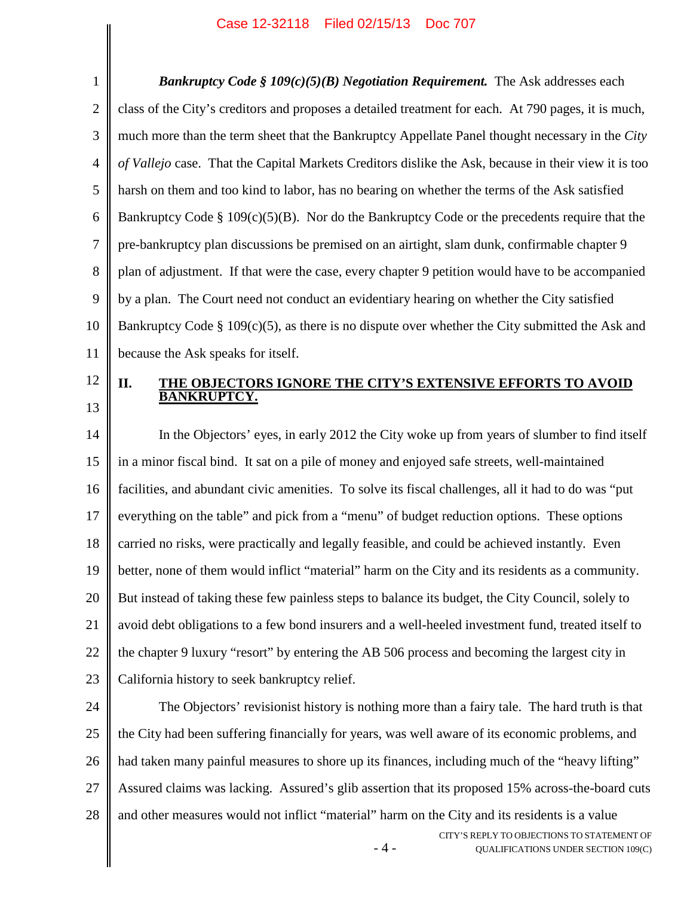***Bankruptcy Code § 109(c)(5)(B) Negotiation Requirement.*** The Ask addresses each class of the City's creditors and proposes a detailed treatment for each. At 790 pages, it is much, much more than the term sheet that the Bankruptcy Appellate Panel thought necessary in the *City of Vallejo* case. That the Capital Markets Creditors dislike the Ask, because in their view it is too harsh on them and too kind to labor, has no bearing on whether the terms of the Ask satisfied Bankruptcy Code § 109(c)(5)(B). Nor do the Bankruptcy Code or the precedents require that the pre-bankruptcy plan discussions be premised on an airtight, slam dunk, confirmable chapter 9 plan of adjustment. If that were the case, every chapter 9 petition would have to be accompanied by a plan. The Court need not conduct an evidentiary hearing on whether the City satisfied Bankruptcy Code § 109(c)(5), as there is no dispute over whether the City submitted the Ask and because the Ask speaks for itself.

## II. THE OBJECTORS IGNORE THE CITY'S EXTENSIVE EFFORTS TO AVOID BANKRUPTCY.

In the Objectors' eyes, in early 2012 the City woke up from years of slumber to find itself in a minor fiscal bind. It sat on a pile of money and enjoyed safe streets, well-maintained facilities, and abundant civic amenities. To solve its fiscal challenges, all it had to do was "put everything on the table" and pick from a "menu" of budget reduction options. These options carried no risks, were practically and legally feasible, and could be achieved instantly. Even better, none of them would inflict "material" harm on the City and its residents as a community. But instead of taking these few painless steps to balance its budget, the City Council, solely to avoid debt obligations to a few bond insurers and a well-heeled investment fund, treated itself to the chapter 9 luxury "resort" by entering the AB 506 process and becoming the largest city in California history to seek bankruptcy relief.

The Objectors' revisionist history is nothing more than a fairy tale. The hard truth is that the City had been suffering financially for years, was well aware of its economic problems, and had taken many painful measures to shore up its finances, including much of the "heavy lifting" Assured claims was lacking. Assured's glib assertion that its proposed 15% across-the-board cuts and other measures would not inflict "material" harm on the City and its residents is a value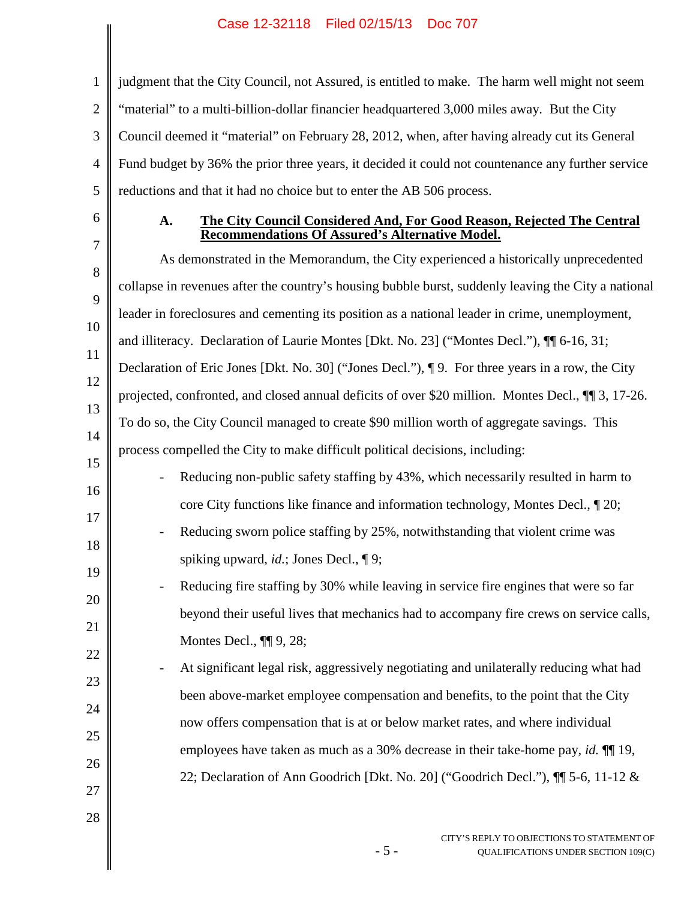judgment that the City Council, not Assured, is entitled to make. The harm well might not seem "material" to a multi-billion-dollar financier headquartered 3,000 miles away. But the City Council deemed it "material" on February 28, 2012, when, after having already cut its General Fund budget by 36% the prior three years, it decided it could not countenance any further service reductions and that it had no choice but to enter the AB 506 process.

### A. **The City Council Considered And, For Good Reason, Rejected The Central Recommendations Of Assured's Alternative Model.**

As demonstrated in the Memorandum, the City experienced a historically unprecedented collapse in revenues after the country's housing bubble burst, suddenly leaving the City a national leader in foreclosures and cementing its position as a national leader in crime, unemployment, and illiteracy. Declaration of Laurie Montes [Dkt. No. 23] ("Montes Decl."), ¶¶ 6-16, 31; Declaration of Eric Jones [Dkt. No. 30] ("Jones Decl."), ¶ 9. For three years in a row, the City projected, confronted, and closed annual deficits of over $20 million. Montes Decl., ¶¶ 3, 17-26. To do so, the City Council managed to create $90 million worth of aggregate savings. This process compelled the City to make difficult political decisions, including:

- Reducing non-public safety staffing by 43%, which necessarily resulted in harm to core City functions like finance and information technology, Montes Decl., ¶ 20;
- Reducing sworn police staffing by 25%, notwithstanding that violent crime was spiking upward, *id.*; Jones Decl., ¶ 9;
- Reducing fire staffing by 30% while leaving in service fire engines that were so far beyond their useful lives that mechanics had to accompany fire crews on service calls, Montes Decl., ¶¶ 9, 28;
- At significant legal risk, aggressively negotiating and unilaterally reducing what had been above-market employee compensation and benefits, to the point that the City now offers compensation that is at or below market rates, and where individual employees have taken as much as a 30% decrease in their take-home pay, *id.* ¶¶ 19, 22; Declaration of Ann Goodrich [Dkt. No. 20] ("Goodrich Decl."), ¶¶ 5-6, 11-12 &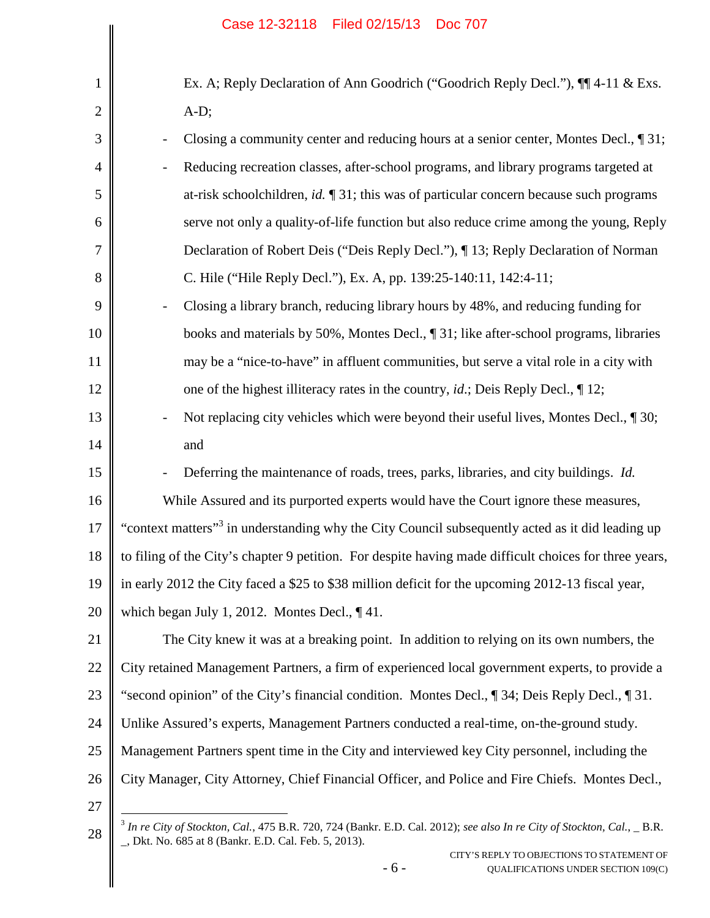Ex. A; Reply Declaration of Ann Goodrich ("Goodrich Reply Decl."), ¶¶ 4-11 & Exs. A-D;

- Closing a community center and reducing hours at a senior center, Montes Decl., ¶ 31;
- Reducing recreation classes, after-school programs, and library programs targeted at at-risk schoolchildren, *id.* ¶ 31; this was of particular concern because such programs serve not only a quality-of-life function but also reduce crime among the young, Reply Declaration of Robert Deis ("Deis Reply Decl."), ¶ 13; Reply Declaration of Norman C. Hile ("Hile Reply Decl."), Ex. A, pp. 139:25-140:11, 142:4-11;
- Closing a library branch, reducing library hours by 48%, and reducing funding for books and materials by 50%, Montes Decl., ¶ 31; like after-school programs, libraries may be a "nice-to-have" in affluent communities, but serve a vital role in a city with one of the highest illiteracy rates in the country, *id*.; Deis Reply Decl., ¶ 12;
- Not replacing city vehicles which were beyond their useful lives, Montes Decl., ¶ 30; and
- Deferring the maintenance of roads, trees, parks, libraries, and city buildings. *Id.*

While Assured and its purported experts would have the Court ignore these measures, "context matters"[3] in understanding why the City Council subsequently acted as it did leading up to filing of the City's chapter 9 petition. For despite having made difficult choices for three years, in early 2012 the City faced a $25 to $38 million deficit for the upcoming 2012-13 fiscal year, which began July 1, 2012. Montes Decl., ¶ 41.

The City knew it was at a breaking point. In addition to relying on its own numbers, the City retained Management Partners, a firm of experienced local government experts, to provide a "second opinion" of the City's financial condition. Montes Decl., ¶ 34; Deis Reply Decl., ¶ 31. Unlike Assured's experts, Management Partners conducted a real-time, on-the-ground study. Management Partners spent time in the City and interviewed key City personnel, including the City Manager, City Attorney, Chief Financial Officer, and Police and Fire Chiefs. Montes Decl.,

---

[3] *In re City of Stockton, Cal.*, 475 B.R. 720, 724 (Bankr. E.D. Cal. 2012); *see also In re City of Stockton, Cal.*, _ B.R. _, Dkt. No. 685 at 8 (Bankr. E.D. Cal. Feb. 5, 2013).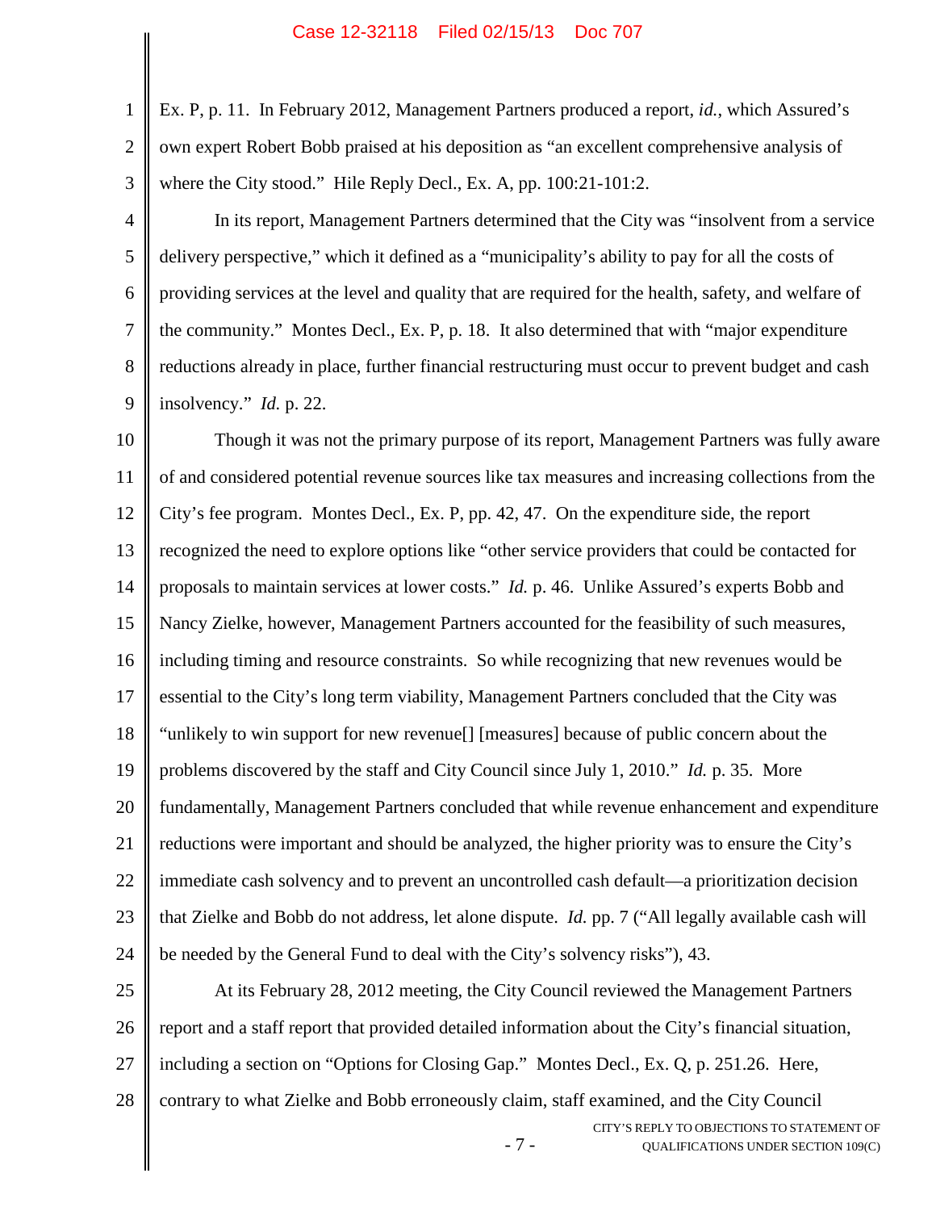Ex. P, p. 11. In February 2012, Management Partners produced a report, *id.*, which Assured's own expert Robert Bobb praised at his deposition as "an excellent comprehensive analysis of where the City stood." Hile Reply Decl., Ex. A, pp. 100:21-101:2.

In its report, Management Partners determined that the City was "insolvent from a service delivery perspective," which it defined as a "municipality's ability to pay for all the costs of providing services at the level and quality that are required for the health, safety, and welfare of the community." Montes Decl., Ex. P, p. 18. It also determined that with "major expenditure reductions already in place, further financial restructuring must occur to prevent budget and cash insolvency." *Id.* p. 22.

Though it was not the primary purpose of its report, Management Partners was fully aware of and considered potential revenue sources like tax measures and increasing collections from the City's fee program. Montes Decl., Ex. P, pp. 42, 47. On the expenditure side, the report recognized the need to explore options like "other service providers that could be contacted for proposals to maintain services at lower costs." *Id.* p. 46. Unlike Assured's experts Bobb and Nancy Zielke, however, Management Partners accounted for the feasibility of such measures, including timing and resource constraints. So while recognizing that new revenues would be essential to the City's long term viability, Management Partners concluded that the City was "unlikely to win support for new revenue[] [measures] because of public concern about the problems discovered by the staff and City Council since July 1, 2010." *Id.* p. 35. More fundamentally, Management Partners concluded that while revenue enhancement and expenditure reductions were important and should be analyzed, the higher priority was to ensure the City's immediate cash solvency and to prevent an uncontrolled cash default—a prioritization decision that Zielke and Bobb do not address, let alone dispute. *Id.* pp. 7 ("All legally available cash will be needed by the General Fund to deal with the City's solvency risks"), 43.

At its February 28, 2012 meeting, the City Council reviewed the Management Partners report and a staff report that provided detailed information about the City's financial situation, including a section on "Options for Closing Gap." Montes Decl., Ex. Q, p. 251.26. Here, contrary to what Zielke and Bobb erroneously claim, staff examined, and the City Council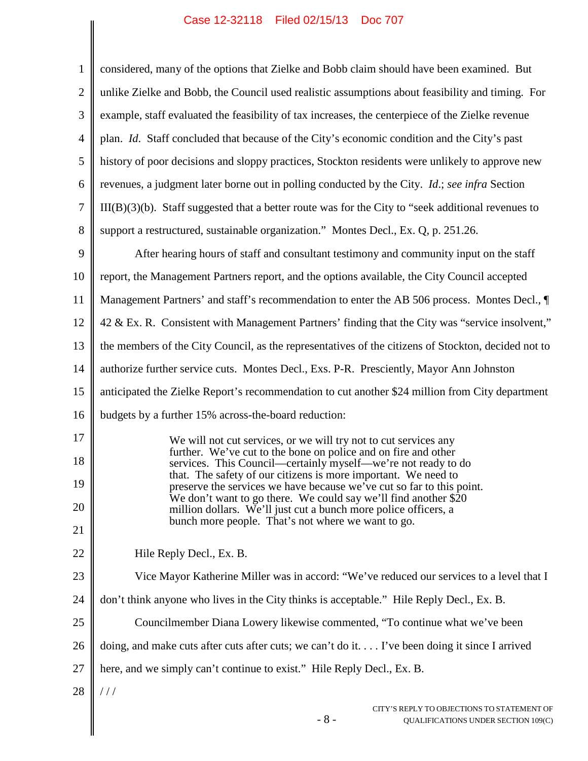considered, many of the options that Zielke and Bobb claim should have been examined. But unlike Zielke and Bobb, the Council used realistic assumptions about feasibility and timing. For example, staff evaluated the feasibility of tax increases, the centerpiece of the Zielke revenue plan. *Id*. Staff concluded that because of the City's economic condition and the City's past history of poor decisions and sloppy practices, Stockton residents were unlikely to approve new revenues, a judgment later borne out in polling conducted by the City. *Id*.; *see infra* Section III(B)(3)(b). Staff suggested that a better route was for the City to "seek additional revenues to support a restructured, sustainable organization." Montes Decl., Ex. Q, p. 251.26.

After hearing hours of staff and consultant testimony and community input on the staff report, the Management Partners report, and the options available, the City Council accepted Management Partners' and staff's recommendation to enter the AB 506 process. Montes Decl., ¶ 42 & Ex. R. Consistent with Management Partners' finding that the City was "service insolvent," the members of the City Council, as the representatives of the citizens of Stockton, decided not to authorize further service cuts. Montes Decl., Exs. P-R. Presciently, Mayor Ann Johnston anticipated the Zielke Report's recommendation to cut another $24 million from City department budgets by a further 15% across-the-board reduction:

> We will not cut services, or we will try not to cut services any further. We've cut to the bone on police and on fire and other services. This Council—certainly myself—we're not ready to do that. The safety of our citizens is more important. We need to preserve the services we have because we've cut so far to this point. We don't want to go there. We could say we'll find another $20 million dollars. We'll just cut a bunch more police officers, a bunch more people. That's not where we want to go.

Hile Reply Decl., Ex. B.

Vice Mayor Katherine Miller was in accord: "We've reduced our services to a level that I don't think anyone who lives in the City thinks is acceptable." Hile Reply Decl., Ex. B.

Councilmember Diana Lowery likewise commented, "To continue what we've been doing, and make cuts after cuts after cuts; we can't do it. . . . I've been doing it since I arrived here, and we simply can't continue to exist." Hile Reply Decl., Ex. B.

/ / /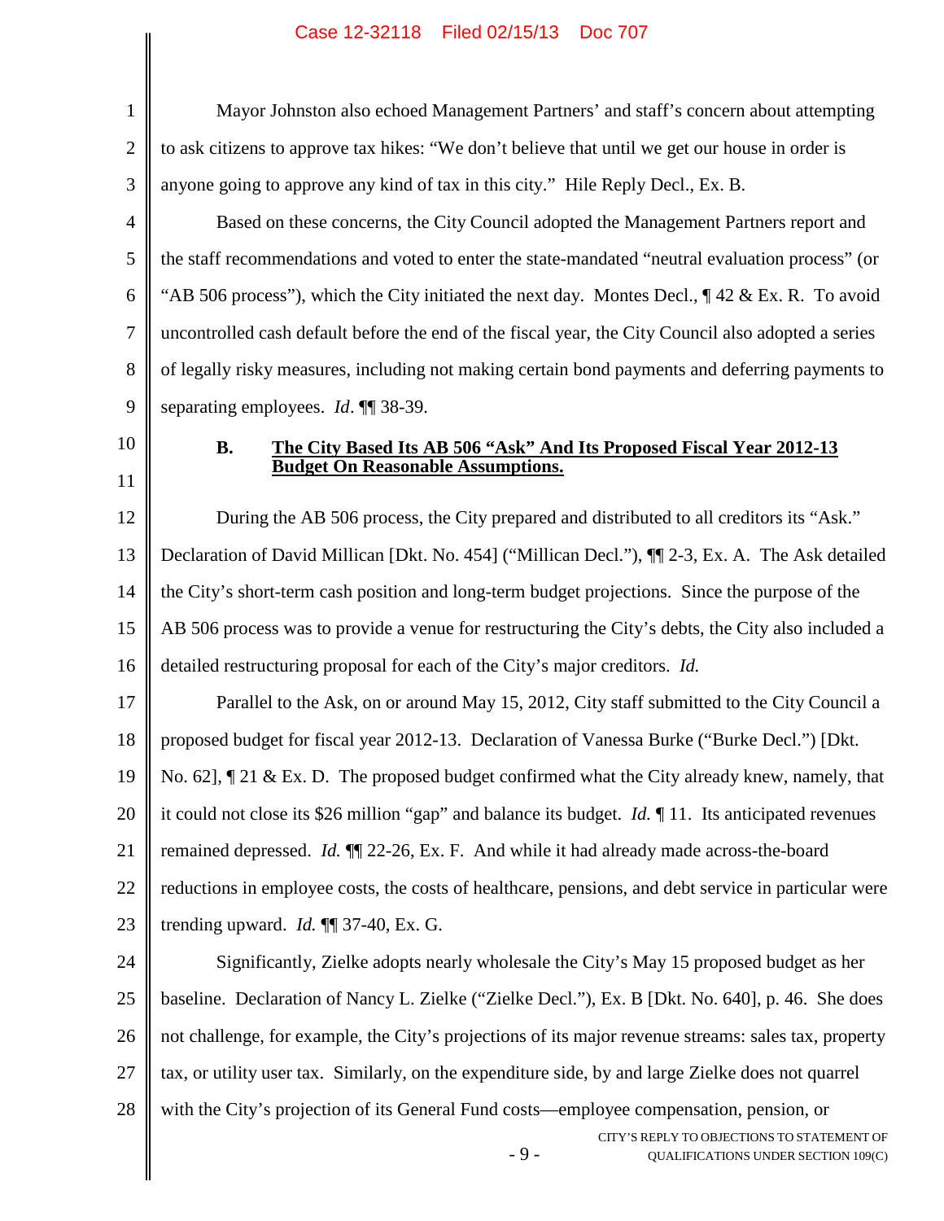Mayor Johnston also echoed Management Partners' and staff's concern about attempting to ask citizens to approve tax hikes: "We don't believe that until we get our house in order is anyone going to approve any kind of tax in this city." Hile Reply Decl., Ex. B.

Based on these concerns, the City Council adopted the Management Partners report and the staff recommendations and voted to enter the state-mandated "neutral evaluation process" (or "AB 506 process"), which the City initiated the next day. Montes Decl., ¶ 42 & Ex. R. To avoid uncontrolled cash default before the end of the fiscal year, the City Council also adopted a series of legally risky measures, including not making certain bond payments and deferring payments to separating employees. *Id*. ¶¶ 38-39.

### B. The City Based Its AB 506 "Ask" And Its Proposed Fiscal Year 2012-13 Budget On Reasonable Assumptions.

During the AB 506 process, the City prepared and distributed to all creditors its "Ask." Declaration of David Millican [Dkt. No. 454] ("Millican Decl."), ¶¶ 2-3, Ex. A. The Ask detailed the City's short-term cash position and long-term budget projections. Since the purpose of the AB 506 process was to provide a venue for restructuring the City's debts, the City also included a detailed restructuring proposal for each of the City's major creditors. *Id.*

Parallel to the Ask, on or around May 15, 2012, City staff submitted to the City Council a proposed budget for fiscal year 2012-13. Declaration of Vanessa Burke ("Burke Decl.") [Dkt. No. 62], ¶ 21 & Ex. D. The proposed budget confirmed what the City already knew, namely, that it could not close its $26 million "gap" and balance its budget. *Id.* ¶ 11. Its anticipated revenues remained depressed. *Id.* ¶¶ 22-26, Ex. F. And while it had already made across-the-board reductions in employee costs, the costs of healthcare, pensions, and debt service in particular were trending upward. *Id.* ¶¶ 37-40, Ex. G.

Significantly, Zielke adopts nearly wholesale the City's May 15 proposed budget as her baseline. Declaration of Nancy L. Zielke ("Zielke Decl."), Ex. B [Dkt. No. 640], p. 46. She does not challenge, for example, the City's projections of its major revenue streams: sales tax, property tax, or utility user tax. Similarly, on the expenditure side, by and large Zielke does not quarrel with the City's projection of its General Fund costs—employee compensation, pension, or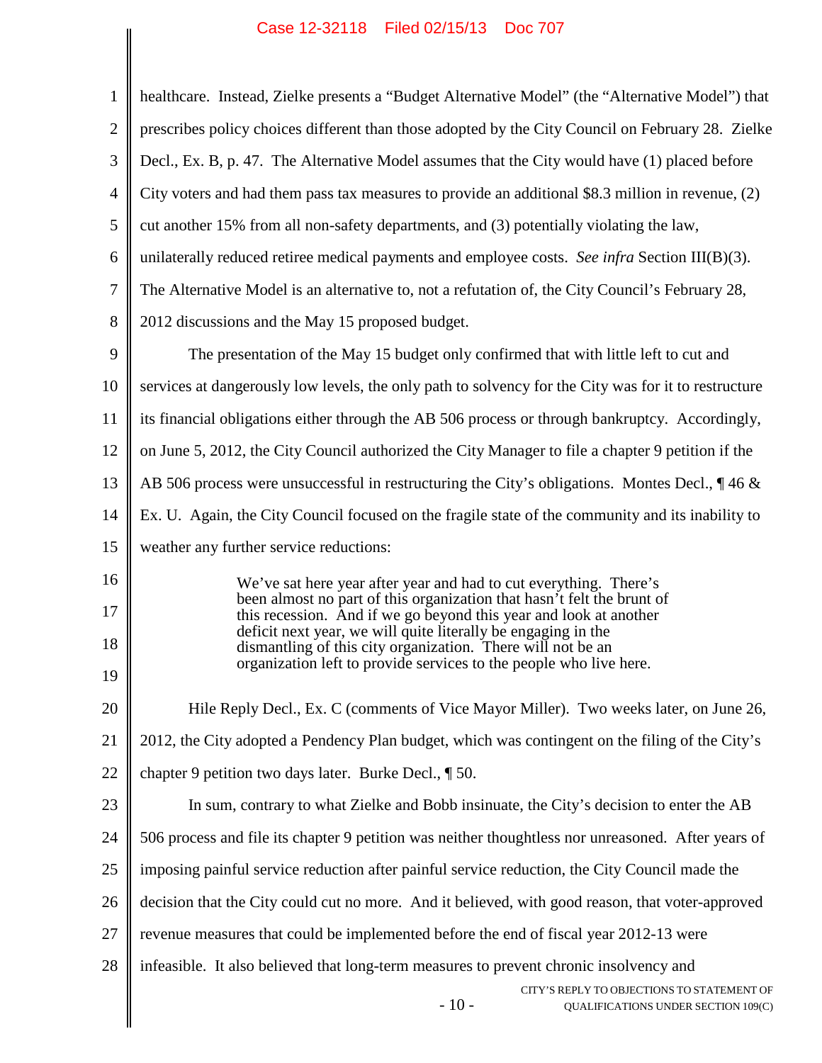healthcare. Instead, Zielke presents a "Budget Alternative Model" (the "Alternative Model") that prescribes policy choices different than those adopted by the City Council on February 28. Zielke Decl., Ex. B, p. 47. The Alternative Model assumes that the City would have (1) placed before City voters and had them pass tax measures to provide an additional $8.3 million in revenue, (2) cut another 15% from all non-safety departments, and (3) potentially violating the law, unilaterally reduced retiree medical payments and employee costs. *See infra* Section III(B)(3). The Alternative Model is an alternative to, not a refutation of, the City Council's February 28, 2012 discussions and the May 15 proposed budget.

The presentation of the May 15 budget only confirmed that with little left to cut and services at dangerously low levels, the only path to solvency for the City was for it to restructure its financial obligations either through the AB 506 process or through bankruptcy. Accordingly, on June 5, 2012, the City Council authorized the City Manager to file a chapter 9 petition if the AB 506 process were unsuccessful in restructuring the City's obligations. Montes Decl., ¶ 46 & Ex. U. Again, the City Council focused on the fragile state of the community and its inability to weather any further service reductions:

> We've sat here year after year and had to cut everything. There's been almost no part of this organization that hasn't felt the brunt of this recession. And if we go beyond this year and look at another deficit next year, we will quite literally be engaging in the dismantling of this city organization. There will not be an organization left to provide services to the people who live here.

Hile Reply Decl., Ex. C (comments of Vice Mayor Miller). Two weeks later, on June 26, 2012, the City adopted a Pendency Plan budget, which was contingent on the filing of the City's chapter 9 petition two days later. Burke Decl., ¶ 50.

In sum, contrary to what Zielke and Bobb insinuate, the City's decision to enter the AB 506 process and file its chapter 9 petition was neither thoughtless nor unreasoned. After years of imposing painful service reduction after painful service reduction, the City Council made the decision that the City could cut no more. And it believed, with good reason, that voter-approved revenue measures that could be implemented before the end of fiscal year 2012-13 were infeasible. It also believed that long-term measures to prevent chronic insolvency and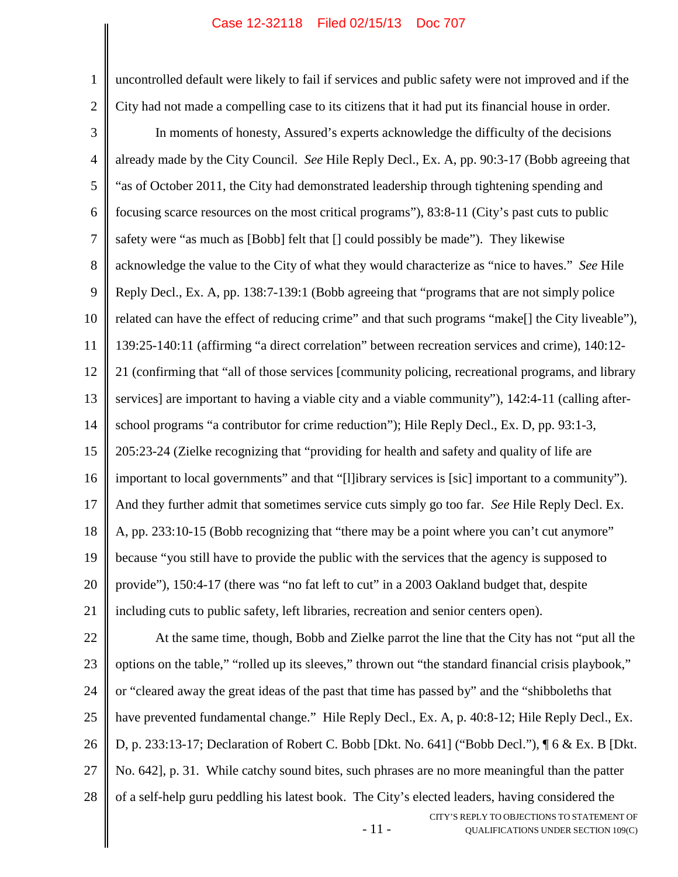uncontrolled default were likely to fail if services and public safety were not improved and if the City had not made a compelling case to its citizens that it had put its financial house in order.

In moments of honesty, Assured's experts acknowledge the difficulty of the decisions already made by the City Council. *See* Hile Reply Decl., Ex. A, pp. 90:3-17 (Bobb agreeing that "as of October 2011, the City had demonstrated leadership through tightening spending and focusing scarce resources on the most critical programs"), 83:8-11 (City's past cuts to public safety were "as much as [Bobb] felt that [] could possibly be made"). They likewise acknowledge the value to the City of what they would characterize as "nice to haves." *See* Hile Reply Decl., Ex. A, pp. 138:7-139:1 (Bobb agreeing that "programs that are not simply police related can have the effect of reducing crime" and that such programs "make[] the City liveable"), 139:25-140:11 (affirming "a direct correlation" between recreation services and crime), 140:12-21 (confirming that "all of those services [community policing, recreational programs, and library services] are important to having a viable city and a viable community"), 142:4-11 (calling after-school programs "a contributor for crime reduction"); Hile Reply Decl., Ex. D, pp. 93:1-3, 205:23-24 (Zielke recognizing that "providing for health and safety and quality of life are important to local governments" and that "[l]ibrary services is [sic] important to a community"). And they further admit that sometimes service cuts simply go too far. *See* Hile Reply Decl. Ex. A, pp. 233:10-15 (Bobb recognizing that "there may be a point where you can't cut anymore" because "you still have to provide the public with the services that the agency is supposed to provide"), 150:4-17 (there was "no fat left to cut" in a 2003 Oakland budget that, despite including cuts to public safety, left libraries, recreation and senior centers open).

At the same time, though, Bobb and Zielke parrot the line that the City has not "put all the options on the table," "rolled up its sleeves," thrown out "the standard financial crisis playbook," or "cleared away the great ideas of the past that time has passed by" and the "shibboleths that have prevented fundamental change." Hile Reply Decl., Ex. A, p. 40:8-12; Hile Reply Decl., Ex. D, p. 233:13-17; Declaration of Robert C. Bobb [Dkt. No. 641] ("Bobb Decl."), ¶ 6 & Ex. B [Dkt. No. 642], p. 31. While catchy sound bites, such phrases are no more meaningful than the patter of a self-help guru peddling his latest book. The City's elected leaders, having considered the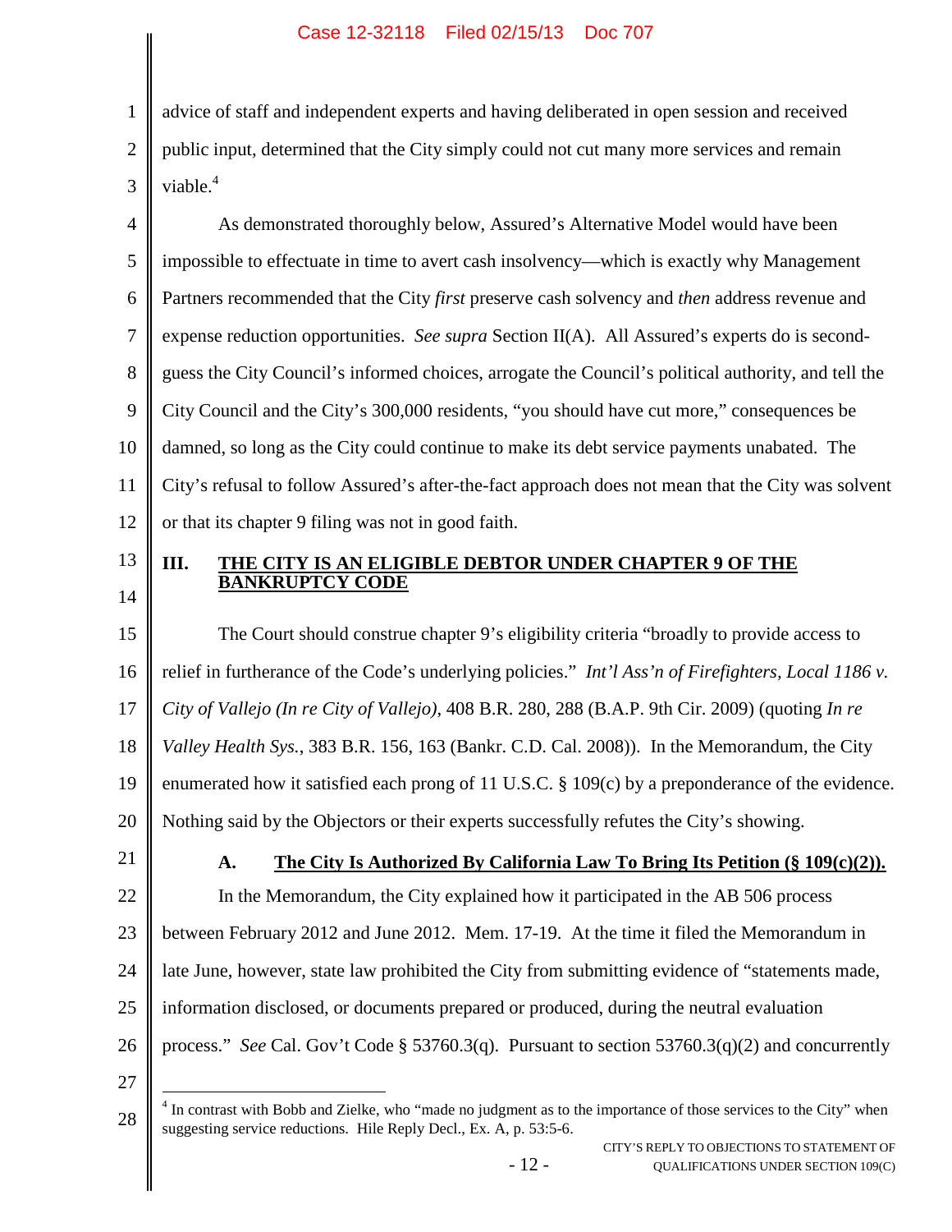advice of staff and independent experts and having deliberated in open session and received public input, determined that the City simply could not cut many more services and remain viable.[4]

As demonstrated thoroughly below, Assured's Alternative Model would have been impossible to effectuate in time to avert cash insolvency—which is exactly why Management Partners recommended that the City *first* preserve cash solvency and *then* address revenue and expense reduction opportunities. *See supra* Section II(A). All Assured's experts do is second-guess the City Council's informed choices, arrogate the Council's political authority, and tell the City Council and the City's 300,000 residents, "you should have cut more," consequences be damned, so long as the City could continue to make its debt service payments unabated. The City's refusal to follow Assured's after-the-fact approach does not mean that the City was solvent or that its chapter 9 filing was not in good faith.

## III. THE CITY IS AN ELIGIBLE DEBTOR UNDER CHAPTER 9 OF THE BANKRUPTCY CODE

The Court should construe chapter 9's eligibility criteria "broadly to provide access to relief in furtherance of the Code's underlying policies." *Int'l Ass'n of Firefighters, Local 1186 v. City of Vallejo (In re City of Vallejo)*, 408 B.R. 280, 288 (B.A.P. 9th Cir. 2009) (quoting *In re Valley Health Sys.*, 383 B.R. 156, 163 (Bankr. C.D. Cal. 2008)). In the Memorandum, the City enumerated how it satisfied each prong of 11 U.S.C. § 109(c) by a preponderance of the evidence. Nothing said by the Objectors or their experts successfully refutes the City's showing.

### A. The City Is Authorized By California Law To Bring Its Petition (§ 109(c)(2)).

In the Memorandum, the City explained how it participated in the AB 506 process between February 2012 and June 2012. Mem. 17-19. At the time it filed the Memorandum in late June, however, state law prohibited the City from submitting evidence of "statements made, information disclosed, or documents prepared or produced, during the neutral evaluation process." *See* Cal. Gov't Code § 53760.3(q). Pursuant to section 53760.3(q)(2) and concurrently

---

[4] In contrast with Bobb and Zielke, who "made no judgment as to the importance of those services to the City" when suggesting service reductions. Hile Reply Decl., Ex. A, p. 53:5-6.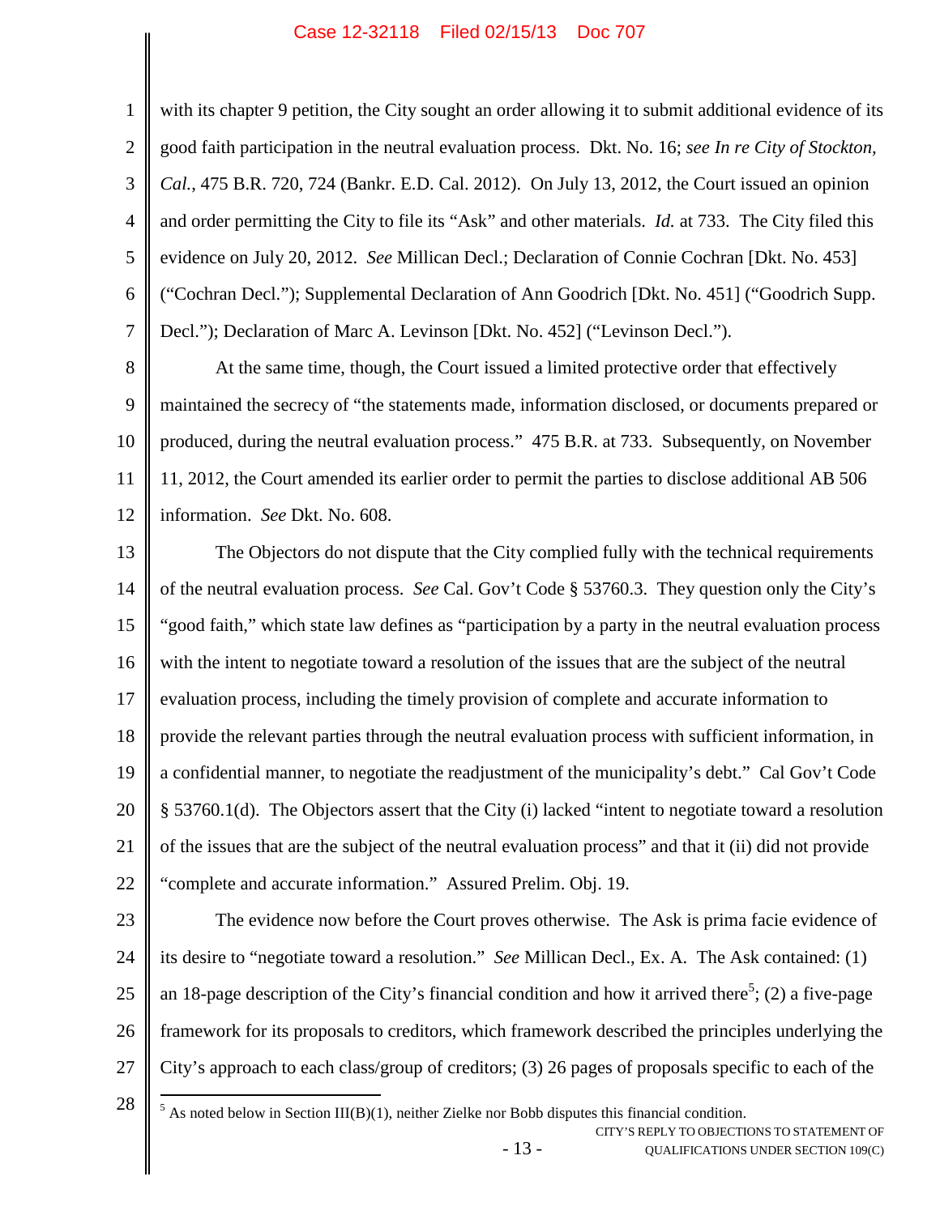with its chapter 9 petition, the City sought an order allowing it to submit additional evidence of its good faith participation in the neutral evaluation process. Dkt. No. 16; *see In re City of Stockton, Cal.*, 475 B.R. 720, 724 (Bankr. E.D. Cal. 2012). On July 13, 2012, the Court issued an opinion and order permitting the City to file its "Ask" and other materials. *Id.* at 733. The City filed this evidence on July 20, 2012. *See* Millican Decl.; Declaration of Connie Cochran [Dkt. No. 453] ("Cochran Decl."); Supplemental Declaration of Ann Goodrich [Dkt. No. 451] ("Goodrich Supp. Decl."); Declaration of Marc A. Levinson [Dkt. No. 452] ("Levinson Decl.").

At the same time, though, the Court issued a limited protective order that effectively maintained the secrecy of "the statements made, information disclosed, or documents prepared or produced, during the neutral evaluation process." 475 B.R. at 733. Subsequently, on November 11, 2012, the Court amended its earlier order to permit the parties to disclose additional AB 506 information. *See* Dkt. No. 608.

The Objectors do not dispute that the City complied fully with the technical requirements of the neutral evaluation process. *See* Cal. Gov't Code § 53760.3. They question only the City's "good faith," which state law defines as "participation by a party in the neutral evaluation process with the intent to negotiate toward a resolution of the issues that are the subject of the neutral evaluation process, including the timely provision of complete and accurate information to provide the relevant parties through the neutral evaluation process with sufficient information, in a confidential manner, to negotiate the readjustment of the municipality's debt." Cal Gov't Code § 53760.1(d). The Objectors assert that the City (i) lacked "intent to negotiate toward a resolution of the issues that are the subject of the neutral evaluation process" and that it (ii) did not provide "complete and accurate information." Assured Prelim. Obj. 19.

The evidence now before the Court proves otherwise. The Ask is prima facie evidence of its desire to "negotiate toward a resolution." *See* Millican Decl., Ex. A. The Ask contained: (1) an 18-page description of the City's financial condition and how it arrived there[5]; (2) a five-page framework for its proposals to creditors, which framework described the principles underlying the City's approach to each class/group of creditors; (3) 26 pages of proposals specific to each of the

[5] As noted below in Section III(B)(1), neither Zielke nor Bobb disputes this financial condition.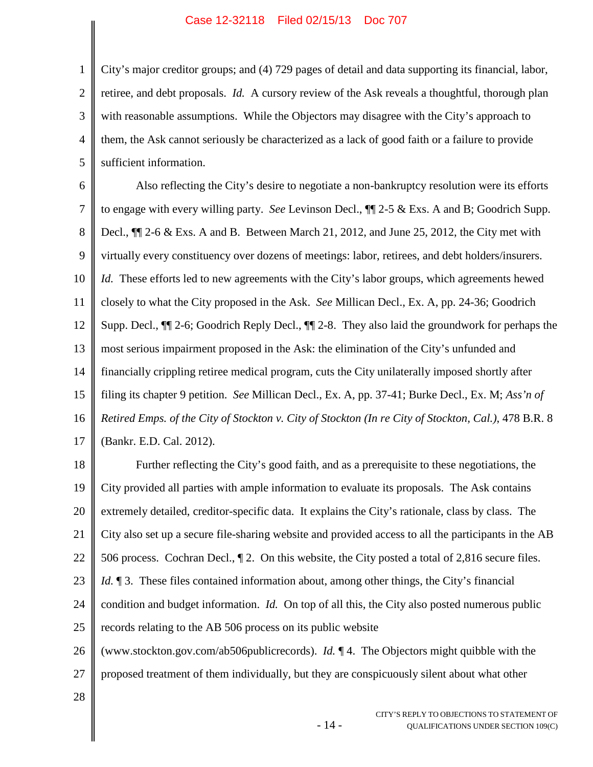City's major creditor groups; and (4) 729 pages of detail and data supporting its financial, labor, retiree, and debt proposals. *Id.* A cursory review of the Ask reveals a thoughtful, thorough plan with reasonable assumptions. While the Objectors may disagree with the City's approach to them, the Ask cannot seriously be characterized as a lack of good faith or a failure to provide sufficient information.

Also reflecting the City's desire to negotiate a non-bankruptcy resolution were its efforts to engage with every willing party. *See* Levinson Decl., ¶¶ 2-5 & Exs. A and B; Goodrich Supp. Decl., ¶¶ 2-6 & Exs. A and B. Between March 21, 2012, and June 25, 2012, the City met with virtually every constituency over dozens of meetings: labor, retirees, and debt holders/insurers. *Id.* These efforts led to new agreements with the City's labor groups, which agreements hewed closely to what the City proposed in the Ask. *See* Millican Decl., Ex. A, pp. 24-36; Goodrich Supp. Decl., ¶¶ 2-6; Goodrich Reply Decl., ¶¶ 2-8. They also laid the groundwork for perhaps the most serious impairment proposed in the Ask: the elimination of the City's unfunded and financially crippling retiree medical program, cuts the City unilaterally imposed shortly after filing its chapter 9 petition. *See* Millican Decl., Ex. A, pp. 37-41; Burke Decl., Ex. M; *Ass'n of Retired Emps. of the City of Stockton v. City of Stockton (In re City of Stockton, Cal.)*, 478 B.R. 8 (Bankr. E.D. Cal. 2012).

Further reflecting the City's good faith, and as a prerequisite to these negotiations, the City provided all parties with ample information to evaluate its proposals. The Ask contains extremely detailed, creditor-specific data. It explains the City's rationale, class by class. The City also set up a secure file-sharing website and provided access to all the participants in the AB 506 process. Cochran Decl., ¶ 2. On this website, the City posted a total of 2,816 secure files. *Id.* ¶ 3. These files contained information about, among other things, the City's financial condition and budget information. *Id.* On top of all this, the City also posted numerous public records relating to the AB 506 process on its public website (www.stockton.gov.com/ab506publicrecords). *Id.* ¶ 4. The Objectors might quibble with the proposed treatment of them individually, but they are conspicuously silent about what other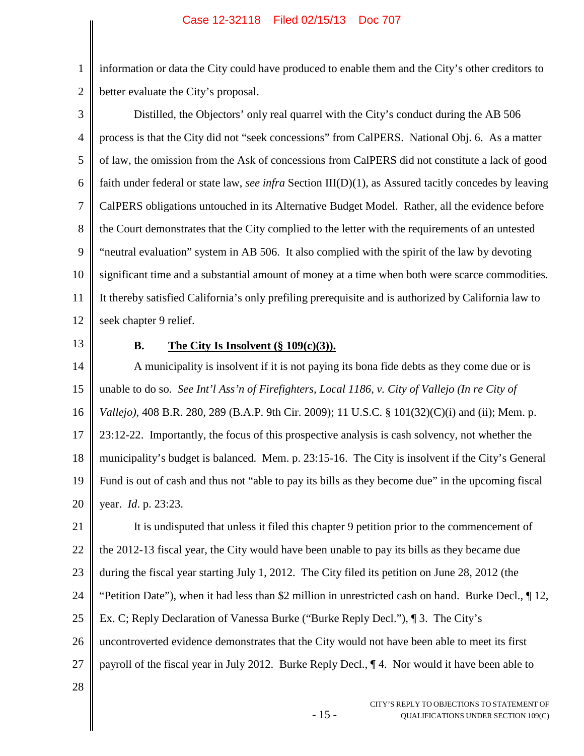information or data the City could have produced to enable them and the City's other creditors to better evaluate the City's proposal.

Distilled, the Objectors' only real quarrel with the City's conduct during the AB 506 process is that the City did not "seek concessions" from CalPERS. National Obj. 6. As a matter of law, the omission from the Ask of concessions from CalPERS did not constitute a lack of good faith under federal or state law, *see infra* Section III(D)(1), as Assured tacitly concedes by leaving CalPERS obligations untouched in its Alternative Budget Model. Rather, all the evidence before the Court demonstrates that the City complied to the letter with the requirements of an untested "neutral evaluation" system in AB 506. It also complied with the spirit of the law by devoting significant time and a substantial amount of money at a time when both were scarce commodities. It thereby satisfied California's only prefiling prerequisite and is authorized by California law to seek chapter 9 relief.

### B. <u>The City Is Insolvent (§ 109(c)(3)).</u>

A municipality is insolvent if it is not paying its bona fide debts as they come due or is unable to do so. *See Int'l Ass'n of Firefighters, Local 1186, v. City of Vallejo (In re City of Vallejo)*, 408 B.R. 280, 289 (B.A.P. 9th Cir. 2009); 11 U.S.C. § 101(32)(C)(i) and (ii); Mem. p. 23:12-22. Importantly, the focus of this prospective analysis is cash solvency, not whether the municipality's budget is balanced. Mem. p. 23:15-16. The City is insolvent if the City's General Fund is out of cash and thus not "able to pay its bills as they become due" in the upcoming fiscal year. *Id*. p. 23:23.

It is undisputed that unless it filed this chapter 9 petition prior to the commencement of the 2012-13 fiscal year, the City would have been unable to pay its bills as they became due during the fiscal year starting July 1, 2012. The City filed its petition on June 28, 2012 (the "Petition Date"), when it had less than $2 million in unrestricted cash on hand. Burke Decl., ¶ 12, Ex. C; Reply Declaration of Vanessa Burke ("Burke Reply Decl."), ¶ 3. The City's uncontroverted evidence demonstrates that the City would not have been able to meet its first payroll of the fiscal year in July 2012. Burke Reply Decl., ¶ 4. Nor would it have been able to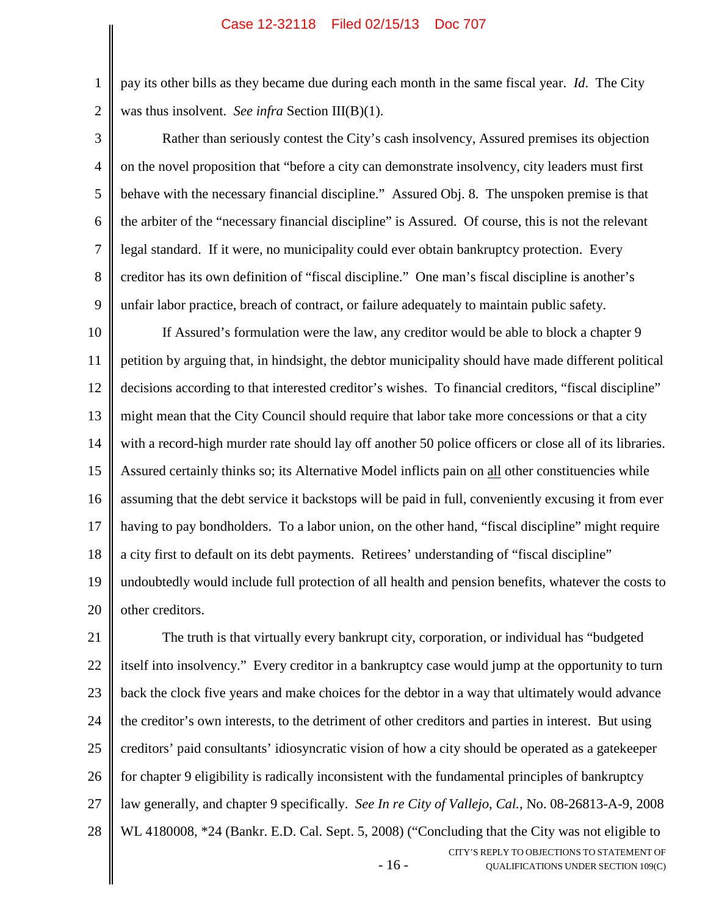pay its other bills as they became due during each month in the same fiscal year. *Id*. The City was thus insolvent. *See infra* Section III(B)(1).

Rather than seriously contest the City's cash insolvency, Assured premises its objection on the novel proposition that "before a city can demonstrate insolvency, city leaders must first behave with the necessary financial discipline." Assured Obj. 8. The unspoken premise is that the arbiter of the "necessary financial discipline" is Assured. Of course, this is not the relevant legal standard. If it were, no municipality could ever obtain bankruptcy protection. Every creditor has its own definition of "fiscal discipline." One man's fiscal discipline is another's unfair labor practice, breach of contract, or failure adequately to maintain public safety.

If Assured's formulation were the law, any creditor would be able to block a chapter 9 petition by arguing that, in hindsight, the debtor municipality should have made different political decisions according to that interested creditor's wishes. To financial creditors, "fiscal discipline" might mean that the City Council should require that labor take more concessions or that a city with a record-high murder rate should lay off another 50 police officers or close all of its libraries. Assured certainly thinks so; its Alternative Model inflicts pain on <u>all</u> other constituencies while assuming that the debt service it backstops will be paid in full, conveniently excusing it from ever having to pay bondholders. To a labor union, on the other hand, "fiscal discipline" might require a city first to default on its debt payments. Retirees' understanding of "fiscal discipline" undoubtedly would include full protection of all health and pension benefits, whatever the costs to other creditors.

The truth is that virtually every bankrupt city, corporation, or individual has "budgeted itself into insolvency." Every creditor in a bankruptcy case would jump at the opportunity to turn back the clock five years and make choices for the debtor in a way that ultimately would advance the creditor's own interests, to the detriment of other creditors and parties in interest. But using creditors' paid consultants' idiosyncratic vision of how a city should be operated as a gatekeeper for chapter 9 eligibility is radically inconsistent with the fundamental principles of bankruptcy law generally, and chapter 9 specifically. *See In re City of Vallejo, Cal.*, No. 08-26813-A-9, 2008 WL 4180008, *24 (Bankr. E.D. Cal. Sept. 5, 2008) ("Concluding that the City was not eligible to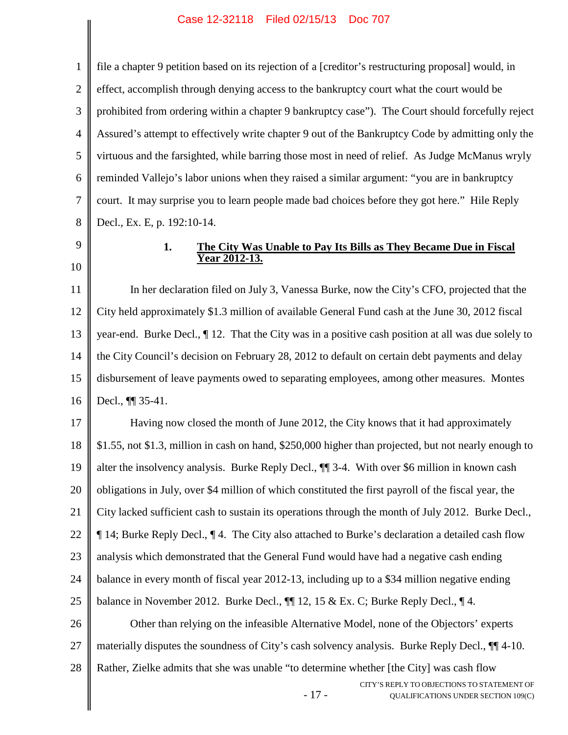file a chapter 9 petition based on its rejection of a [creditor's restructuring proposal] would, in effect, accomplish through denying access to the bankruptcy court what the court would be prohibited from ordering within a chapter 9 bankruptcy case"). The Court should forcefully reject Assured's attempt to effectively write chapter 9 out of the Bankruptcy Code by admitting only the virtuous and the farsighted, while barring those most in need of relief. As Judge McManus wryly reminded Vallejo's labor unions when they raised a similar argument: "you are in bankruptcy court. It may surprise you to learn people made bad choices before they got here." Hile Reply Decl., Ex. E, p. 192:10-14.

### 1. **The City Was Unable to Pay Its Bills as They Became Due in Fiscal Year 2012-13.**

In her declaration filed on July 3, Vanessa Burke, now the City's CFO, projected that the City held approximately $1.3 million of available General Fund cash at the June 30, 2012 fiscal year-end. Burke Decl., ¶ 12. That the City was in a positive cash position at all was due solely to the City Council's decision on February 28, 2012 to default on certain debt payments and delay disbursement of leave payments owed to separating employees, among other measures. Montes Decl., ¶¶ 35-41.

Having now closed the month of June 2012, the City knows that it had approximately $1.55, not $1.3, million in cash on hand, $250,000 higher than projected, but not nearly enough to alter the insolvency analysis. Burke Reply Decl., ¶¶ 3-4. With over $6 million in known cash obligations in July, over $4 million of which constituted the first payroll of the fiscal year, the City lacked sufficient cash to sustain its operations through the month of July 2012. Burke Decl., ¶ 14; Burke Reply Decl., ¶ 4. The City also attached to Burke's declaration a detailed cash flow analysis which demonstrated that the General Fund would have had a negative cash ending balance in every month of fiscal year 2012-13, including up to a $34 million negative ending balance in November 2012. Burke Decl., ¶¶ 12, 15 & Ex. C; Burke Reply Decl., ¶ 4.

Other than relying on the infeasible Alternative Model, none of the Objectors' experts materially disputes the soundness of City's cash solvency analysis. Burke Reply Decl., ¶¶ 4-10. Rather, Zielke admits that she was unable "to determine whether [the City] was cash flow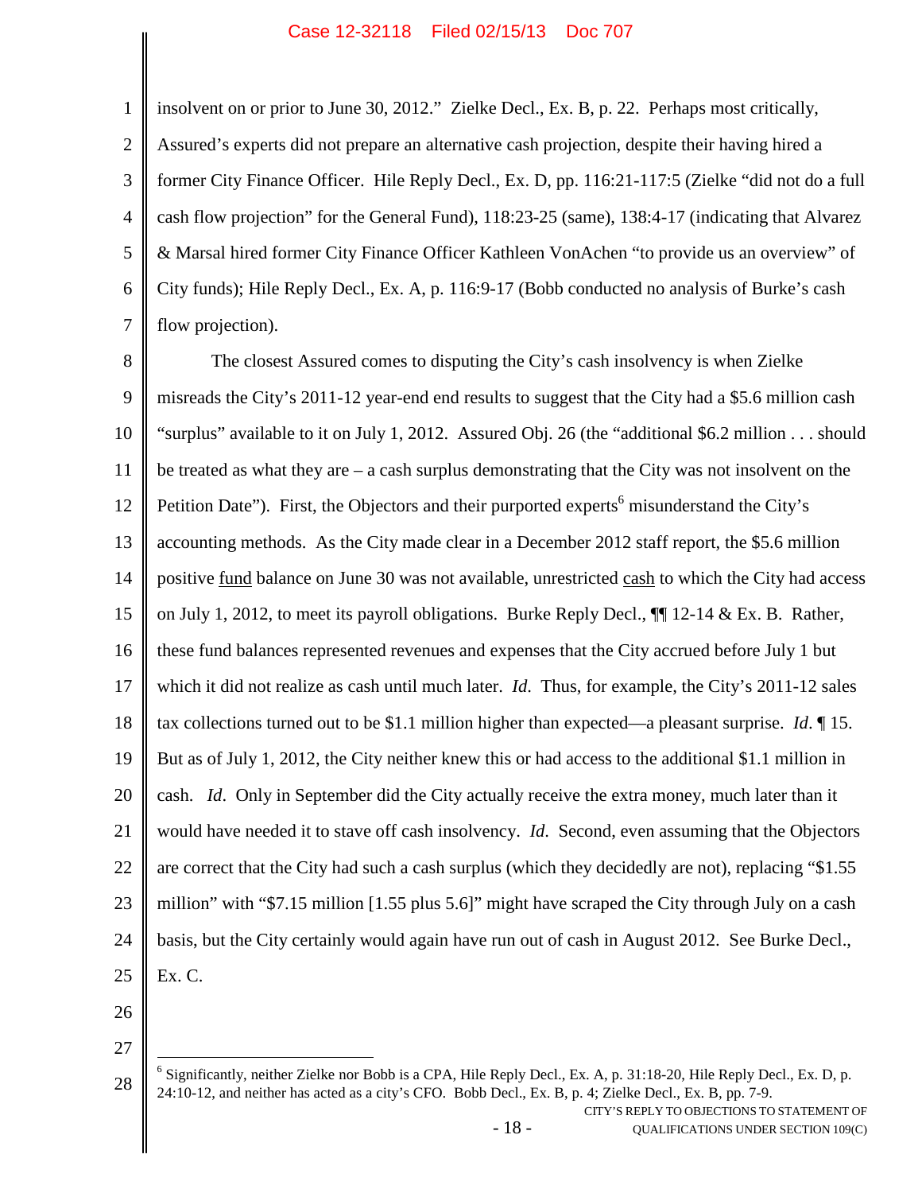insolvent on or prior to June 30, 2012." Zielke Decl., Ex. B, p. 22. Perhaps most critically, Assured's experts did not prepare an alternative cash projection, despite their having hired a former City Finance Officer. Hile Reply Decl., Ex. D, pp. 116:21-117:5 (Zielke "did not do a full cash flow projection" for the General Fund), 118:23-25 (same), 138:4-17 (indicating that Alvarez & Marsal hired former City Finance Officer Kathleen VonAchen "to provide us an overview" of City funds); Hile Reply Decl., Ex. A, p. 116:9-17 (Bobb conducted no analysis of Burke's cash flow projection).

The closest Assured comes to disputing the City's cash insolvency is when Zielke misreads the City's 2011-12 year-end end results to suggest that the City had a $5.6 million cash "surplus" available to it on July 1, 2012. Assured Obj. 26 (the "additional $6.2 million . . . should be treated as what they are – a cash surplus demonstrating that the City was not insolvent on the Petition Date"). First, the Objectors and their purported experts[6] misunderstand the City's accounting methods. As the City made clear in a December 2012 staff report, the $5.6 million positive fund balance on June 30 was not available, unrestricted cash to which the City had access on July 1, 2012, to meet its payroll obligations. Burke Reply Decl., ¶¶ 12-14 & Ex. B. Rather, these fund balances represented revenues and expenses that the City accrued before July 1 but which it did not realize as cash until much later. *Id*. Thus, for example, the City's 2011-12 sales tax collections turned out to be $1.1 million higher than expected—a pleasant surprise. *Id*. ¶ 15. But as of July 1, 2012, the City neither knew this or had access to the additional $1.1 million in cash. *Id*. Only in September did the City actually receive the extra money, much later than it would have needed it to stave off cash insolvency. *Id*. Second, even assuming that the Objectors are correct that the City had such a cash surplus (which they decidedly are not), replacing "$1.55 million" with "$7.15 million [1.55 plus 5.6]" might have scraped the City through July on a cash basis, but the City certainly would again have run out of cash in August 2012. See Burke Decl., Ex. C.

---

[6] Significantly, neither Zielke nor Bobb is a CPA, Hile Reply Decl., Ex. A, p. 31:18-20, Hile Reply Decl., Ex. D, p. 24:10-12, and neither has acted as a city's CFO. Bobb Decl., Ex. B, p. 4; Zielke Decl., Ex. B, pp. 7-9.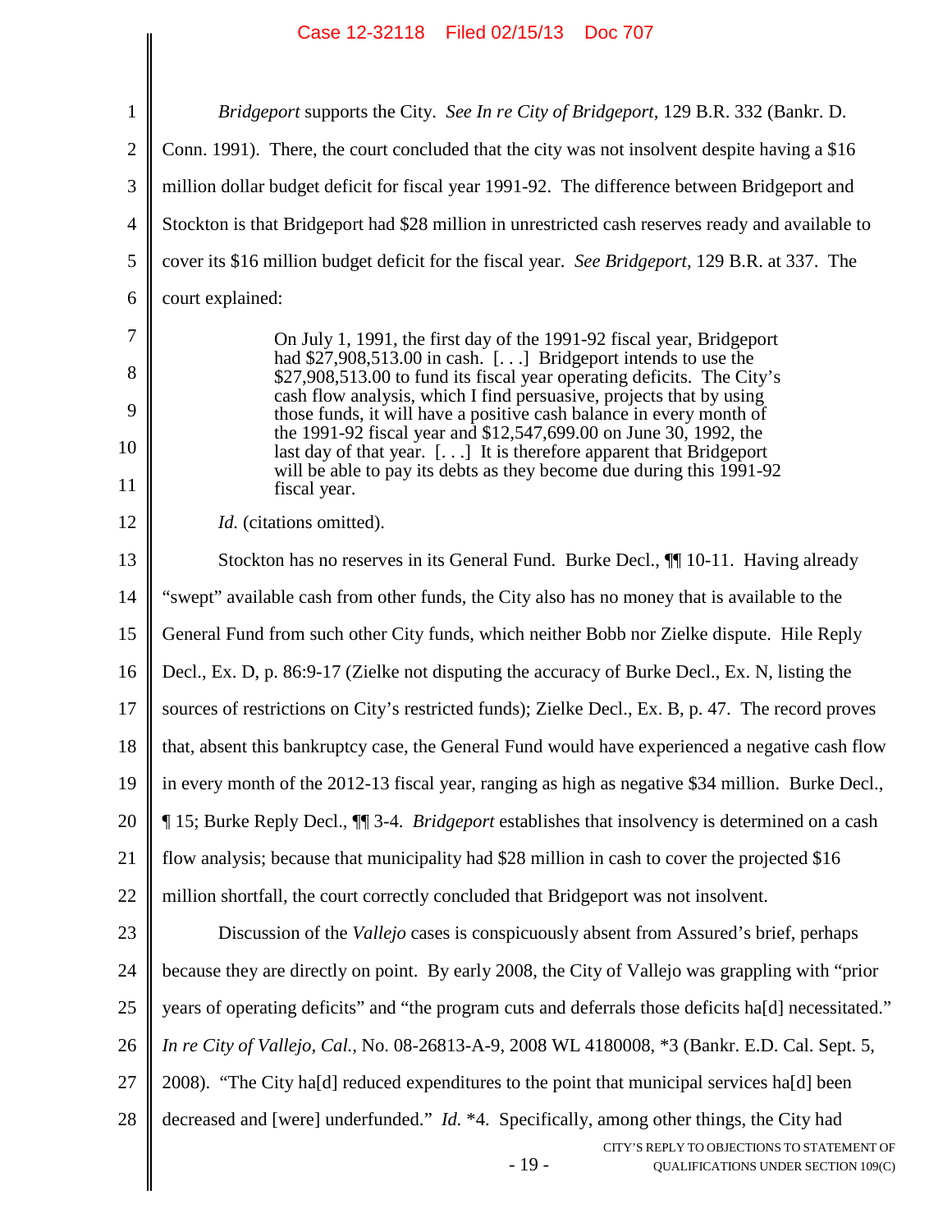*Bridgeport* supports the City. *See In re City of Bridgeport*, 129 B.R. 332 (Bankr. D. Conn. 1991). There, the court concluded that the city was not insolvent despite having a $16 million dollar budget deficit for fiscal year 1991-92. The difference between Bridgeport and Stockton is that Bridgeport had $28 million in unrestricted cash reserves ready and available to cover its $16 million budget deficit for the fiscal year. *See Bridgeport*, 129 B.R. at 337. The court explained:

> On July 1, 1991, the first day of the 1991-92 fiscal year, Bridgeport had $27,908,513.00 in cash. [. . .] Bridgeport intends to use the $27,908,513.00 to fund its fiscal year operating deficits. The City's cash flow analysis, which I find persuasive, projects that by using those funds, it will have a positive cash balance in every month of the 1991-92 fiscal year and $12,547,699.00 on June 30, 1992, the last day of that year. [. . .] It is therefore apparent that Bridgeport will be able to pay its debts as they become due during this 1991-92 fiscal year.

*Id.* (citations omitted).

Stockton has no reserves in its General Fund. Burke Decl., ¶¶ 10-11. Having already "swept" available cash from other funds, the City also has no money that is available to the General Fund from such other City funds, which neither Bobb nor Zielke dispute. Hile Reply Decl., Ex. D, p. 86:9-17 (Zielke not disputing the accuracy of Burke Decl., Ex. N, listing the sources of restrictions on City's restricted funds); Zielke Decl., Ex. B, p. 47. The record proves that, absent this bankruptcy case, the General Fund would have experienced a negative cash flow in every month of the 2012-13 fiscal year, ranging as high as negative $34 million. Burke Decl., ¶ 15; Burke Reply Decl., ¶¶ 3-4. *Bridgeport* establishes that insolvency is determined on a cash flow analysis; because that municipality had $28 million in cash to cover the projected $16 million shortfall, the court correctly concluded that Bridgeport was not insolvent.

Discussion of the *Vallejo* cases is conspicuously absent from Assured's brief, perhaps because they are directly on point. By early 2008, the City of Vallejo was grappling with "prior years of operating deficits" and "the program cuts and deferrals those deficits ha[d] necessitated." *In re City of Vallejo, Cal.*, No. 08-26813-A-9, 2008 WL 4180008, *3 (Bankr. E.D. Cal. Sept. 5, 2008). "The City ha[d] reduced expenditures to the point that municipal services ha[d] been decreased and [were] underfunded." *Id.* *4. Specifically, among other things, the City had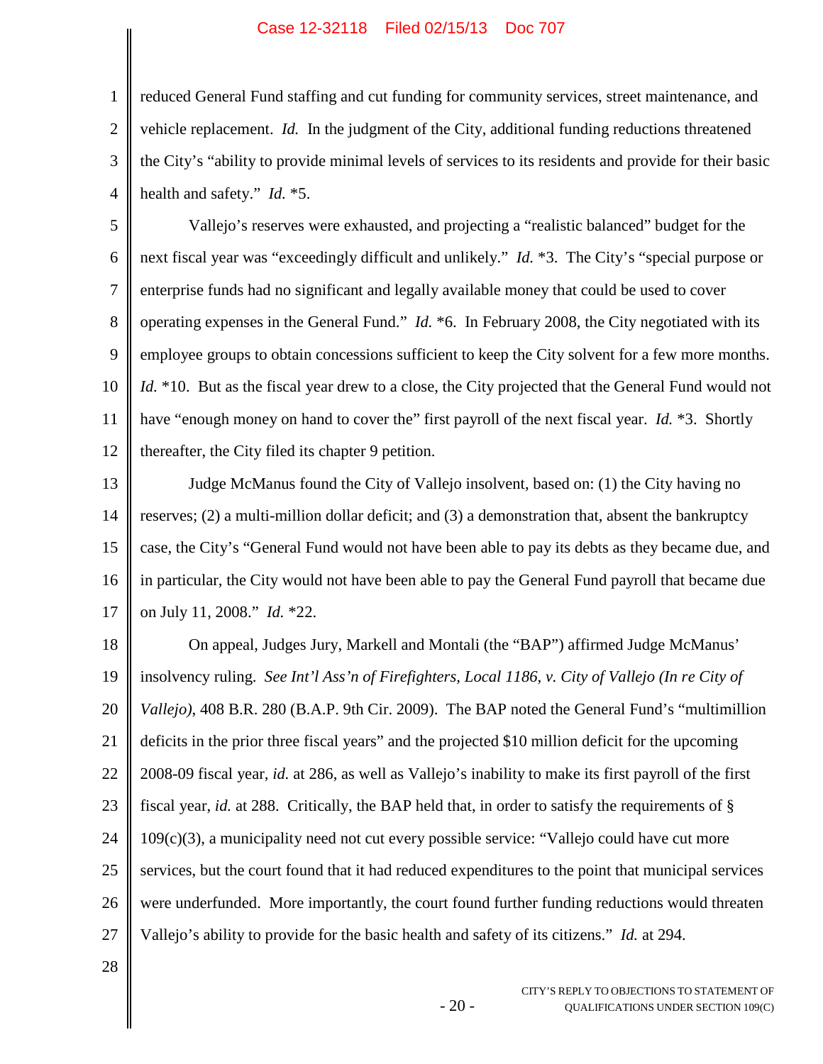reduced General Fund staffing and cut funding for community services, street maintenance, and vehicle replacement. *Id.* In the judgment of the City, additional funding reductions threatened the City's "ability to provide minimal levels of services to its residents and provide for their basic health and safety." *Id.* *5.

Vallejo's reserves were exhausted, and projecting a "realistic balanced" budget for the next fiscal year was "exceedingly difficult and unlikely." *Id.* *3. The City's "special purpose or enterprise funds had no significant and legally available money that could be used to cover operating expenses in the General Fund." *Id.* *6. In February 2008, the City negotiated with its employee groups to obtain concessions sufficient to keep the City solvent for a few more months. *Id.* *10. But as the fiscal year drew to a close, the City projected that the General Fund would not have "enough money on hand to cover the" first payroll of the next fiscal year. *Id.* *3. Shortly thereafter, the City filed its chapter 9 petition.

Judge McManus found the City of Vallejo insolvent, based on: (1) the City having no reserves; (2) a multi-million dollar deficit; and (3) a demonstration that, absent the bankruptcy case, the City's "General Fund would not have been able to pay its debts as they became due, and in particular, the City would not have been able to pay the General Fund payroll that became due on July 11, 2008." *Id.* *22.

On appeal, Judges Jury, Markell and Montali (the "BAP") affirmed Judge McManus' insolvency ruling. *See Int'l Ass'n of Firefighters, Local 1186, v. City of Vallejo (In re City of Vallejo)*, 408 B.R. 280 (B.A.P. 9th Cir. 2009). The BAP noted the General Fund's "multimillion deficits in the prior three fiscal years" and the projected $10 million deficit for the upcoming 2008-09 fiscal year, *id.* at 286, as well as Vallejo's inability to make its first payroll of the first fiscal year, *id.* at 288. Critically, the BAP held that, in order to satisfy the requirements of § 109(c)(3), a municipality need not cut every possible service: "Vallejo could have cut more services, but the court found that it had reduced expenditures to the point that municipal services were underfunded. More importantly, the court found further funding reductions would threaten Vallejo's ability to provide for the basic health and safety of its citizens." *Id.* at 294.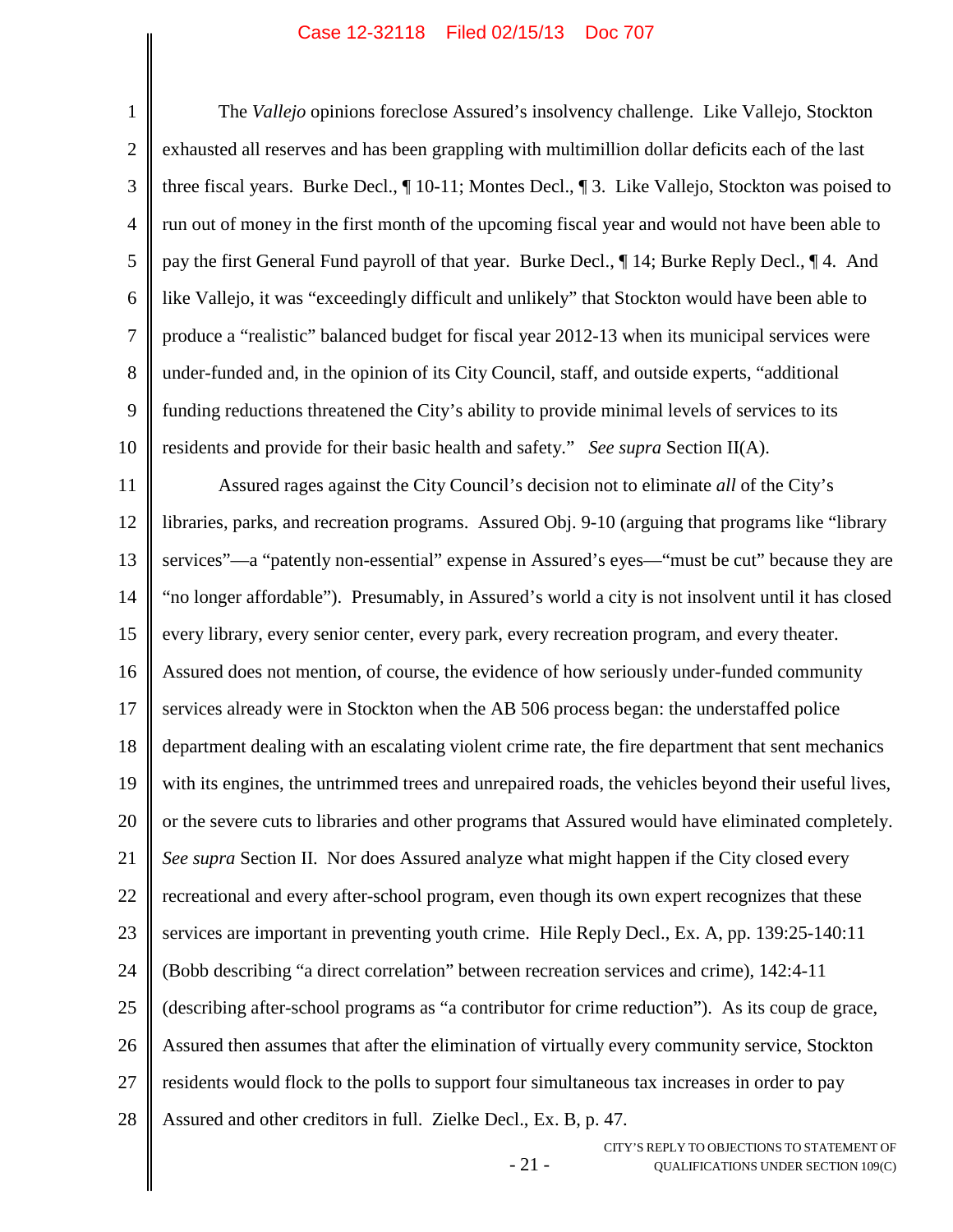The *Vallejo* opinions foreclose Assured's insolvency challenge. Like Vallejo, Stockton exhausted all reserves and has been grappling with multimillion dollar deficits each of the last three fiscal years. Burke Decl., ¶ 10-11; Montes Decl., ¶ 3. Like Vallejo, Stockton was poised to run out of money in the first month of the upcoming fiscal year and would not have been able to pay the first General Fund payroll of that year. Burke Decl., ¶ 14; Burke Reply Decl., ¶ 4. And like Vallejo, it was "exceedingly difficult and unlikely" that Stockton would have been able to produce a "realistic" balanced budget for fiscal year 2012-13 when its municipal services were under-funded and, in the opinion of its City Council, staff, and outside experts, "additional funding reductions threatened the City's ability to provide minimal levels of services to its residents and provide for their basic health and safety." *See supra* Section II(A).

Assured rages against the City Council's decision not to eliminate *all* of the City's libraries, parks, and recreation programs. Assured Obj. 9-10 (arguing that programs like "library services"—a "patently non-essential" expense in Assured's eyes—"must be cut" because they are "no longer affordable"). Presumably, in Assured's world a city is not insolvent until it has closed every library, every senior center, every park, every recreation program, and every theater. Assured does not mention, of course, the evidence of how seriously under-funded community services already were in Stockton when the AB 506 process began: the understaffed police department dealing with an escalating violent crime rate, the fire department that sent mechanics with its engines, the untrimmed trees and unrepaired roads, the vehicles beyond their useful lives, or the severe cuts to libraries and other programs that Assured would have eliminated completely. *See supra* Section II. Nor does Assured analyze what might happen if the City closed every recreational and every after-school program, even though its own expert recognizes that these services are important in preventing youth crime. Hile Reply Decl., Ex. A, pp. 139:25-140:11 (Bobb describing "a direct correlation" between recreation services and crime), 142:4-11 (describing after-school programs as "a contributor for crime reduction"). As its coup de grace, Assured then assumes that after the elimination of virtually every community service, Stockton residents would flock to the polls to support four simultaneous tax increases in order to pay Assured and other creditors in full. Zielke Decl., Ex. B, p. 47.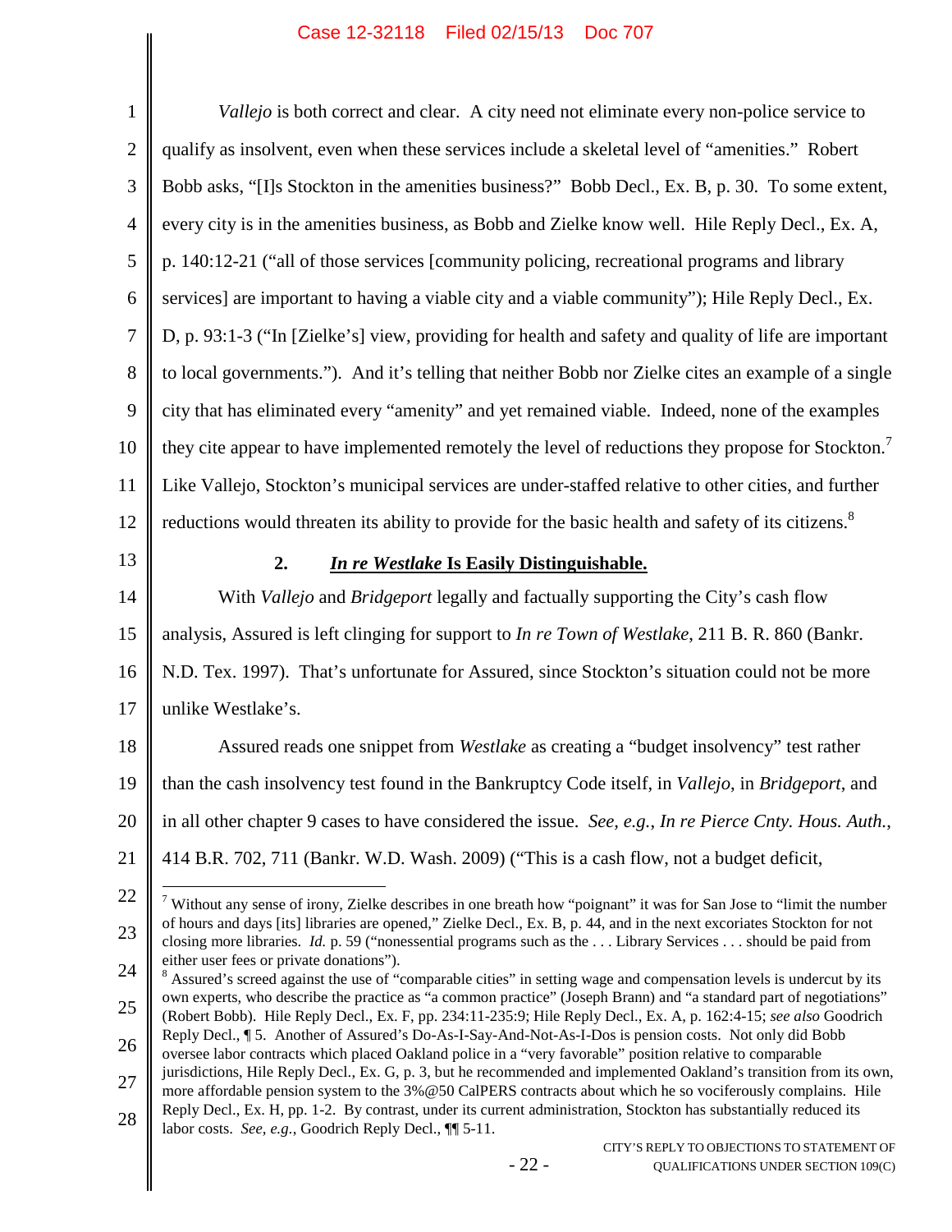*Vallejo* is both correct and clear. A city need not eliminate every non-police service to qualify as insolvent, even when these services include a skeletal level of "amenities." Robert Bobb asks, "[I]s Stockton in the amenities business?" Bobb Decl., Ex. B, p. 30. To some extent, every city is in the amenities business, as Bobb and Zielke know well. Hile Reply Decl., Ex. A, p. 140:12-21 ("all of those services [community policing, recreational programs and library services] are important to having a viable city and a viable community"); Hile Reply Decl., Ex. D, p. 93:1-3 ("In [Zielke's] view, providing for health and safety and quality of life are important to local governments."). And it's telling that neither Bobb nor Zielke cites an example of a single city that has eliminated every "amenity" and yet remained viable. Indeed, none of the examples they cite appear to have implemented remotely the level of reductions they propose for Stockton.[7] Like Vallejo, Stockton's municipal services are under-staffed relative to other cities, and further reductions would threaten its ability to provide for the basic health and safety of its citizens.[8]

### 2. *In re Westlake* Is Easily Distinguishable.

With *Vallejo* and *Bridgeport* legally and factually supporting the City's cash flow analysis, Assured is left clinging for support to *In re Town of Westlake*, 211 B. R. 860 (Bankr. N.D. Tex. 1997). That's unfortunate for Assured, since Stockton's situation could not be more unlike Westlake's.

Assured reads one snippet from *Westlake* as creating a "budget insolvency" test rather than the cash insolvency test found in the Bankruptcy Code itself, in *Vallejo*, in *Bridgeport*, and in all other chapter 9 cases to have considered the issue. *See, e.g.*, *In re Pierce Cnty. Hous. Auth.*, 414 B.R. 702, 711 (Bankr. W.D. Wash. 2009) ("This is a cash flow, not a budget deficit,

---

[7] Without any sense of irony, Zielke describes in one breath how "poignant" it was for San Jose to "limit the number of hours and days [its] libraries are opened," Zielke Decl., Ex. B, p. 44, and in the next excoriates Stockton for not closing more libraries. *Id.* p. 59 ("nonessential programs such as the . . . Library Services . . . should be paid from either user fees or private donations").

[8] Assured's screed against the use of "comparable cities" in setting wage and compensation levels is undercut by its own experts, who describe the practice as "a common practice" (Joseph Brann) and "a standard part of negotiations" (Robert Bobb). Hile Reply Decl., Ex. F, pp. 234:11-235:9; Hile Reply Decl., Ex. A, p. 162:4-15; *see also* Goodrich Reply Decl., ¶ 5. Another of Assured's Do-As-I-Say-And-Not-As-I-Dos is pension costs. Not only did Bobb oversee labor contracts which placed Oakland police in a "very favorable" position relative to comparable jurisdictions, Hile Reply Decl., Ex. G, p. 3, but he recommended and implemented Oakland's transition from its own, more affordable pension system to the 3%@50 CalPERS contracts about which he so vociferously complains. Hile Reply Decl., Ex. H, pp. 1-2. By contrast, under its current administration, Stockton has substantially reduced its labor costs. *See, e.g.*, Goodrich Reply Decl., ¶¶ 5-11.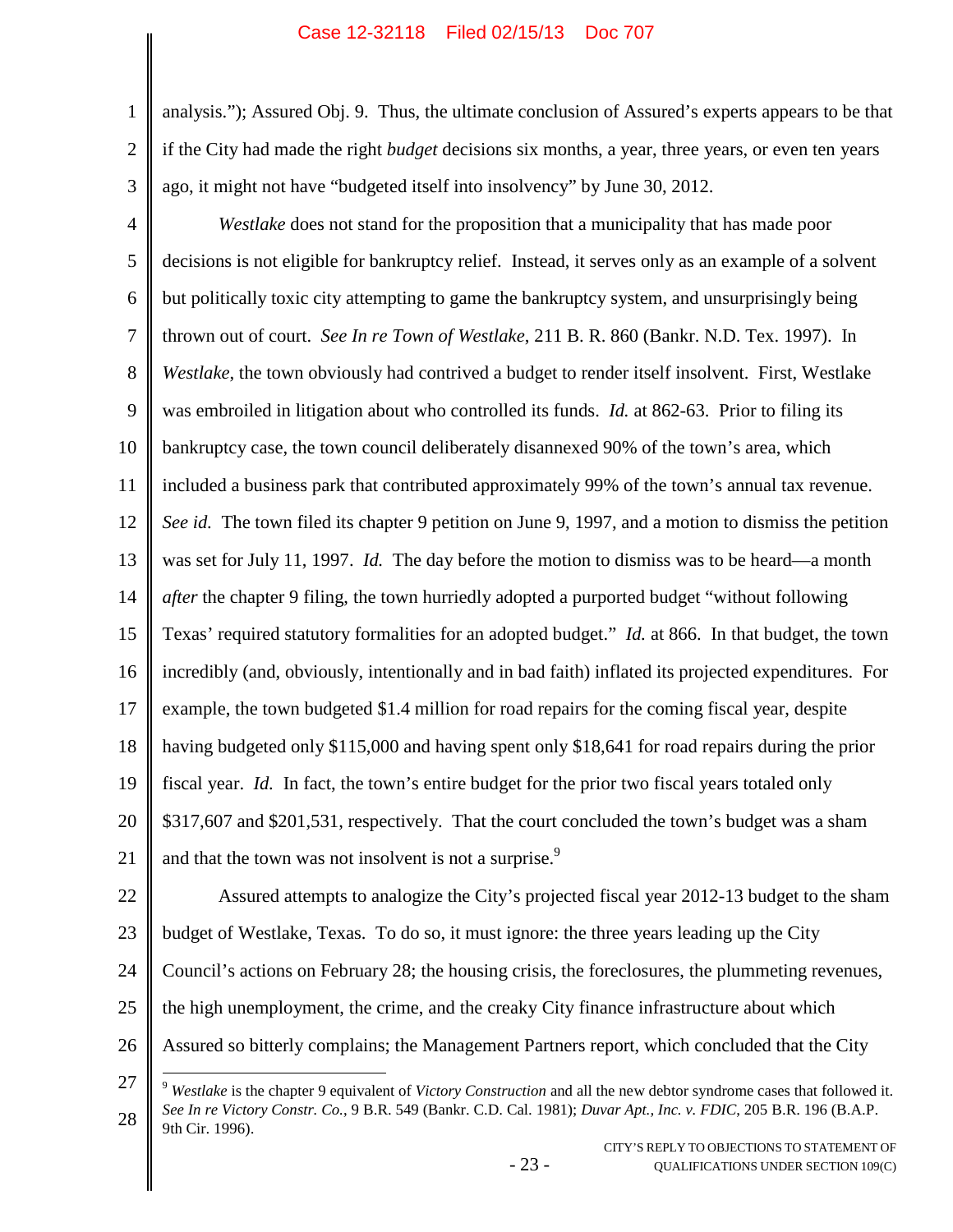analysis."); Assured Obj. 9. Thus, the ultimate conclusion of Assured's experts appears to be that if the City had made the right *budget* decisions six months, a year, three years, or even ten years ago, it might not have "budgeted itself into insolvency" by June 30, 2012.

*Westlake* does not stand for the proposition that a municipality that has made poor decisions is not eligible for bankruptcy relief. Instead, it serves only as an example of a solvent but politically toxic city attempting to game the bankruptcy system, and unsurprisingly being thrown out of court. *See In re Town of Westlake*, 211 B. R. 860 (Bankr. N.D. Tex. 1997). In *Westlake*, the town obviously had contrived a budget to render itself insolvent. First, Westlake was embroiled in litigation about who controlled its funds. *Id.* at 862-63. Prior to filing its bankruptcy case, the town council deliberately disannexed 90% of the town's area, which included a business park that contributed approximately 99% of the town's annual tax revenue. *See id.* The town filed its chapter 9 petition on June 9, 1997, and a motion to dismiss the petition was set for July 11, 1997. *Id.* The day before the motion to dismiss was to be heard—a month *after* the chapter 9 filing, the town hurriedly adopted a purported budget "without following Texas' required statutory formalities for an adopted budget." *Id.* at 866. In that budget, the town incredibly (and, obviously, intentionally and in bad faith) inflated its projected expenditures. For example, the town budgeted $1.4 million for road repairs for the coming fiscal year, despite having budgeted only $115,000 and having spent only $18,641 for road repairs during the prior fiscal year. *Id.* In fact, the town's entire budget for the prior two fiscal years totaled only $317,607 and $201,531, respectively. That the court concluded the town's budget was a sham and that the town was not insolvent is not a surprise.[9]

Assured attempts to analogize the City's projected fiscal year 2012-13 budget to the sham budget of Westlake, Texas. To do so, it must ignore: the three years leading up the City Council's actions on February 28; the housing crisis, the foreclosures, the plummeting revenues, the high unemployment, the crime, and the creaky City finance infrastructure about which Assured so bitterly complains; the Management Partners report, which concluded that the City

---

[9] *Westlake* is the chapter 9 equivalent of *Victory Construction* and all the new debtor syndrome cases that followed it. *See In re Victory Constr. Co.*, 9 B.R. 549 (Bankr. C.D. Cal. 1981); *Duvar Apt., Inc. v. FDIC*, 205 B.R. 196 (B.A.P. 9th Cir. 1996).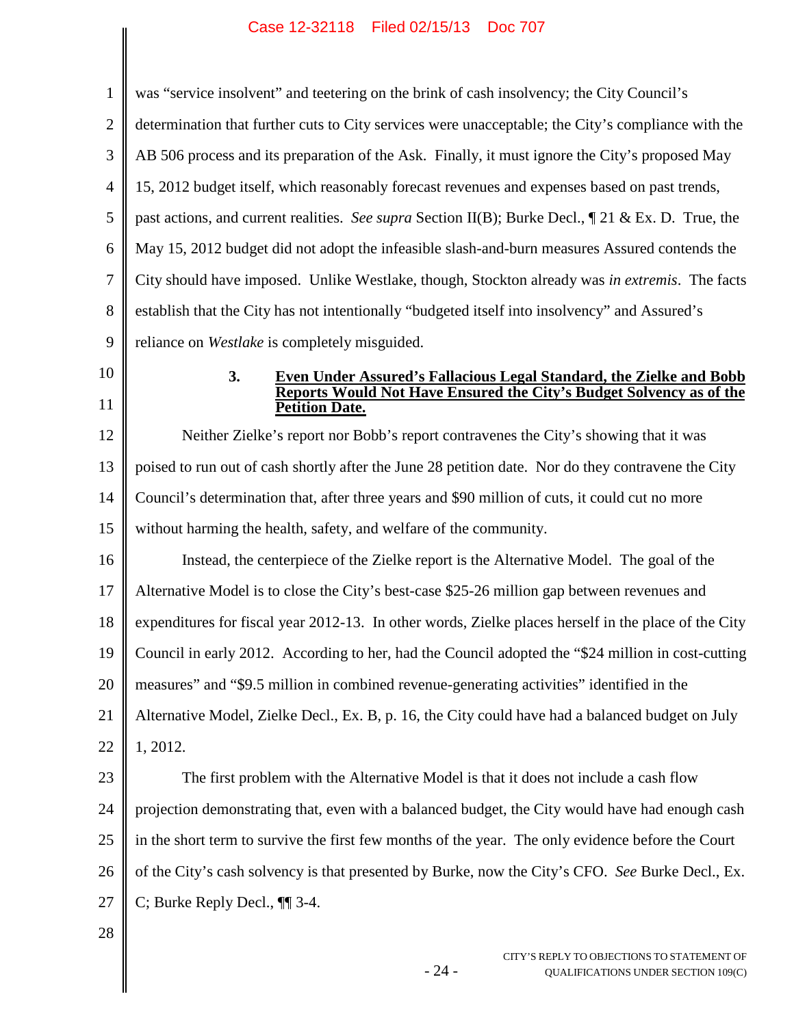was "service insolvent" and teetering on the brink of cash insolvency; the City Council's determination that further cuts to City services were unacceptable; the City's compliance with the AB 506 process and its preparation of the Ask. Finally, it must ignore the City's proposed May 15, 2012 budget itself, which reasonably forecast revenues and expenses based on past trends, past actions, and current realities. *See supra* Section II(B); Burke Decl., ¶ 21 & Ex. D. True, the May 15, 2012 budget did not adopt the infeasible slash-and-burn measures Assured contends the City should have imposed. Unlike Westlake, though, Stockton already was *in extremis*. The facts establish that the City has not intentionally "budgeted itself into insolvency" and Assured's reliance on *Westlake* is completely misguided.

### 3. Even Under Assured's Fallacious Legal Standard, the Zielke and Bobb Reports Would Not Have Ensured the City's Budget Solvency as of the Petition Date.

Neither Zielke's report nor Bobb's report contravenes the City's showing that it was poised to run out of cash shortly after the June 28 petition date. Nor do they contravene the City Council's determination that, after three years and $90 million of cuts, it could cut no more without harming the health, safety, and welfare of the community.

Instead, the centerpiece of the Zielke report is the Alternative Model. The goal of the Alternative Model is to close the City's best-case $25-26 million gap between revenues and expenditures for fiscal year 2012-13. In other words, Zielke places herself in the place of the City Council in early 2012. According to her, had the Council adopted the "$24 million in cost-cutting measures" and "$9.5 million in combined revenue-generating activities" identified in the Alternative Model, Zielke Decl., Ex. B, p. 16, the City could have had a balanced budget on July 1, 2012.

The first problem with the Alternative Model is that it does not include a cash flow projection demonstrating that, even with a balanced budget, the City would have had enough cash in the short term to survive the first few months of the year. The only evidence before the Court of the City's cash solvency is that presented by Burke, now the City's CFO. *See* Burke Decl., Ex. C; Burke Reply Decl., ¶¶ 3-4.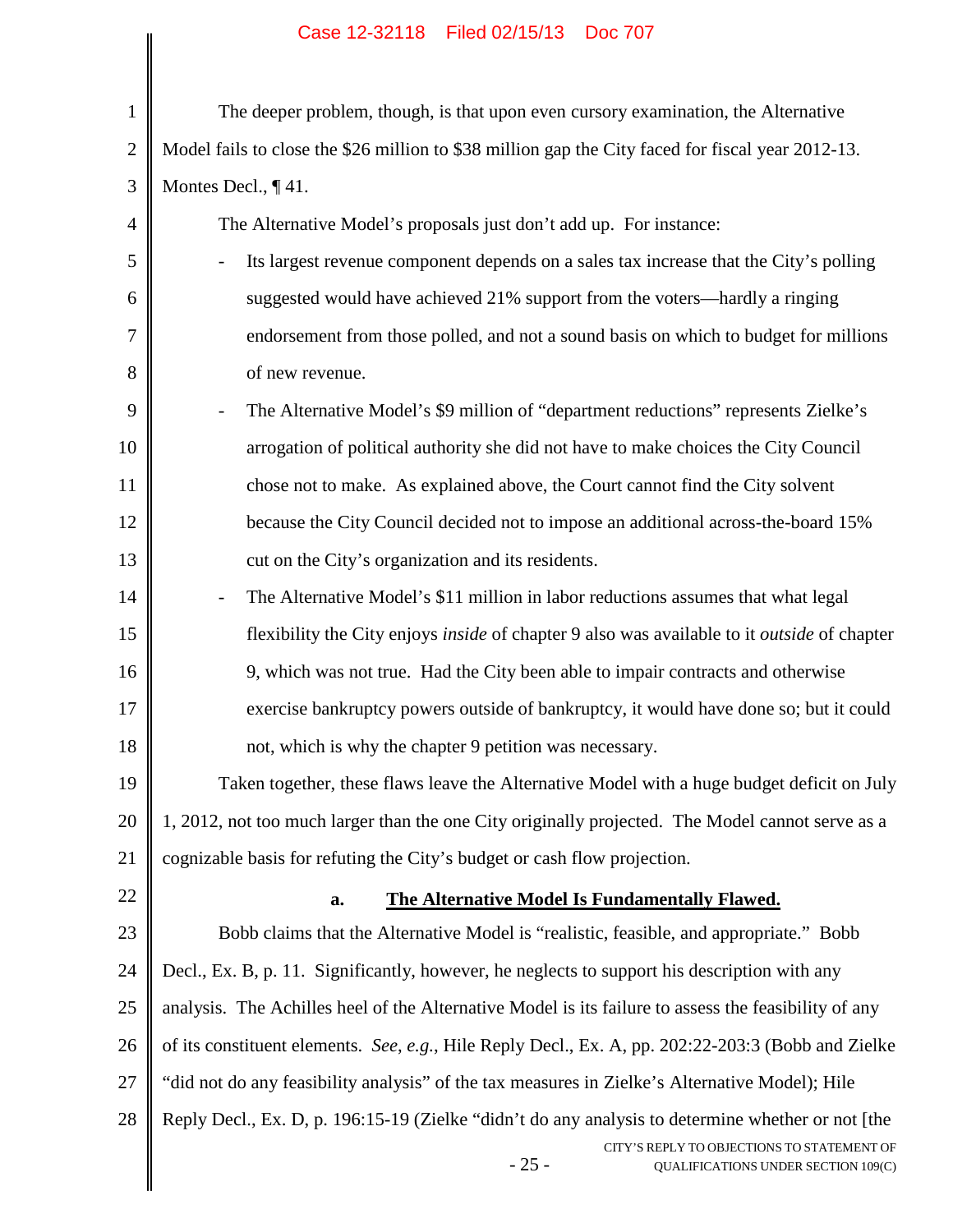The deeper problem, though, is that upon even cursory examination, the Alternative Model fails to close the $26 million to $38 million gap the City faced for fiscal year 2012-13. Montes Decl., ¶ 41.

The Alternative Model's proposals just don't add up. For instance:

- Its largest revenue component depends on a sales tax increase that the City's polling suggested would have achieved 21% support from the voters—hardly a ringing endorsement from those polled, and not a sound basis on which to budget for millions of new revenue.
- The Alternative Model's $9 million of "department reductions" represents Zielke's arrogation of political authority she did not have to make choices the City Council chose not to make. As explained above, the Court cannot find the City solvent because the City Council decided not to impose an additional across-the-board 15% cut on the City's organization and its residents.
- The Alternative Model's $11 million in labor reductions assumes that what legal flexibility the City enjoys *inside* of chapter 9 also was available to it *outside* of chapter 9, which was not true. Had the City been able to impair contracts and otherwise exercise bankruptcy powers outside of bankruptcy, it would have done so; but it could not, which is why the chapter 9 petition was necessary.

Taken together, these flaws leave the Alternative Model with a huge budget deficit on July 1, 2012, not too much larger than the one City originally projected. The Model cannot serve as a cognizable basis for refuting the City's budget or cash flow projection.

### a. The Alternative Model Is Fundamentally Flawed.

Bobb claims that the Alternative Model is "realistic, feasible, and appropriate." Bobb Decl., Ex. B, p. 11. Significantly, however, he neglects to support his description with any analysis. The Achilles heel of the Alternative Model is its failure to assess the feasibility of any of its constituent elements. *See, e.g.*, Hile Reply Decl., Ex. A, pp. 202:22-203:3 (Bobb and Zielke "did not do any feasibility analysis" of the tax measures in Zielke's Alternative Model); Hile Reply Decl., Ex. D, p. 196:15-19 (Zielke "didn't do any analysis to determine whether or not [the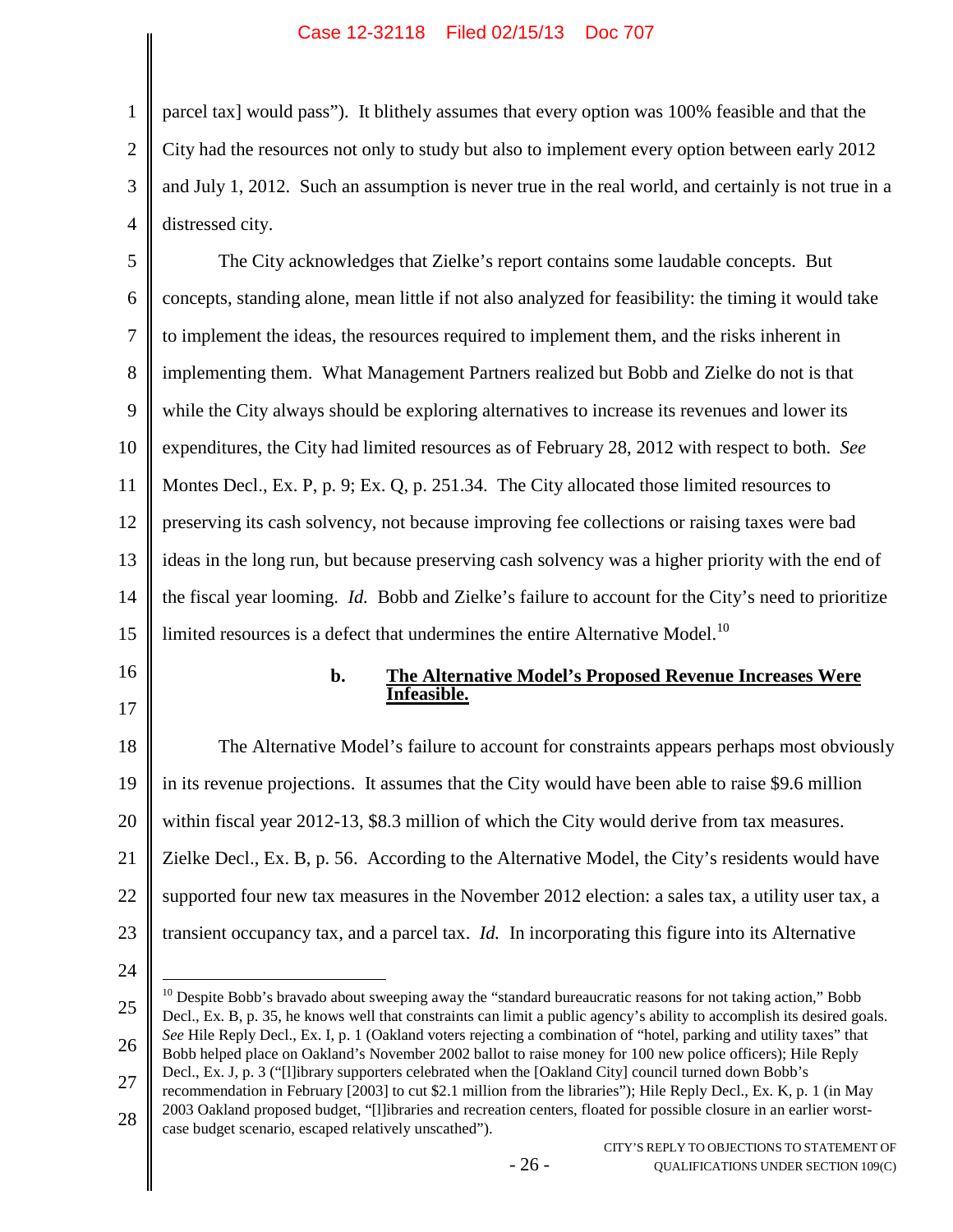parcel tax] would pass"). It blithely assumes that every option was 100% feasible and that the City had the resources not only to study but also to implement every option between early 2012 and July 1, 2012. Such an assumption is never true in the real world, and certainly is not true in a distressed city.

The City acknowledges that Zielke's report contains some laudable concepts. But concepts, standing alone, mean little if not also analyzed for feasibility: the timing it would take to implement the ideas, the resources required to implement them, and the risks inherent in implementing them. What Management Partners realized but Bobb and Zielke do not is that while the City always should be exploring alternatives to increase its revenues and lower its expenditures, the City had limited resources as of February 28, 2012 with respect to both. *See* Montes Decl., Ex. P, p. 9; Ex. Q, p. 251.34. The City allocated those limited resources to preserving its cash solvency, not because improving fee collections or raising taxes were bad ideas in the long run, but because preserving cash solvency was a higher priority with the end of the fiscal year looming. *Id.* Bobb and Zielke's failure to account for the City's need to prioritize limited resources is a defect that undermines the entire Alternative Model.[10]

**b. <u>The Alternative Model's Proposed Revenue Increases Were Infeasible.</u>**

The Alternative Model's failure to account for constraints appears perhaps most obviously in its revenue projections. It assumes that the City would have been able to raise $9.6 million within fiscal year 2012-13, $8.3 million of which the City would derive from tax measures. Zielke Decl., Ex. B, p. 56. According to the Alternative Model, the City's residents would have supported four new tax measures in the November 2012 election: a sales tax, a utility user tax, a transient occupancy tax, and a parcel tax. *Id.* In incorporating this figure into its Alternative

---

[10] Despite Bobb's bravado about sweeping away the "standard bureaucratic reasons for not taking action," Bobb Decl., Ex. B, p. 35, he knows well that constraints can limit a public agency's ability to accomplish its desired goals. *See* Hile Reply Decl., Ex. I, p. 1 (Oakland voters rejecting a combination of "hotel, parking and utility taxes" that Bobb helped place on Oakland's November 2002 ballot to raise money for 100 new police officers); Hile Reply Decl., Ex. J, p. 3 ("[l]ibrary supporters celebrated when the [Oakland City] council turned down Bobb's recommendation in February [2003] to cut $2.1 million from the libraries"); Hile Reply Decl., Ex. K, p. 1 (in May 2003 Oakland proposed budget, "[l]ibraries and recreation centers, floated for possible closure in an earlier worst-case budget scenario, escaped relatively unscathed").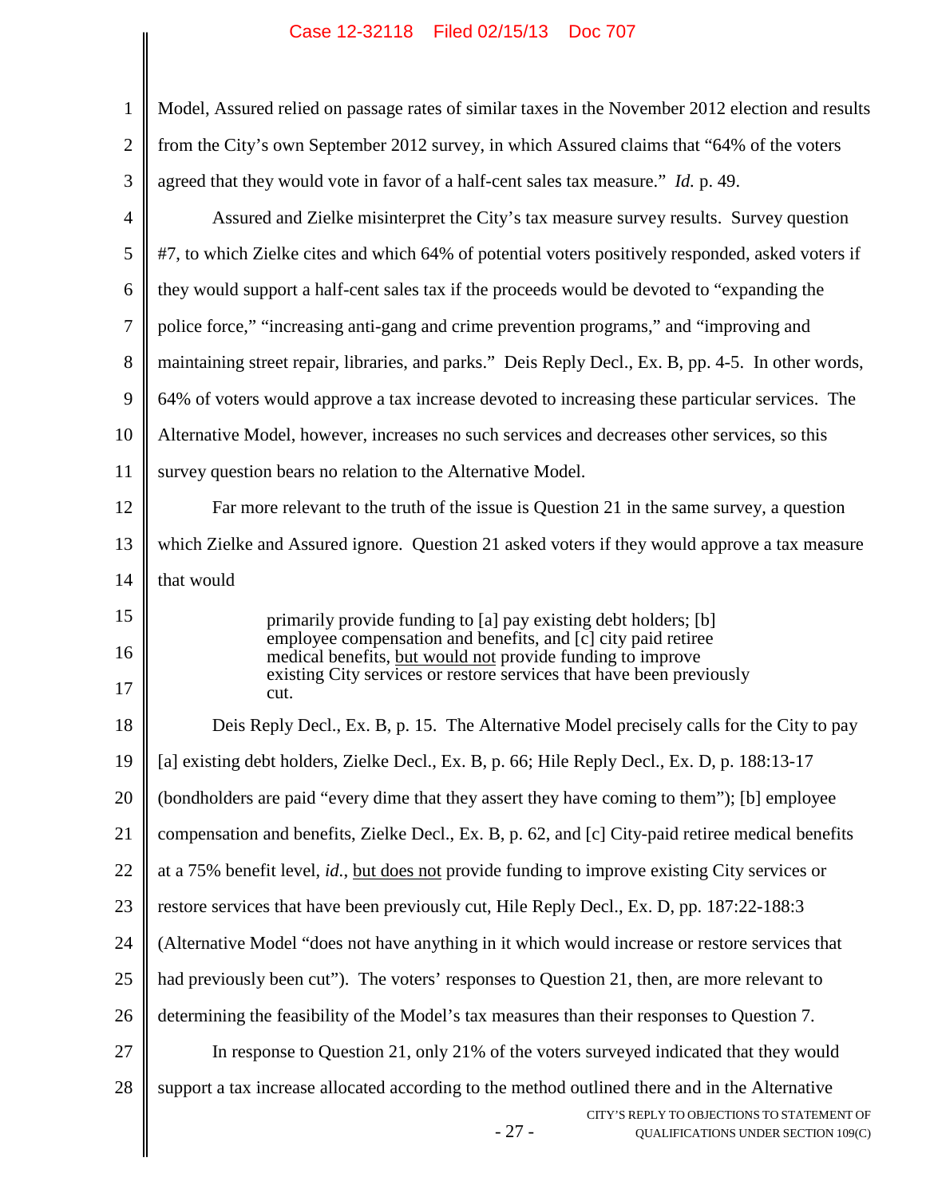Model, Assured relied on passage rates of similar taxes in the November 2012 election and results from the City's own September 2012 survey, in which Assured claims that "64% of the voters agreed that they would vote in favor of a half-cent sales tax measure." *Id.* p. 49.

Assured and Zielke misinterpret the City's tax measure survey results. Survey question #7, to which Zielke cites and which 64% of potential voters positively responded, asked voters if they would support a half-cent sales tax if the proceeds would be devoted to "expanding the police force," "increasing anti-gang and crime prevention programs," and "improving and maintaining street repair, libraries, and parks." Deis Reply Decl., Ex. B, pp. 4-5. In other words, 64% of voters would approve a tax increase devoted to increasing these particular services. The Alternative Model, however, increases no such services and decreases other services, so this survey question bears no relation to the Alternative Model.

Far more relevant to the truth of the issue is Question 21 in the same survey, a question which Zielke and Assured ignore. Question 21 asked voters if they would approve a tax measure that would

> primarily provide funding to [a] pay existing debt holders; [b] employee compensation and benefits, and [c] city paid retiree medical benefits, <u>but would not</u> provide funding to improve existing City services or restore services that have been previously cut.

Deis Reply Decl., Ex. B, p. 15. The Alternative Model precisely calls for the City to pay [a] existing debt holders, Zielke Decl., Ex. B, p. 66; Hile Reply Decl., Ex. D, p. 188:13-17 (bondholders are paid "every dime that they assert they have coming to them"); [b] employee compensation and benefits, Zielke Decl., Ex. B, p. 62, and [c] City-paid retiree medical benefits at a 75% benefit level, *id.*, <u>but does not</u> provide funding to improve existing City services or restore services that have been previously cut, Hile Reply Decl., Ex. D, pp. 187:22-188:3 (Alternative Model "does not have anything in it which would increase or restore services that had previously been cut"). The voters' responses to Question 21, then, are more relevant to determining the feasibility of the Model's tax measures than their responses to Question 7.

In response to Question 21, only 21% of the voters surveyed indicated that they would support a tax increase allocated according to the method outlined there and in the Alternative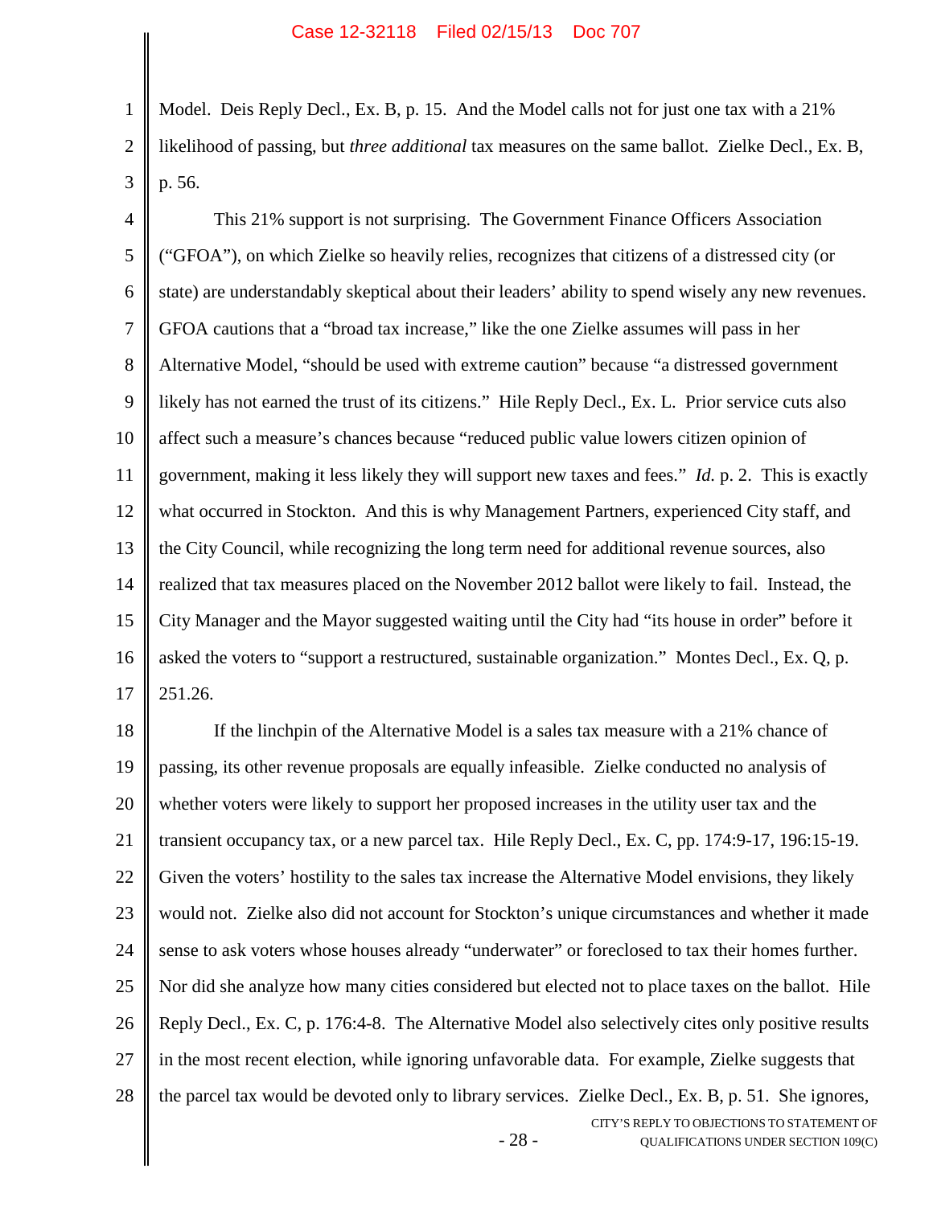Model. Deis Reply Decl., Ex. B, p. 15. And the Model calls not for just one tax with a 21% likelihood of passing, but *three additional* tax measures on the same ballot. Zielke Decl., Ex. B, p. 56.

This 21% support is not surprising. The Government Finance Officers Association ("GFOA"), on which Zielke so heavily relies, recognizes that citizens of a distressed city (or state) are understandably skeptical about their leaders' ability to spend wisely any new revenues. GFOA cautions that a "broad tax increase," like the one Zielke assumes will pass in her Alternative Model, "should be used with extreme caution" because "a distressed government likely has not earned the trust of its citizens." Hile Reply Decl., Ex. L. Prior service cuts also affect such a measure's chances because "reduced public value lowers citizen opinion of government, making it less likely they will support new taxes and fees." *Id.* p. 2. This is exactly what occurred in Stockton. And this is why Management Partners, experienced City staff, and the City Council, while recognizing the long term need for additional revenue sources, also realized that tax measures placed on the November 2012 ballot were likely to fail. Instead, the City Manager and the Mayor suggested waiting until the City had "its house in order" before it asked the voters to "support a restructured, sustainable organization." Montes Decl., Ex. Q, p. 251.26.

If the linchpin of the Alternative Model is a sales tax measure with a 21% chance of passing, its other revenue proposals are equally infeasible. Zielke conducted no analysis of whether voters were likely to support her proposed increases in the utility user tax and the transient occupancy tax, or a new parcel tax. Hile Reply Decl., Ex. C, pp. 174:9-17, 196:15-19. Given the voters' hostility to the sales tax increase the Alternative Model envisions, they likely would not. Zielke also did not account for Stockton's unique circumstances and whether it made sense to ask voters whose houses already "underwater" or foreclosed to tax their homes further. Nor did she analyze how many cities considered but elected not to place taxes on the ballot. Hile Reply Decl., Ex. C, p. 176:4-8. The Alternative Model also selectively cites only positive results in the most recent election, while ignoring unfavorable data. For example, Zielke suggests that the parcel tax would be devoted only to library services. Zielke Decl., Ex. B, p. 51. She ignores,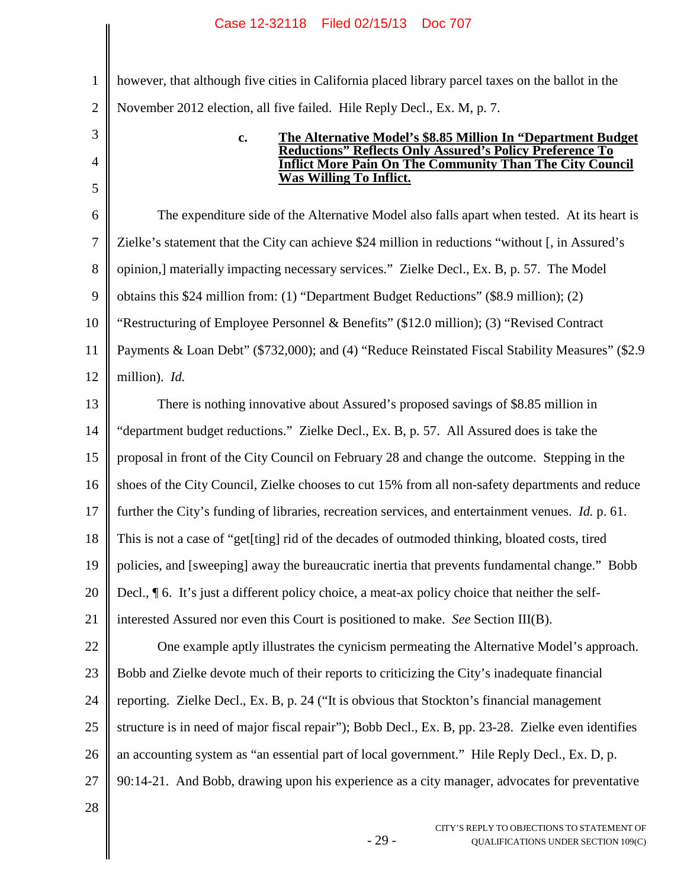however, that although five cities in California placed library parcel taxes on the ballot in the November 2012 election, all five failed. Hile Reply Decl., Ex. M, p. 7.

#### c. The Alternative Model's $8.85 Million In "Department Budget Reductions" Reflects Only Assured's Policy Preference To Inflict More Pain On The Community Than The City Council Was Willing To Inflict.

The expenditure side of the Alternative Model also falls apart when tested. At its heart is Zielke's statement that the City can achieve $24 million in reductions "without [, in Assured's opinion,] materially impacting necessary services." Zielke Decl., Ex. B, p. 57. The Model obtains this $24 million from: (1) "Department Budget Reductions" ($8.9 million); (2) "Restructuring of Employee Personnel & Benefits" ($12.0 million); (3) "Revised Contract Payments & Loan Debt" ($732,000); and (4) "Reduce Reinstated Fiscal Stability Measures" ($2.9 million). *Id.*

There is nothing innovative about Assured's proposed savings of $8.85 million in "department budget reductions." Zielke Decl., Ex. B, p. 57. All Assured does is take the proposal in front of the City Council on February 28 and change the outcome. Stepping in the shoes of the City Council, Zielke chooses to cut 15% from all non-safety departments and reduce further the City's funding of libraries, recreation services, and entertainment venues. *Id.* p. 61. This is not a case of "get[ting] rid of the decades of outmoded thinking, bloated costs, tired policies, and [sweeping] away the bureaucratic inertia that prevents fundamental change." Bobb Decl., ¶ 6. It's just a different policy choice, a meat-ax policy choice that neither the self-interested Assured nor even this Court is positioned to make. *See* Section III(B).

One example aptly illustrates the cynicism permeating the Alternative Model's approach. Bobb and Zielke devote much of their reports to criticizing the City's inadequate financial reporting. Zielke Decl., Ex. B, p. 24 ("It is obvious that Stockton's financial management structure is in need of major fiscal repair"); Bobb Decl., Ex. B, pp. 23-28. Zielke even identifies an accounting system as "an essential part of local government." Hile Reply Decl., Ex. D, p. 90:14-21. And Bobb, drawing upon his experience as a city manager, advocates for preventative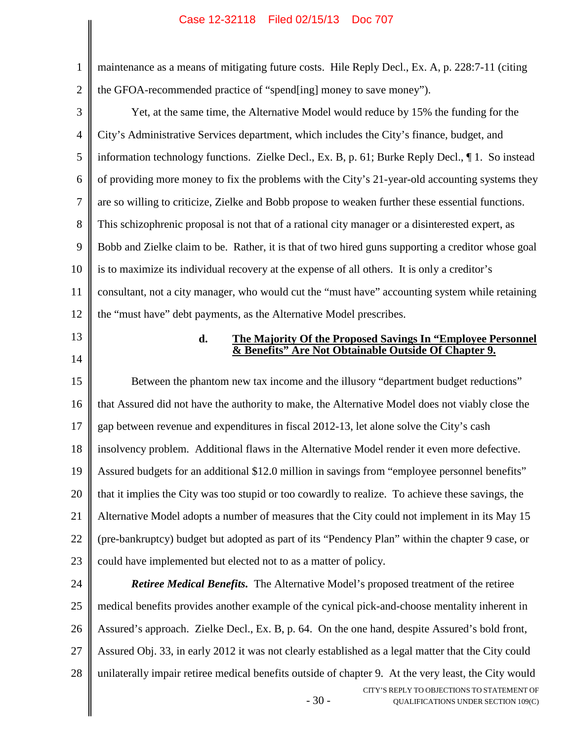maintenance as a means of mitigating future costs. Hile Reply Decl., Ex. A, p. 228:7-11 (citing the GFOA-recommended practice of "spend[ing] money to save money").

Yet, at the same time, the Alternative Model would reduce by 15% the funding for the City's Administrative Services department, which includes the City's finance, budget, and information technology functions. Zielke Decl., Ex. B, p. 61; Burke Reply Decl., ¶ 1. So instead of providing more money to fix the problems with the City's 21-year-old accounting systems they are so willing to criticize, Zielke and Bobb propose to weaken further these essential functions. This schizophrenic proposal is not that of a rational city manager or a disinterested expert, as Bobb and Zielke claim to be. Rather, it is that of two hired guns supporting a creditor whose goal is to maximize its individual recovery at the expense of all others. It is only a creditor's consultant, not a city manager, who would cut the "must have" accounting system while retaining the "must have" debt payments, as the Alternative Model prescribes.

#### d. The Majority Of the Proposed Savings In "Employee Personnel & Benefits" Are Not Obtainable Outside Of Chapter 9.

Between the phantom new tax income and the illusory "department budget reductions" that Assured did not have the authority to make, the Alternative Model does not viably close the gap between revenue and expenditures in fiscal 2012-13, let alone solve the City's cash insolvency problem. Additional flaws in the Alternative Model render it even more defective. Assured budgets for an additional $12.0 million in savings from "employee personnel benefits" that it implies the City was too stupid or too cowardly to realize. To achieve these savings, the Alternative Model adopts a number of measures that the City could not implement in its May 15 (pre-bankruptcy) budget but adopted as part of its "Pendency Plan" within the chapter 9 case, or could have implemented but elected not to as a matter of policy.

***Retiree Medical Benefits.*** The Alternative Model's proposed treatment of the retiree medical benefits provides another example of the cynical pick-and-choose mentality inherent in Assured's approach. Zielke Decl., Ex. B, p. 64. On the one hand, despite Assured's bold front, Assured Obj. 33, in early 2012 it was not clearly established as a legal matter that the City could unilaterally impair retiree medical benefits outside of chapter 9. At the very least, the City would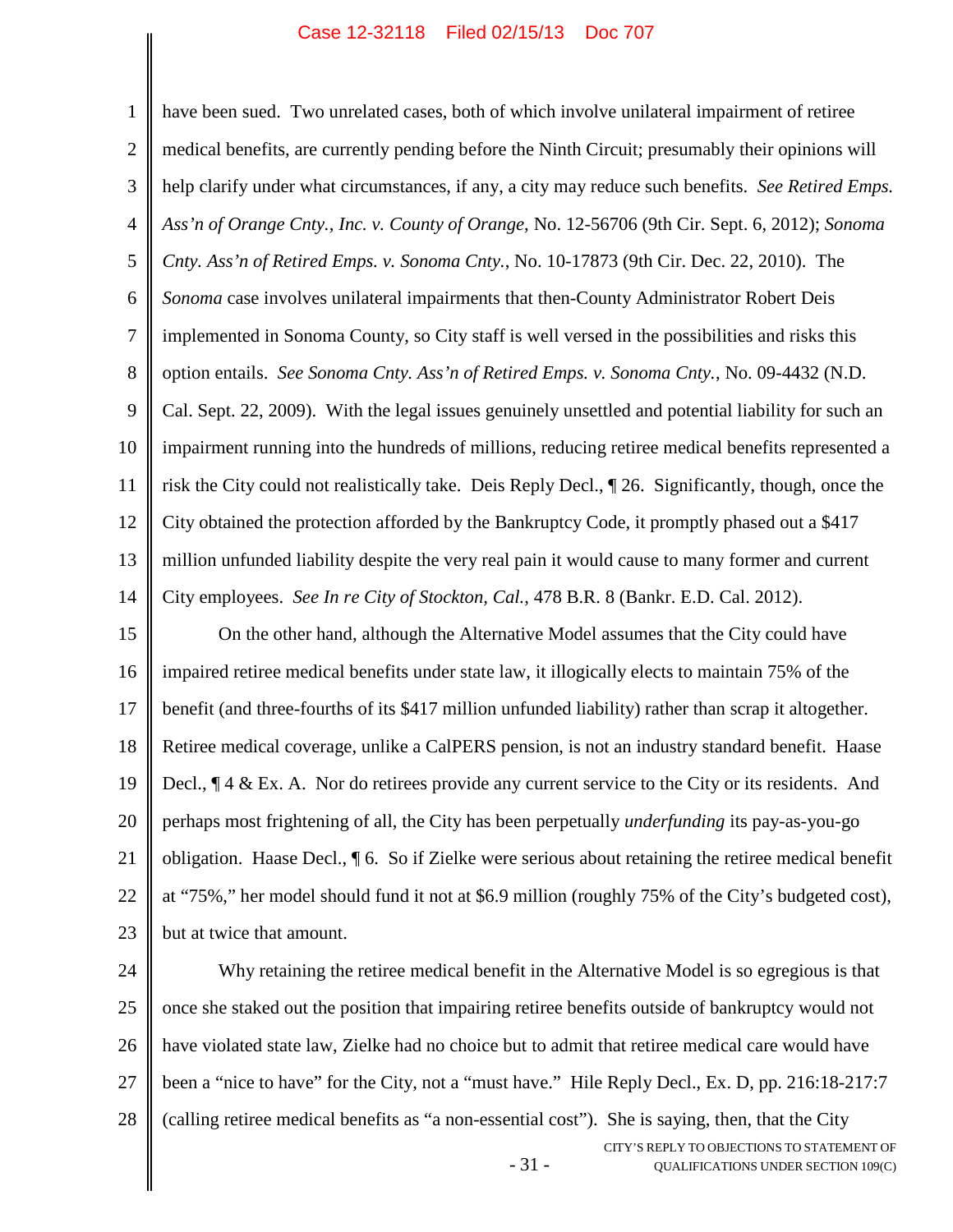have been sued. Two unrelated cases, both of which involve unilateral impairment of retiree medical benefits, are currently pending before the Ninth Circuit; presumably their opinions will help clarify under what circumstances, if any, a city may reduce such benefits. *See Retired Emps. Ass'n of Orange Cnty., Inc. v. County of Orange*, No. 12-56706 (9th Cir. Sept. 6, 2012); *Sonoma Cnty. Ass'n of Retired Emps. v. Sonoma Cnty.*, No. 10-17873 (9th Cir. Dec. 22, 2010). The *Sonoma* case involves unilateral impairments that then-County Administrator Robert Deis implemented in Sonoma County, so City staff is well versed in the possibilities and risks this option entails. *See Sonoma Cnty. Ass'n of Retired Emps. v. Sonoma Cnty.*, No. 09-4432 (N.D. Cal. Sept. 22, 2009). With the legal issues genuinely unsettled and potential liability for such an impairment running into the hundreds of millions, reducing retiree medical benefits represented a risk the City could not realistically take. Deis Reply Decl., ¶ 26. Significantly, though, once the City obtained the protection afforded by the Bankruptcy Code, it promptly phased out a $417 million unfunded liability despite the very real pain it would cause to many former and current City employees. *See In re City of Stockton, Cal.*, 478 B.R. 8 (Bankr. E.D. Cal. 2012).

On the other hand, although the Alternative Model assumes that the City could have impaired retiree medical benefits under state law, it illogically elects to maintain 75% of the benefit (and three-fourths of its $417 million unfunded liability) rather than scrap it altogether. Retiree medical coverage, unlike a CalPERS pension, is not an industry standard benefit. Haase Decl., ¶ 4 & Ex. A. Nor do retirees provide any current service to the City or its residents. And perhaps most frightening of all, the City has been perpetually *underfunding* its pay-as-you-go obligation. Haase Decl., ¶ 6. So if Zielke were serious about retaining the retiree medical benefit at "75%," her model should fund it not at $6.9 million (roughly 75% of the City's budgeted cost), but at twice that amount.

Why retaining the retiree medical benefit in the Alternative Model is so egregious is that once she staked out the position that impairing retiree benefits outside of bankruptcy would not have violated state law, Zielke had no choice but to admit that retiree medical care would have been a "nice to have" for the City, not a "must have." Hile Reply Decl., Ex. D, pp. 216:18-217:7 (calling retiree medical benefits as "a non-essential cost"). She is saying, then, that the City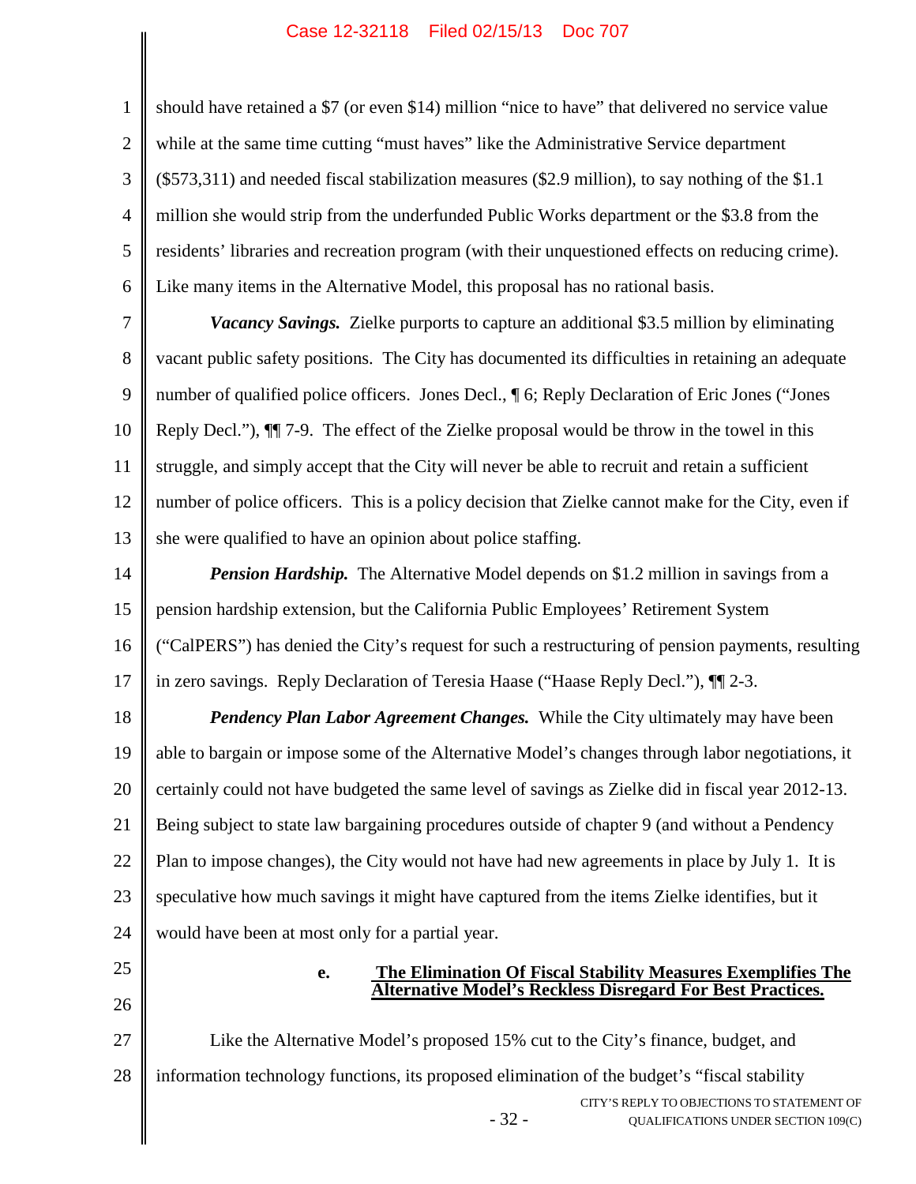should have retained a $7 (or even $14) million "nice to have" that delivered no service value while at the same time cutting "must haves" like the Administrative Service department ($573,311) and needed fiscal stabilization measures ($2.9 million), to say nothing of the $1.1 million she would strip from the underfunded Public Works department or the $3.8 from the residents' libraries and recreation program (with their unquestioned effects on reducing crime). Like many items in the Alternative Model, this proposal has no rational basis.

***Vacancy Savings.*** Zielke purports to capture an additional $3.5 million by eliminating vacant public safety positions. The City has documented its difficulties in retaining an adequate number of qualified police officers. Jones Decl., ¶ 6; Reply Declaration of Eric Jones ("Jones Reply Decl."), ¶¶ 7-9. The effect of the Zielke proposal would be throw in the towel in this struggle, and simply accept that the City will never be able to recruit and retain a sufficient number of police officers. This is a policy decision that Zielke cannot make for the City, even if she were qualified to have an opinion about police staffing.

***Pension Hardship.*** The Alternative Model depends on $1.2 million in savings from a pension hardship extension, but the California Public Employees' Retirement System ("CalPERS") has denied the City's request for such a restructuring of pension payments, resulting in zero savings. Reply Declaration of Teresia Haase ("Haase Reply Decl."), ¶¶ 2-3.

***Pendency Plan Labor Agreement Changes.*** While the City ultimately may have been able to bargain or impose some of the Alternative Model's changes through labor negotiations, it certainly could not have budgeted the same level of savings as Zielke did in fiscal year 2012-13. Being subject to state law bargaining procedures outside of chapter 9 (and without a Pendency Plan to impose changes), the City would not have had new agreements in place by July 1. It is speculative how much savings it might have captured from the items Zielke identifies, but it would have been at most only for a partial year.

#### e. The Elimination Of Fiscal Stability Measures Exemplifies The Alternative Model's Reckless Disregard For Best Practices.

Like the Alternative Model's proposed 15% cut to the City's finance, budget, and information technology functions, its proposed elimination of the budget's "fiscal stability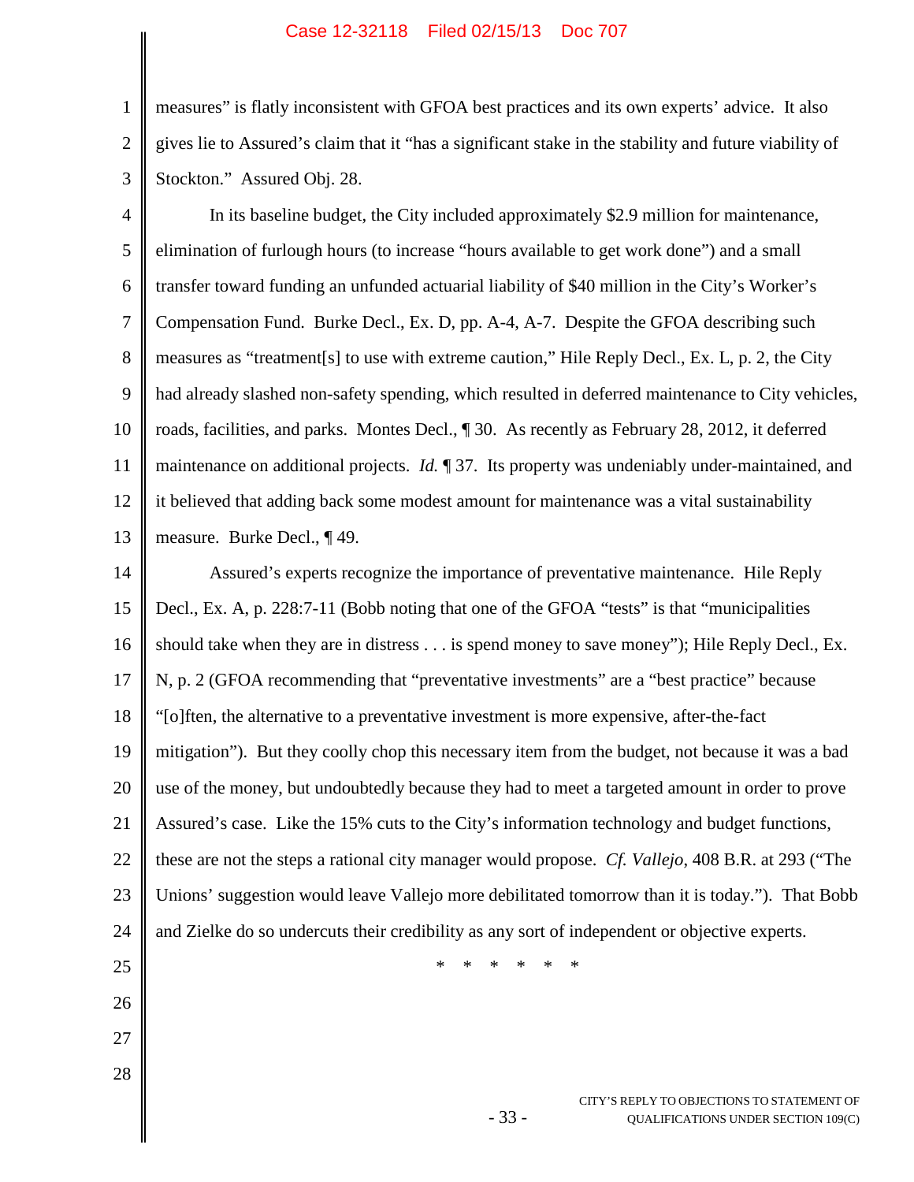measures" is flatly inconsistent with GFOA best practices and its own experts' advice. It also gives lie to Assured's claim that it "has a significant stake in the stability and future viability of Stockton." Assured Obj. 28.

In its baseline budget, the City included approximately $2.9 million for maintenance, elimination of furlough hours (to increase "hours available to get work done") and a small transfer toward funding an unfunded actuarial liability of $40 million in the City's Worker's Compensation Fund. Burke Decl., Ex. D, pp. A-4, A-7. Despite the GFOA describing such measures as "treatment[s] to use with extreme caution," Hile Reply Decl., Ex. L, p. 2, the City had already slashed non-safety spending, which resulted in deferred maintenance to City vehicles, roads, facilities, and parks. Montes Decl., ¶ 30. As recently as February 28, 2012, it deferred maintenance on additional projects. *Id.* ¶ 37. Its property was undeniably under-maintained, and it believed that adding back some modest amount for maintenance was a vital sustainability measure. Burke Decl., ¶ 49.

Assured's experts recognize the importance of preventative maintenance. Hile Reply Decl., Ex. A, p. 228:7-11 (Bobb noting that one of the GFOA "tests" is that "municipalities should take when they are in distress . . . is spend money to save money"); Hile Reply Decl., Ex. N, p. 2 (GFOA recommending that "preventative investments" are a "best practice" because "[o]ften, the alternative to a preventative investment is more expensive, after-the-fact mitigation"). But they coolly chop this necessary item from the budget, not because it was a bad use of the money, but undoubtedly because they had to meet a targeted amount in order to prove Assured's case. Like the 15% cuts to the City's information technology and budget functions, these are not the steps a rational city manager would propose. *Cf. Vallejo*, 408 B.R. at 293 ("The Unions' suggestion would leave Vallejo more debilitated tomorrow than it is today."). That Bobb and Zielke do so undercuts their credibility as any sort of independent or objective experts.

\* \* \* \* \* \*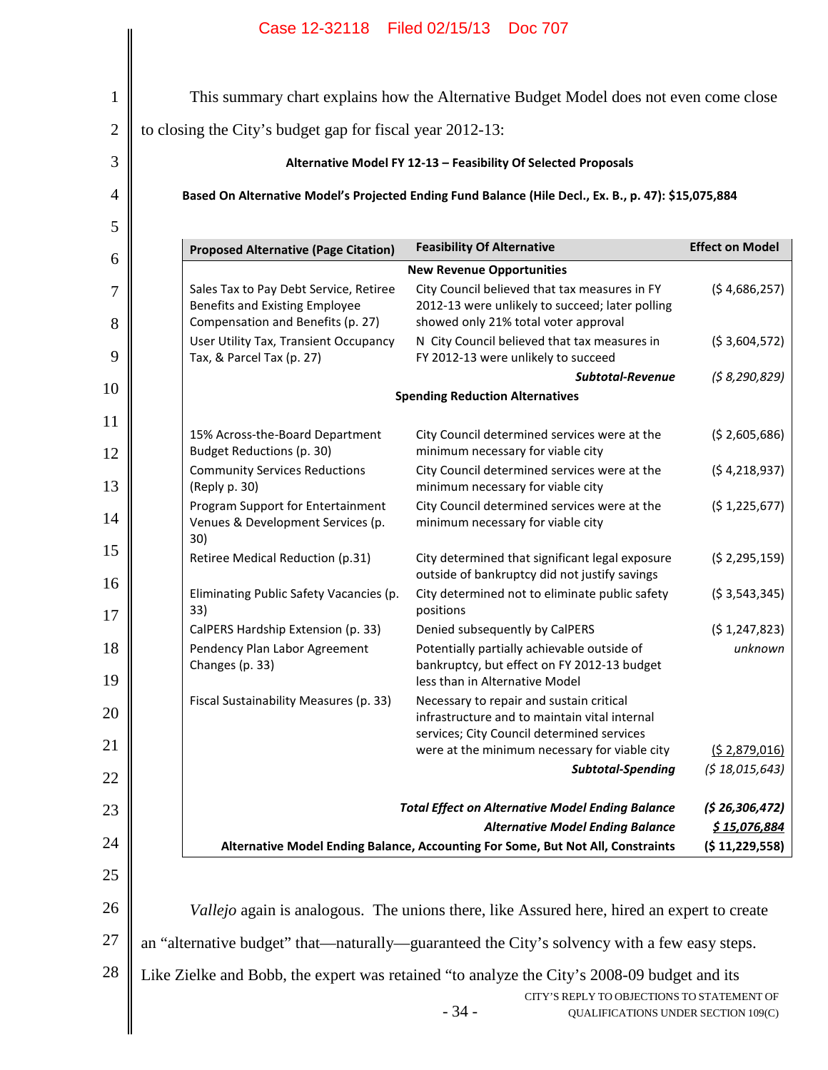This summary chart explains how the Alternative Budget Model does not even come close to closing the City's budget gap for fiscal year 2012-13:

**Alternative Model FY 12-13 – Feasibility Of Selected Proposals**

**Based On Alternative Model's Projected Ending Fund Balance (Hile Decl., Ex. B., p. 47): $15,075,884**

| Proposed Alternative (Page Citation) | Feasibility Of Alternative | Effect on Model |
|---|---|---|
| | **New Revenue Opportunities** | |
| Sales Tax to Pay Debt Service, Retiree Benefits and Existing Employee Compensation and Benefits (p. 27) | City Council believed that tax measures in FY 2012-13 were unlikely to succeed; later polling showed only 21% total voter approval | ($ 4,686,257) |
| User Utility Tax, Transient Occupancy Tax, & Parcel Tax (p. 27) | N City Council believed that tax measures in FY 2012-13 were unlikely to succeed | ($ 3,604,572) |
| | ***Subtotal-Revenue*** | *($ 8,290,829)* |
| | **Spending Reduction Alternatives** | |
| 15% Across-the-Board Department Budget Reductions (p. 30) | City Council determined services were at the minimum necessary for viable city | ($ 2,605,686) |
| Community Services Reductions (Reply p. 30) | City Council determined services were at the minimum necessary for viable city | ($ 4,218,937) |
| Program Support for Entertainment Venues & Development Services (p. 30) | City Council determined services were at the minimum necessary for viable city | ($ 1,225,677) |
| Retiree Medical Reduction (p.31) | City determined that significant legal exposure outside of bankruptcy did not justify savings | ($ 2,295,159) |
| Eliminating Public Safety Vacancies (p. 33) | City determined not to eliminate public safety positions | ($ 3,543,345) |
| CalPERS Hardship Extension (p. 33) | Denied subsequently by CalPERS | ($ 1,247,823) |
| Pendency Plan Labor Agreement Changes (p. 33) | Potentially partially achievable outside of bankruptcy, but effect on FY 2012-13 budget less than in Alternative Model | *unknown* |
| Fiscal Sustainability Measures (p. 33) | Necessary to repair and sustain critical infrastructure and to maintain vital internal services; City Council determined services were at the minimum necessary for viable city | ($ 2,879,016) |
| | ***Subtotal-Spending*** | *($ 18,015,643)* |
| | ***Total Effect on Alternative Model Ending Balance*** | ***($ 26,306,472)*** |
| | ***Alternative Model Ending Balance*** | ***$ 15,076,884*** |
| | **Alternative Model Ending Balance, Accounting For Some, But Not All, Constraints** | **($ 11,229,558)** |

*Vallejo* again is analogous. The unions there, like Assured here, hired an expert to create an "alternative budget" that—naturally—guaranteed the City's solvency with a few easy steps. Like Zielke and Bobb, the expert was retained "to analyze the City's 2008-09 budget and its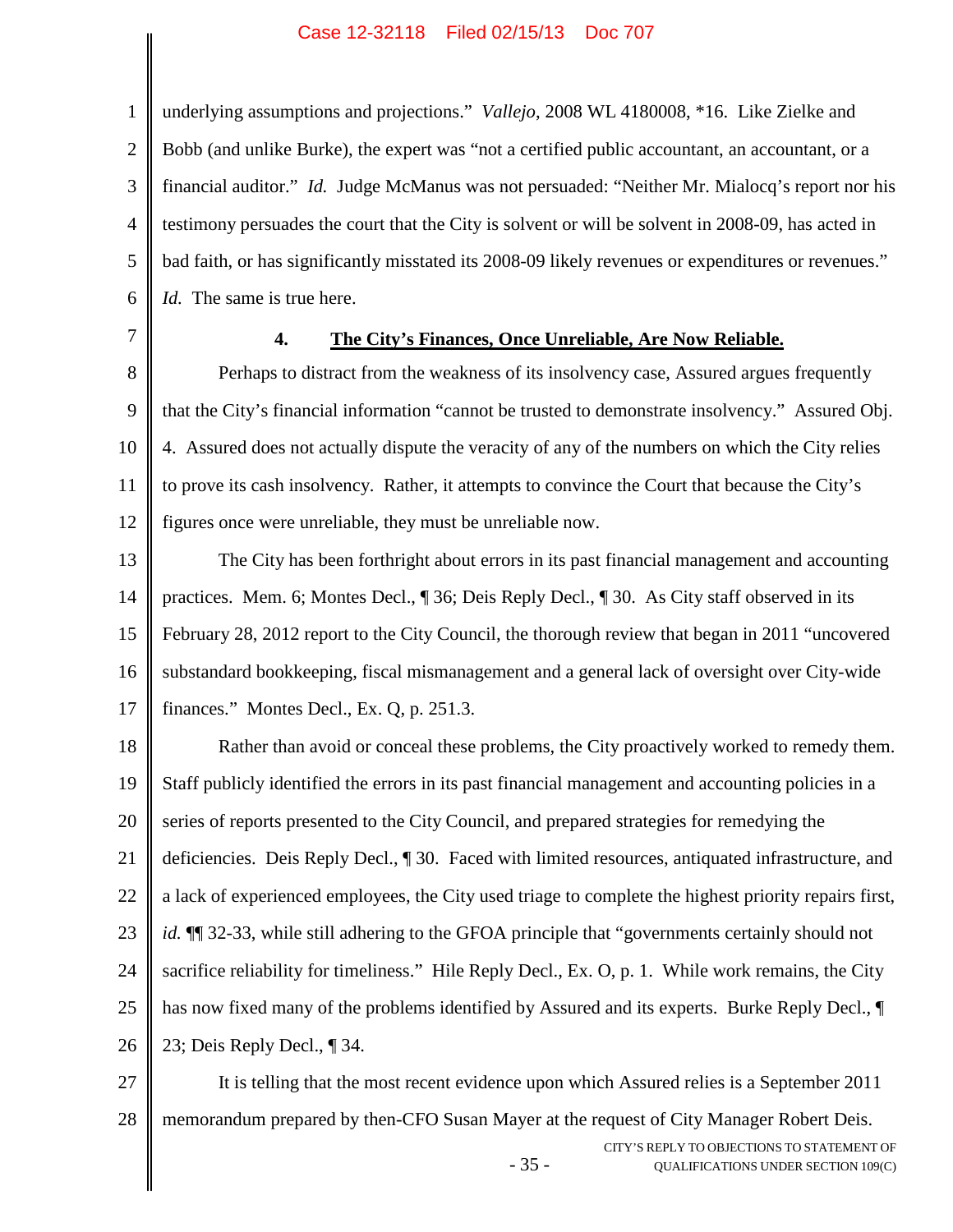underlying assumptions and projections." *Vallejo*, 2008 WL 4180008, *16. Like Zielke and Bobb (and unlike Burke), the expert was "not a certified public accountant, an accountant, or a financial auditor." *Id.* Judge McManus was not persuaded: "Neither Mr. Mialocq's report nor his testimony persuades the court that the City is solvent or will be solvent in 2008-09, has acted in bad faith, or has significantly misstated its 2008-09 likely revenues or expenditures or revenues." *Id.* The same is true here.

### 4. The City's Finances, Once Unreliable, Are Now Reliable.

Perhaps to distract from the weakness of its insolvency case, Assured argues frequently that the City's financial information "cannot be trusted to demonstrate insolvency." Assured Obj. 4. Assured does not actually dispute the veracity of any of the numbers on which the City relies to prove its cash insolvency. Rather, it attempts to convince the Court that because the City's figures once were unreliable, they must be unreliable now.

The City has been forthright about errors in its past financial management and accounting practices. Mem. 6; Montes Decl., ¶ 36; Deis Reply Decl., ¶ 30. As City staff observed in its February 28, 2012 report to the City Council, the thorough review that began in 2011 "uncovered substandard bookkeeping, fiscal mismanagement and a general lack of oversight over City-wide finances." Montes Decl., Ex. Q, p. 251.3.

Rather than avoid or conceal these problems, the City proactively worked to remedy them. Staff publicly identified the errors in its past financial management and accounting policies in a series of reports presented to the City Council, and prepared strategies for remedying the deficiencies. Deis Reply Decl., ¶ 30. Faced with limited resources, antiquated infrastructure, and a lack of experienced employees, the City used triage to complete the highest priority repairs first, *id.* ¶¶ 32-33, while still adhering to the GFOA principle that "governments certainly should not sacrifice reliability for timeliness." Hile Reply Decl., Ex. O, p. 1. While work remains, the City has now fixed many of the problems identified by Assured and its experts. Burke Reply Decl., ¶ 23; Deis Reply Decl., ¶ 34.

It is telling that the most recent evidence upon which Assured relies is a September 2011 memorandum prepared by then-CFO Susan Mayer at the request of City Manager Robert Deis.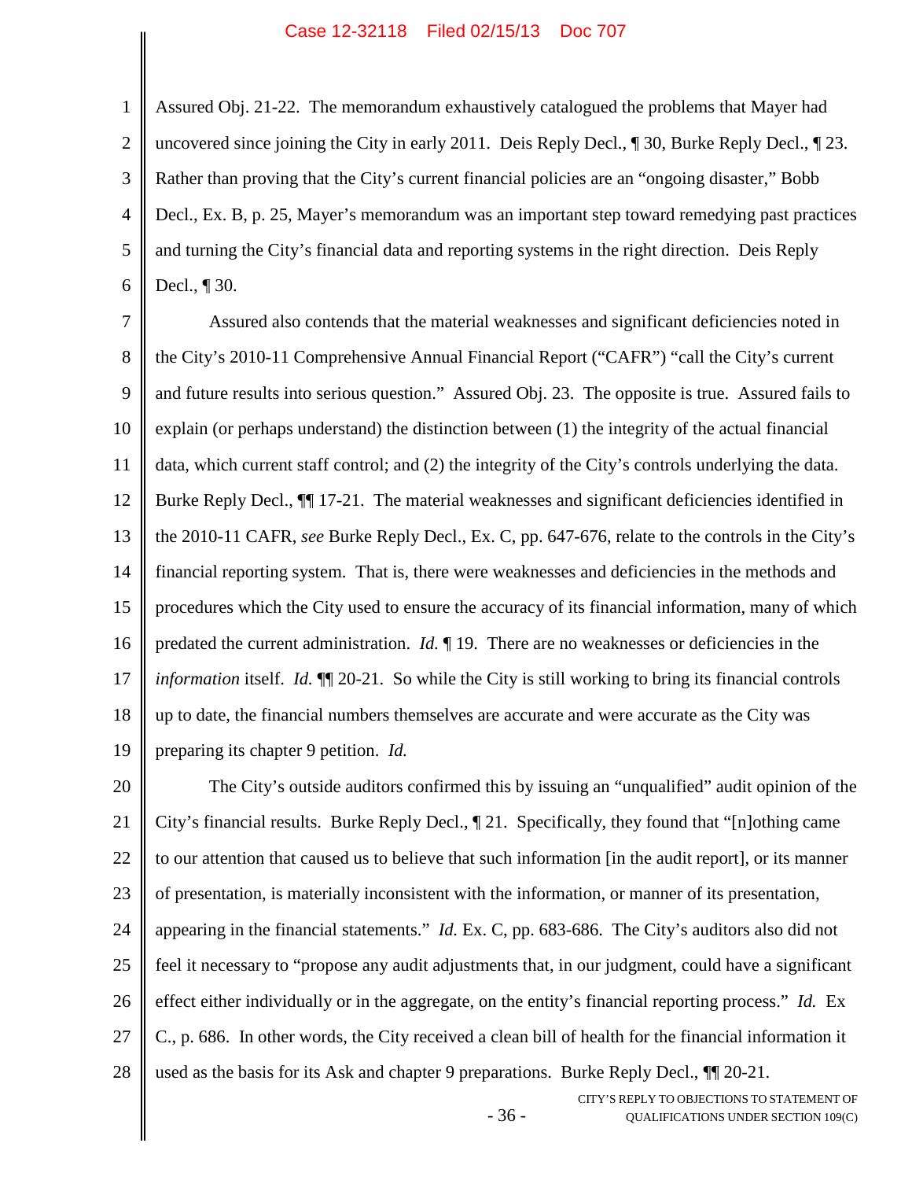Assured Obj. 21-22. The memorandum exhaustively catalogued the problems that Mayer had uncovered since joining the City in early 2011. Deis Reply Decl., ¶ 30, Burke Reply Decl., ¶ 23. Rather than proving that the City's current financial policies are an "ongoing disaster," Bobb Decl., Ex. B, p. 25, Mayer's memorandum was an important step toward remedying past practices and turning the City's financial data and reporting systems in the right direction. Deis Reply Decl., ¶ 30.

Assured also contends that the material weaknesses and significant deficiencies noted in the City's 2010-11 Comprehensive Annual Financial Report ("CAFR") "call the City's current and future results into serious question." Assured Obj. 23. The opposite is true. Assured fails to explain (or perhaps understand) the distinction between (1) the integrity of the actual financial data, which current staff control; and (2) the integrity of the City's controls underlying the data. Burke Reply Decl., ¶¶ 17-21. The material weaknesses and significant deficiencies identified in the 2010-11 CAFR, *see* Burke Reply Decl., Ex. C, pp. 647-676, relate to the controls in the City's financial reporting system. That is, there were weaknesses and deficiencies in the methods and procedures which the City used to ensure the accuracy of its financial information, many of which predated the current administration. *Id.* ¶ 19. There are no weaknesses or deficiencies in the *information* itself. *Id.* ¶¶ 20-21. So while the City is still working to bring its financial controls up to date, the financial numbers themselves are accurate and were accurate as the City was preparing its chapter 9 petition. *Id.*

The City's outside auditors confirmed this by issuing an "unqualified" audit opinion of the City's financial results. Burke Reply Decl., ¶ 21. Specifically, they found that "[n]othing came to our attention that caused us to believe that such information [in the audit report], or its manner of presentation, is materially inconsistent with the information, or manner of its presentation, appearing in the financial statements." *Id.* Ex. C, pp. 683-686. The City's auditors also did not feel it necessary to "propose any audit adjustments that, in our judgment, could have a significant effect either individually or in the aggregate, on the entity's financial reporting process." *Id.* Ex C., p. 686. In other words, the City received a clean bill of health for the financial information it used as the basis for its Ask and chapter 9 preparations. Burke Reply Decl., ¶¶ 20-21.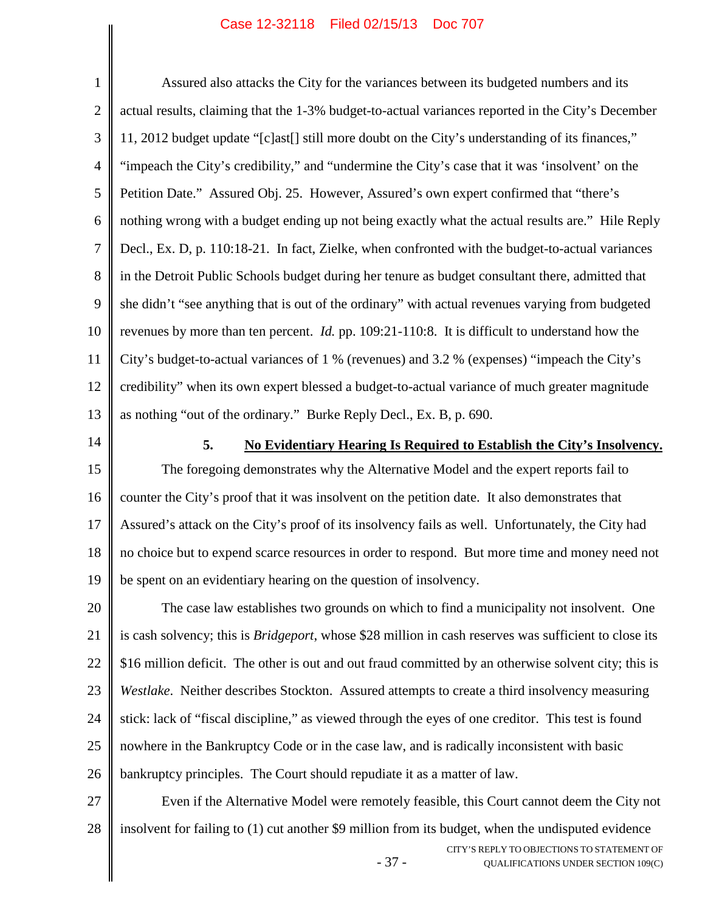Assured also attacks the City for the variances between its budgeted numbers and its actual results, claiming that the 1-3% budget-to-actual variances reported in the City's December 11, 2012 budget update "[c]ast[] still more doubt on the City's understanding of its finances," "impeach the City's credibility," and "undermine the City's case that it was 'insolvent' on the Petition Date." Assured Obj. 25. However, Assured's own expert confirmed that "there's nothing wrong with a budget ending up not being exactly what the actual results are." Hile Reply Decl., Ex. D, p. 110:18-21. In fact, Zielke, when confronted with the budget-to-actual variances in the Detroit Public Schools budget during her tenure as budget consultant there, admitted that she didn't "see anything that is out of the ordinary" with actual revenues varying from budgeted revenues by more than ten percent. *Id.* pp. 109:21-110:8. It is difficult to understand how the City's budget-to-actual variances of 1 % (revenues) and 3.2 % (expenses) "impeach the City's credibility" when its own expert blessed a budget-to-actual variance of much greater magnitude as nothing "out of the ordinary." Burke Reply Decl., Ex. B, p. 690.

### 5. <u>No Evidentiary Hearing Is Required to Establish the City's Insolvency.</u>

The foregoing demonstrates why the Alternative Model and the expert reports fail to counter the City's proof that it was insolvent on the petition date. It also demonstrates that Assured's attack on the City's proof of its insolvency fails as well. Unfortunately, the City had no choice but to expend scarce resources in order to respond. But more time and money need not be spent on an evidentiary hearing on the question of insolvency.

The case law establishes two grounds on which to find a municipality not insolvent. One is cash solvency; this is *Bridgeport*, whose $28 million in cash reserves was sufficient to close its $16 million deficit. The other is out and out fraud committed by an otherwise solvent city; this is *Westlake*. Neither describes Stockton. Assured attempts to create a third insolvency measuring stick: lack of "fiscal discipline," as viewed through the eyes of one creditor. This test is found nowhere in the Bankruptcy Code or in the case law, and is radically inconsistent with basic bankruptcy principles. The Court should repudiate it as a matter of law.

Even if the Alternative Model were remotely feasible, this Court cannot deem the City not insolvent for failing to (1) cut another $9 million from its budget, when the undisputed evidence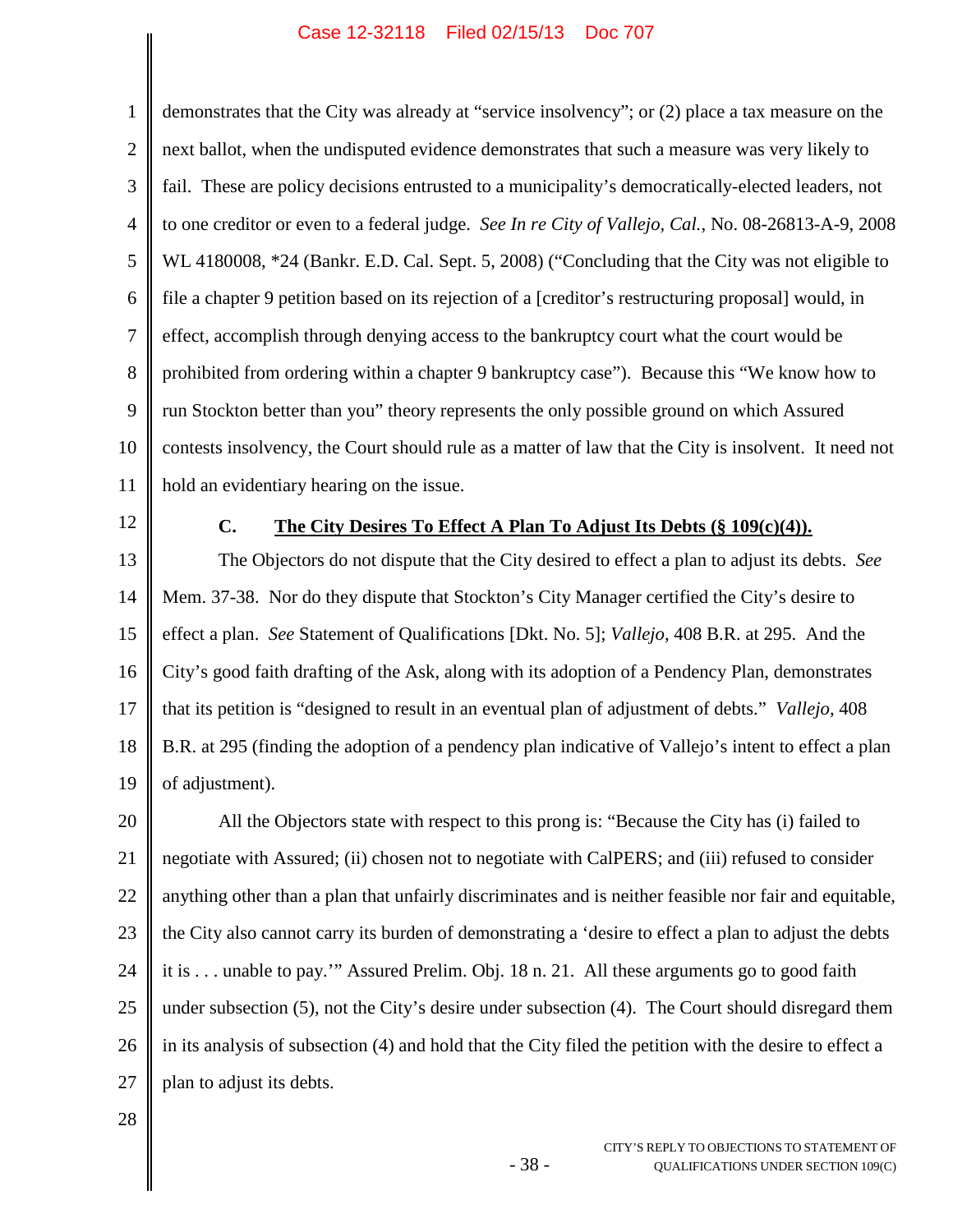demonstrates that the City was already at "service insolvency"; or (2) place a tax measure on the next ballot, when the undisputed evidence demonstrates that such a measure was very likely to fail. These are policy decisions entrusted to a municipality's democratically-elected leaders, not to one creditor or even to a federal judge. *See In re City of Vallejo, Cal.*, No. 08-26813-A-9, 2008 WL 4180008, *24 (Bankr. E.D. Cal. Sept. 5, 2008) ("Concluding that the City was not eligible to file a chapter 9 petition based on its rejection of a [creditor's restructuring proposal] would, in effect, accomplish through denying access to the bankruptcy court what the court would be prohibited from ordering within a chapter 9 bankruptcy case"). Because this "We know how to run Stockton better than you" theory represents the only possible ground on which Assured contests insolvency, the Court should rule as a matter of law that the City is insolvent. It need not hold an evidentiary hearing on the issue.

### C. The City Desires To Effect A Plan To Adjust Its Debts (§ 109(c)(4)).

The Objectors do not dispute that the City desired to effect a plan to adjust its debts. *See* Mem. 37-38. Nor do they dispute that Stockton's City Manager certified the City's desire to effect a plan. *See* Statement of Qualifications [Dkt. No. 5]; *Vallejo*, 408 B.R. at 295. And the City's good faith drafting of the Ask, along with its adoption of a Pendency Plan, demonstrates that its petition is "designed to result in an eventual plan of adjustment of debts." *Vallejo*, 408 B.R. at 295 (finding the adoption of a pendency plan indicative of Vallejo's intent to effect a plan of adjustment).

All the Objectors state with respect to this prong is: "Because the City has (i) failed to negotiate with Assured; (ii) chosen not to negotiate with CalPERS; and (iii) refused to consider anything other than a plan that unfairly discriminates and is neither feasible nor fair and equitable, the City also cannot carry its burden of demonstrating a 'desire to effect a plan to adjust the debts it is . . . unable to pay.'" Assured Prelim. Obj. 18 n. 21. All these arguments go to good faith under subsection (5), not the City's desire under subsection (4). The Court should disregard them in its analysis of subsection (4) and hold that the City filed the petition with the desire to effect a plan to adjust its debts.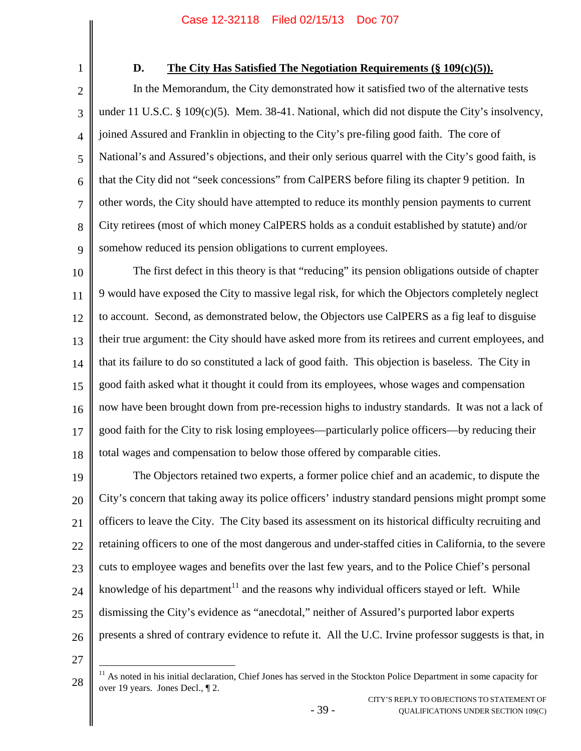### D. **The City Has Satisfied The Negotiation Requirements (§ 109(c)(5)).**

In the Memorandum, the City demonstrated how it satisfied two of the alternative tests under 11 U.S.C. § 109(c)(5). Mem. 38-41. National, which did not dispute the City's insolvency, joined Assured and Franklin in objecting to the City's pre-filing good faith. The core of National's and Assured's objections, and their only serious quarrel with the City's good faith, is that the City did not "seek concessions" from CalPERS before filing its chapter 9 petition. In other words, the City should have attempted to reduce its monthly pension payments to current City retirees (most of which money CalPERS holds as a conduit established by statute) and/or somehow reduced its pension obligations to current employees.

The first defect in this theory is that "reducing" its pension obligations outside of chapter 9 would have exposed the City to massive legal risk, for which the Objectors completely neglect to account. Second, as demonstrated below, the Objectors use CalPERS as a fig leaf to disguise their true argument: the City should have asked more from its retirees and current employees, and that its failure to do so constituted a lack of good faith. This objection is baseless. The City in good faith asked what it thought it could from its employees, whose wages and compensation now have been brought down from pre-recession highs to industry standards. It was not a lack of good faith for the City to risk losing employees—particularly police officers—by reducing their total wages and compensation to below those offered by comparable cities.

The Objectors retained two experts, a former police chief and an academic, to dispute the City's concern that taking away its police officers' industry standard pensions might prompt some officers to leave the City. The City based its assessment on its historical difficulty recruiting and retaining officers to one of the most dangerous and under-staffed cities in California, to the severe cuts to employee wages and benefits over the last few years, and to the Police Chief's personal knowledge of his department[11] and the reasons why individual officers stayed or left. While dismissing the City's evidence as "anecdotal," neither of Assured's purported labor experts presents a shred of contrary evidence to refute it. All the U.C. Irvine professor suggests is that, in

[11] As noted in his initial declaration, Chief Jones has served in the Stockton Police Department in some capacity for over 19 years. Jones Decl., ¶ 2.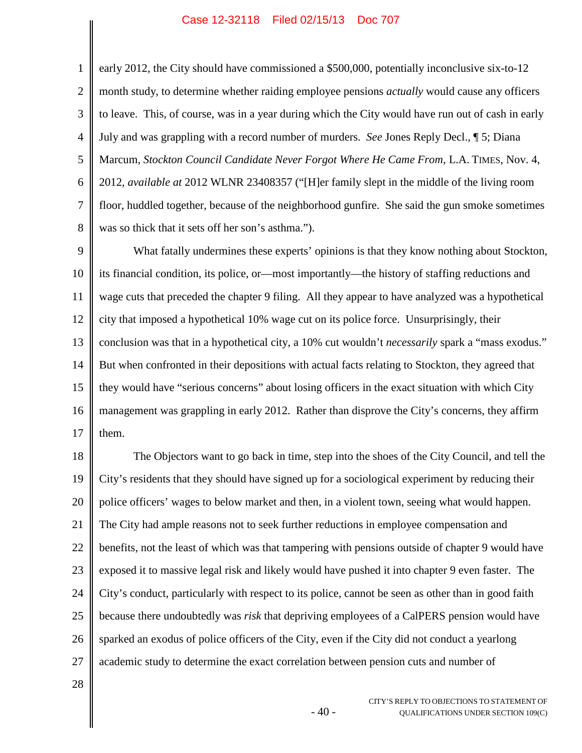early 2012, the City should have commissioned a $500,000, potentially inconclusive six-to-12 month study, to determine whether raiding employee pensions *actually* would cause any officers to leave. This, of course, was in a year during which the City would have run out of cash in early July and was grappling with a record number of murders. *See* Jones Reply Decl., ¶ 5; Diana Marcum, *Stockton Council Candidate Never Forgot Where He Came From*, L.A. TIMES, Nov. 4, 2012, *available at* 2012 WLNR 23408357 ("[H]er family slept in the middle of the living room floor, huddled together, because of the neighborhood gunfire. She said the gun smoke sometimes was so thick that it sets off her son's asthma.").

What fatally undermines these experts' opinions is that they know nothing about Stockton, its financial condition, its police, or—most importantly—the history of staffing reductions and wage cuts that preceded the chapter 9 filing. All they appear to have analyzed was a hypothetical city that imposed a hypothetical 10% wage cut on its police force. Unsurprisingly, their conclusion was that in a hypothetical city, a 10% cut wouldn't *necessarily* spark a "mass exodus." But when confronted in their depositions with actual facts relating to Stockton, they agreed that they would have "serious concerns" about losing officers in the exact situation with which City management was grappling in early 2012. Rather than disprove the City's concerns, they affirm them.

The Objectors want to go back in time, step into the shoes of the City Council, and tell the City's residents that they should have signed up for a sociological experiment by reducing their police officers' wages to below market and then, in a violent town, seeing what would happen. The City had ample reasons not to seek further reductions in employee compensation and benefits, not the least of which was that tampering with pensions outside of chapter 9 would have exposed it to massive legal risk and likely would have pushed it into chapter 9 even faster. The City's conduct, particularly with respect to its police, cannot be seen as other than in good faith because there undoubtedly was *risk* that depriving employees of a CalPERS pension would have sparked an exodus of police officers of the City, even if the City did not conduct a yearlong academic study to determine the exact correlation between pension cuts and number of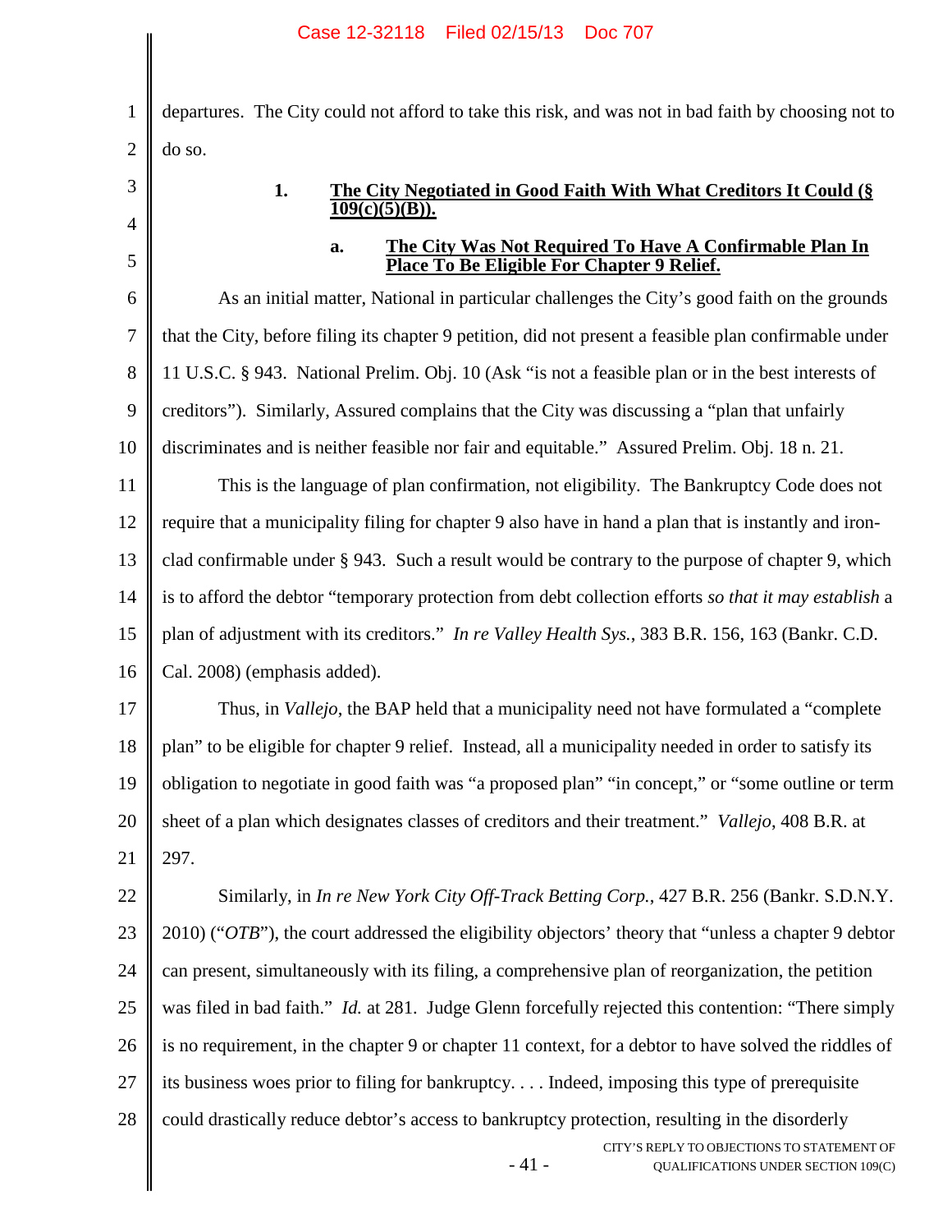departures. The City could not afford to take this risk, and was not in bad faith by choosing not to do so.

### 1. The City Negotiated in Good Faith With What Creditors It Could (§ 109(c)(5)(B)).

#### a. The City Was Not Required To Have A Confirmable Plan In Place To Be Eligible For Chapter 9 Relief.

As an initial matter, National in particular challenges the City's good faith on the grounds that the City, before filing its chapter 9 petition, did not present a feasible plan confirmable under 11 U.S.C. § 943. National Prelim. Obj. 10 (Ask "is not a feasible plan or in the best interests of creditors"). Similarly, Assured complains that the City was discussing a "plan that unfairly discriminates and is neither feasible nor fair and equitable." Assured Prelim. Obj. 18 n. 21.

This is the language of plan confirmation, not eligibility. The Bankruptcy Code does not require that a municipality filing for chapter 9 also have in hand a plan that is instantly and iron-clad confirmable under § 943. Such a result would be contrary to the purpose of chapter 9, which is to afford the debtor "temporary protection from debt collection efforts *so that it may establish* a plan of adjustment with its creditors." *In re Valley Health Sys.*, 383 B.R. 156, 163 (Bankr. C.D. Cal. 2008) (emphasis added).

Thus, in *Vallejo*, the BAP held that a municipality need not have formulated a "complete plan" to be eligible for chapter 9 relief. Instead, all a municipality needed in order to satisfy its obligation to negotiate in good faith was "a proposed plan" "in concept," or "some outline or term sheet of a plan which designates classes of creditors and their treatment." *Vallejo*, 408 B.R. at 297.

Similarly, in *In re New York City Off-Track Betting Corp.*, 427 B.R. 256 (Bankr. S.D.N.Y. 2010) ("*OTB*"), the court addressed the eligibility objectors' theory that "unless a chapter 9 debtor can present, simultaneously with its filing, a comprehensive plan of reorganization, the petition was filed in bad faith." *Id.* at 281. Judge Glenn forcefully rejected this contention: "There simply is no requirement, in the chapter 9 or chapter 11 context, for a debtor to have solved the riddles of its business woes prior to filing for bankruptcy. . . . Indeed, imposing this type of prerequisite could drastically reduce debtor's access to bankruptcy protection, resulting in the disorderly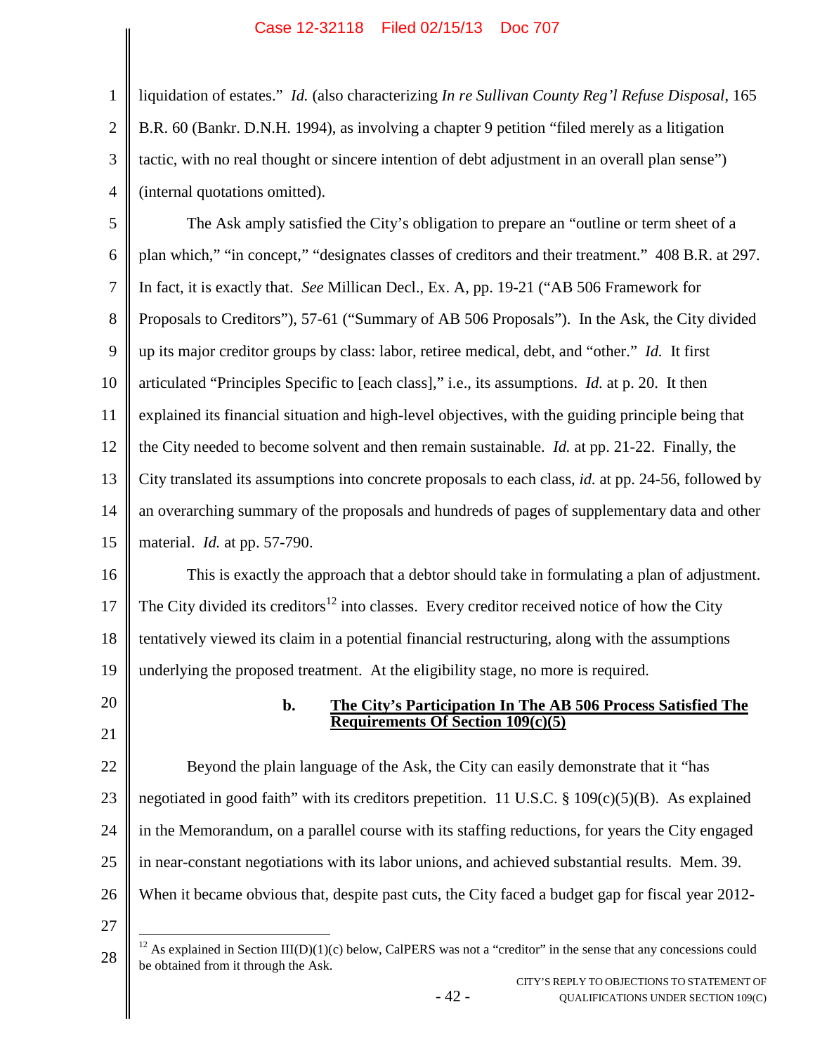liquidation of estates." *Id.* (also characterizing *In re Sullivan County Reg'l Refuse Disposal*, 165 B.R. 60 (Bankr. D.N.H. 1994), as involving a chapter 9 petition "filed merely as a litigation tactic, with no real thought or sincere intention of debt adjustment in an overall plan sense") (internal quotations omitted).

The Ask amply satisfied the City's obligation to prepare an "outline or term sheet of a plan which," "in concept," "designates classes of creditors and their treatment." 408 B.R. at 297. In fact, it is exactly that. *See* Millican Decl., Ex. A, pp. 19-21 ("AB 506 Framework for Proposals to Creditors"), 57-61 ("Summary of AB 506 Proposals"). In the Ask, the City divided up its major creditor groups by class: labor, retiree medical, debt, and "other." *Id.* It first articulated "Principles Specific to [each class]," i.e., its assumptions. *Id.* at p. 20. It then explained its financial situation and high-level objectives, with the guiding principle being that the City needed to become solvent and then remain sustainable. *Id.* at pp. 21-22. Finally, the City translated its assumptions into concrete proposals to each class, *id.* at pp. 24-56, followed by an overarching summary of the proposals and hundreds of pages of supplementary data and other material. *Id.* at pp. 57-790.

This is exactly the approach that a debtor should take in formulating a plan of adjustment. The City divided its creditors[12] into classes. Every creditor received notice of how the City tentatively viewed its claim in a potential financial restructuring, along with the assumptions underlying the proposed treatment. At the eligibility stage, no more is required.

#### b. The City's Participation In The AB 506 Process Satisfied The Requirements Of Section 109(c)(5)

Beyond the plain language of the Ask, the City can easily demonstrate that it "has negotiated in good faith" with its creditors prepetition. 11 U.S.C. § 109(c)(5)(B). As explained in the Memorandum, on a parallel course with its staffing reductions, for years the City engaged in near-constant negotiations with its labor unions, and achieved substantial results. Mem. 39. When it became obvious that, despite past cuts, the City faced a budget gap for fiscal year 2012-

[12] As explained in Section III(D)(1)(c) below, CalPERS was not a "creditor" in the sense that any concessions could be obtained from it through the Ask.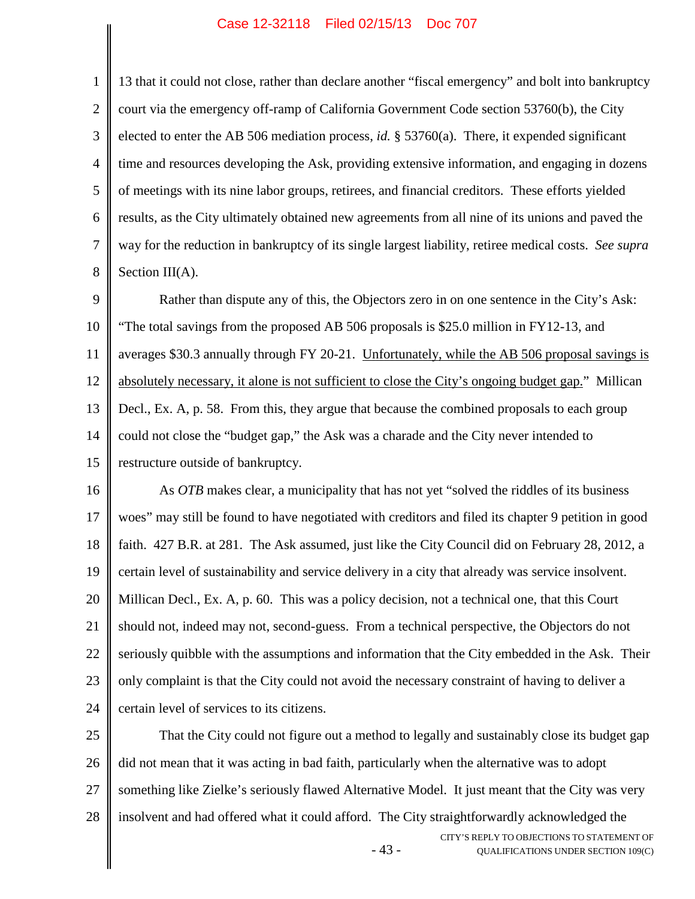13 that it could not close, rather than declare another "fiscal emergency" and bolt into bankruptcy court via the emergency off-ramp of California Government Code section 53760(b), the City elected to enter the AB 506 mediation process, *id.* § 53760(a). There, it expended significant time and resources developing the Ask, providing extensive information, and engaging in dozens of meetings with its nine labor groups, retirees, and financial creditors. These efforts yielded results, as the City ultimately obtained new agreements from all nine of its unions and paved the way for the reduction in bankruptcy of its single largest liability, retiree medical costs. *See supra* Section III(A).

Rather than dispute any of this, the Objectors zero in on one sentence in the City's Ask: "The total savings from the proposed AB 506 proposals is $25.0 million in FY12-13, and averages $30.3 annually through FY 20-21. <u>Unfortunately, while the AB 506 proposal savings is absolutely necessary, it alone is not sufficient to close the City's ongoing budget gap.</u>" Millican Decl., Ex. A, p. 58. From this, they argue that because the combined proposals to each group could not close the "budget gap," the Ask was a charade and the City never intended to restructure outside of bankruptcy.

As *OTB* makes clear, a municipality that has not yet "solved the riddles of its business woes" may still be found to have negotiated with creditors and filed its chapter 9 petition in good faith. 427 B.R. at 281. The Ask assumed, just like the City Council did on February 28, 2012, a certain level of sustainability and service delivery in a city that already was service insolvent. Millican Decl., Ex. A, p. 60. This was a policy decision, not a technical one, that this Court should not, indeed may not, second-guess. From a technical perspective, the Objectors do not seriously quibble with the assumptions and information that the City embedded in the Ask. Their only complaint is that the City could not avoid the necessary constraint of having to deliver a certain level of services to its citizens.

That the City could not figure out a method to legally and sustainably close its budget gap did not mean that it was acting in bad faith, particularly when the alternative was to adopt something like Zielke's seriously flawed Alternative Model. It just meant that the City was very insolvent and had offered what it could afford. The City straightforwardly acknowledged the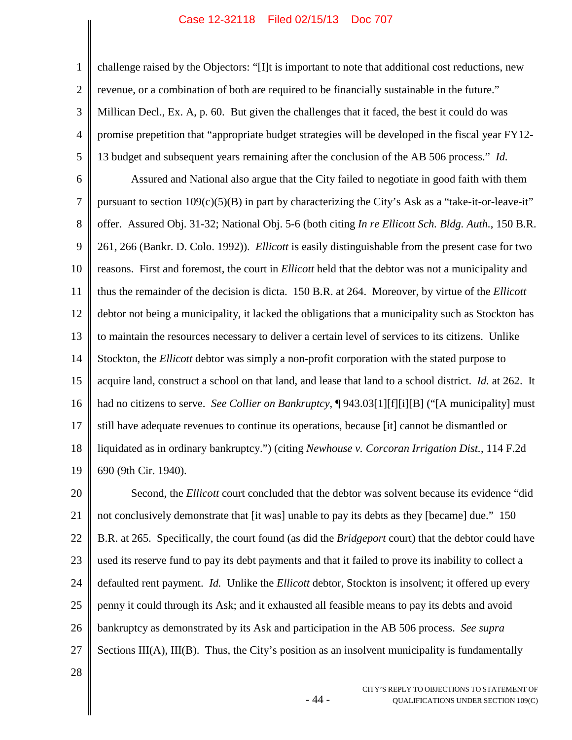challenge raised by the Objectors: "[I]t is important to note that additional cost reductions, new revenue, or a combination of both are required to be financially sustainable in the future." Millican Decl., Ex. A, p. 60. But given the challenges that it faced, the best it could do was promise prepetition that "appropriate budget strategies will be developed in the fiscal year FY12-13 budget and subsequent years remaining after the conclusion of the AB 506 process." *Id.*

Assured and National also argue that the City failed to negotiate in good faith with them pursuant to section 109(c)(5)(B) in part by characterizing the City's Ask as a "take-it-or-leave-it" offer. Assured Obj. 31-32; National Obj. 5-6 (both citing *In re Ellicott Sch. Bldg. Auth.*, 150 B.R. 261, 266 (Bankr. D. Colo. 1992)). *Ellicott* is easily distinguishable from the present case for two reasons. First and foremost, the court in *Ellicott* held that the debtor was not a municipality and thus the remainder of the decision is dicta. 150 B.R. at 264. Moreover, by virtue of the *Ellicott* debtor not being a municipality, it lacked the obligations that a municipality such as Stockton has to maintain the resources necessary to deliver a certain level of services to its citizens. Unlike Stockton, the *Ellicott* debtor was simply a non-profit corporation with the stated purpose to acquire land, construct a school on that land, and lease that land to a school district. *Id.* at 262. It had no citizens to serve. *See Collier on Bankruptcy*, ¶ 943.03[1][f][i][B] ("[A municipality] must still have adequate revenues to continue its operations, because [it] cannot be dismantled or liquidated as in ordinary bankruptcy.") (citing *Newhouse v. Corcoran Irrigation Dist.*, 114 F.2d 690 (9th Cir. 1940).

Second, the *Ellicott* court concluded that the debtor was solvent because its evidence "did not conclusively demonstrate that [it was] unable to pay its debts as they [became] due." 150 B.R. at 265. Specifically, the court found (as did the *Bridgeport* court) that the debtor could have used its reserve fund to pay its debt payments and that it failed to prove its inability to collect a defaulted rent payment. *Id.* Unlike the *Ellicott* debtor, Stockton is insolvent; it offered up every penny it could through its Ask; and it exhausted all feasible means to pay its debts and avoid bankruptcy as demonstrated by its Ask and participation in the AB 506 process. *See supra* Sections III(A), III(B). Thus, the City's position as an insolvent municipality is fundamentally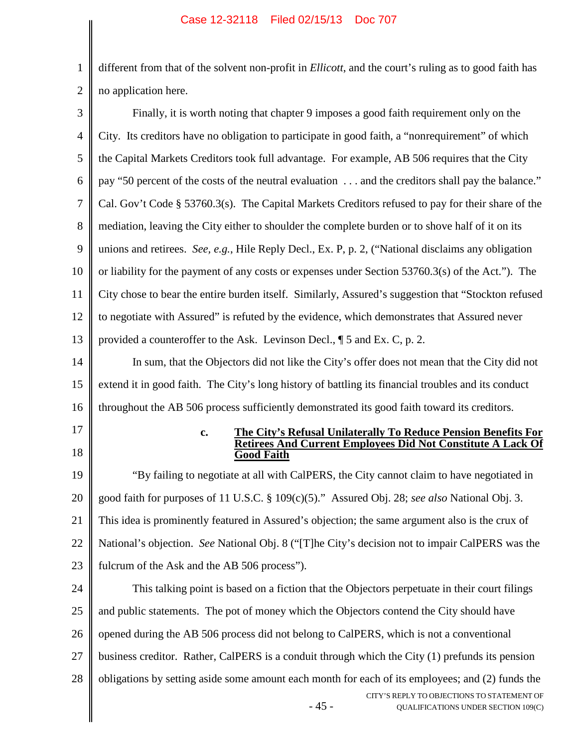different from that of the solvent non-profit in *Ellicott*, and the court's ruling as to good faith has no application here.

Finally, it is worth noting that chapter 9 imposes a good faith requirement only on the City. Its creditors have no obligation to participate in good faith, a "nonrequirement" of which the Capital Markets Creditors took full advantage. For example, AB 506 requires that the City pay "50 percent of the costs of the neutral evaluation . . . and the creditors shall pay the balance." Cal. Gov't Code § 53760.3(s). The Capital Markets Creditors refused to pay for their share of the mediation, leaving the City either to shoulder the complete burden or to shove half of it on its unions and retirees. *See, e.g.*, Hile Reply Decl., Ex. P, p. 2, ("National disclaims any obligation or liability for the payment of any costs or expenses under Section 53760.3(s) of the Act."). The City chose to bear the entire burden itself. Similarly, Assured's suggestion that "Stockton refused to negotiate with Assured" is refuted by the evidence, which demonstrates that Assured never provided a counteroffer to the Ask. Levinson Decl., ¶ 5 and Ex. C, p. 2.

In sum, that the Objectors did not like the City's offer does not mean that the City did not extend it in good faith. The City's long history of battling its financial troubles and its conduct throughout the AB 506 process sufficiently demonstrated its good faith toward its creditors.

#### c. The City's Refusal Unilaterally To Reduce Pension Benefits For Retirees And Current Employees Did Not Constitute A Lack Of Good Faith

"By failing to negotiate at all with CalPERS, the City cannot claim to have negotiated in good faith for purposes of 11 U.S.C. § 109(c)(5)." Assured Obj. 28; *see also* National Obj. 3. This idea is prominently featured in Assured's objection; the same argument also is the crux of National's objection. *See* National Obj. 8 ("[T]he City's decision not to impair CalPERS was the fulcrum of the Ask and the AB 506 process").

This talking point is based on a fiction that the Objectors perpetuate in their court filings and public statements. The pot of money which the Objectors contend the City should have opened during the AB 506 process did not belong to CalPERS, which is not a conventional business creditor. Rather, CalPERS is a conduit through which the City (1) prefunds its pension obligations by setting aside some amount each month for each of its employees; and (2) funds the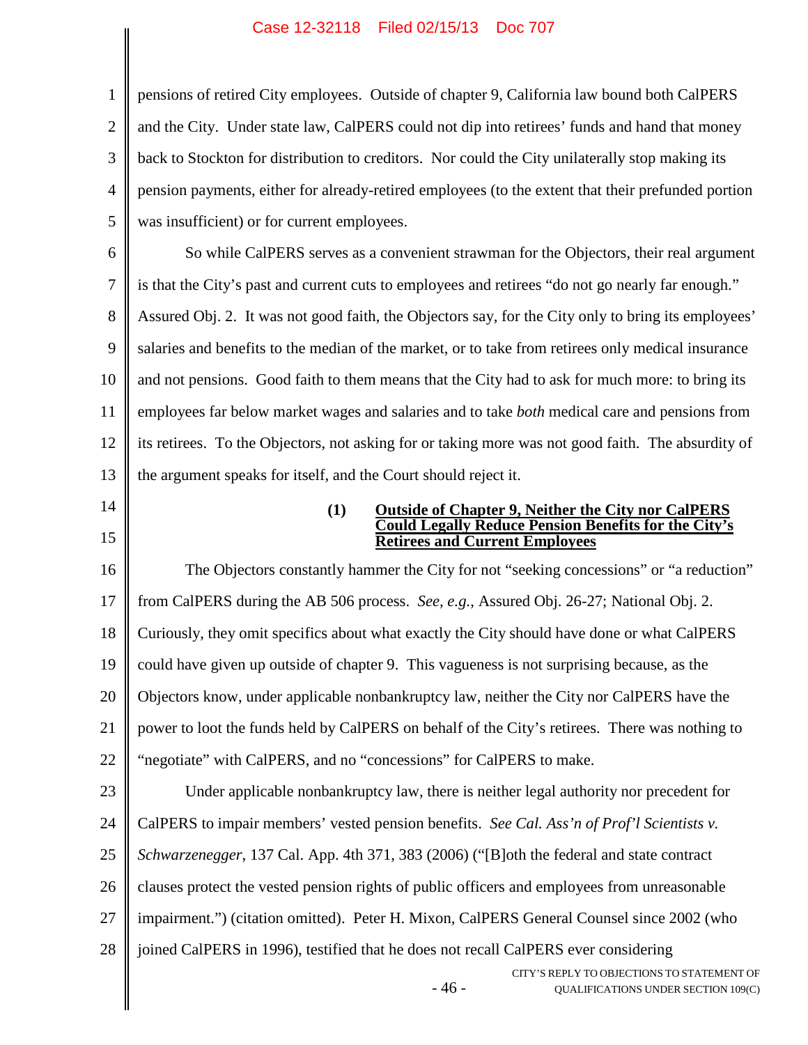pensions of retired City employees. Outside of chapter 9, California law bound both CalPERS and the City. Under state law, CalPERS could not dip into retirees' funds and hand that money back to Stockton for distribution to creditors. Nor could the City unilaterally stop making its pension payments, either for already-retired employees (to the extent that their prefunded portion was insufficient) or for current employees.

So while CalPERS serves as a convenient strawman for the Objectors, their real argument is that the City's past and current cuts to employees and retirees "do not go nearly far enough." Assured Obj. 2. It was not good faith, the Objectors say, for the City only to bring its employees' salaries and benefits to the median of the market, or to take from retirees only medical insurance and not pensions. Good faith to them means that the City had to ask for much more: to bring its employees far below market wages and salaries and to take *both* medical care and pensions from its retirees. To the Objectors, not asking for or taking more was not good faith. The absurdity of the argument speaks for itself, and the Court should reject it.

#### (1) Outside of Chapter 9, Neither the City nor CalPERS Could Legally Reduce Pension Benefits for the City's Retirees and Current Employees

The Objectors constantly hammer the City for not "seeking concessions" or "a reduction" from CalPERS during the AB 506 process. *See, e.g.*, Assured Obj. 26-27; National Obj. 2. Curiously, they omit specifics about what exactly the City should have done or what CalPERS could have given up outside of chapter 9. This vagueness is not surprising because, as the Objectors know, under applicable nonbankruptcy law, neither the City nor CalPERS have the power to loot the funds held by CalPERS on behalf of the City's retirees. There was nothing to "negotiate" with CalPERS, and no "concessions" for CalPERS to make.

Under applicable nonbankruptcy law, there is neither legal authority nor precedent for CalPERS to impair members' vested pension benefits. *See Cal. Ass'n of Prof'l Scientists v. Schwarzenegger*, 137 Cal. App. 4th 371, 383 (2006) ("[B]oth the federal and state contract clauses protect the vested pension rights of public officers and employees from unreasonable impairment.") (citation omitted). Peter H. Mixon, CalPERS General Counsel since 2002 (who joined CalPERS in 1996), testified that he does not recall CalPERS ever considering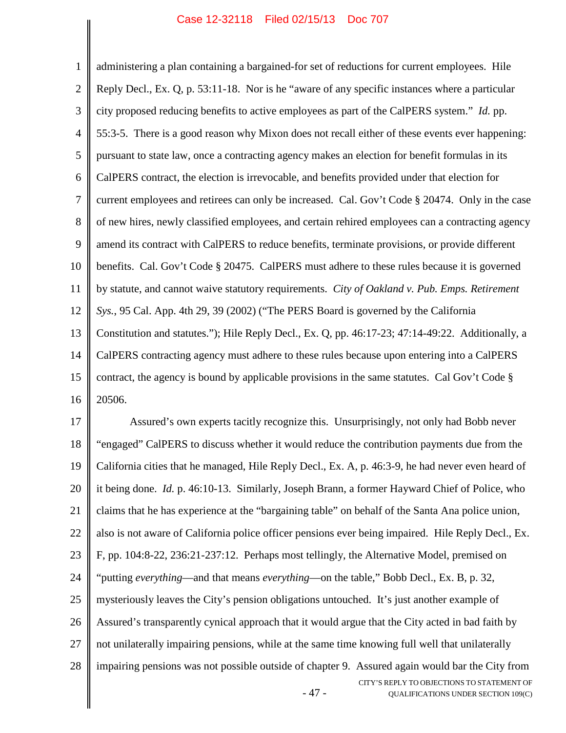administering a plan containing a bargained-for set of reductions for current employees. Hile Reply Decl., Ex. Q, p. 53:11-18. Nor is he "aware of any specific instances where a particular city proposed reducing benefits to active employees as part of the CalPERS system." *Id.* pp. 55:3-5. There is a good reason why Mixon does not recall either of these events ever happening: pursuant to state law, once a contracting agency makes an election for benefit formulas in its CalPERS contract, the election is irrevocable, and benefits provided under that election for current employees and retirees can only be increased. Cal. Gov't Code § 20474. Only in the case of new hires, newly classified employees, and certain rehired employees can a contracting agency amend its contract with CalPERS to reduce benefits, terminate provisions, or provide different benefits. Cal. Gov't Code § 20475. CalPERS must adhere to these rules because it is governed by statute, and cannot waive statutory requirements. *City of Oakland v. Pub. Emps. Retirement Sys.*, 95 Cal. App. 4th 29, 39 (2002) ("The PERS Board is governed by the California Constitution and statutes."); Hile Reply Decl., Ex. Q, pp. 46:17-23; 47:14-49:22. Additionally, a CalPERS contracting agency must adhere to these rules because upon entering into a CalPERS contract, the agency is bound by applicable provisions in the same statutes. Cal Gov't Code § 20506.

Assured's own experts tacitly recognize this. Unsurprisingly, not only had Bobb never "engaged" CalPERS to discuss whether it would reduce the contribution payments due from the California cities that he managed, Hile Reply Decl., Ex. A, p. 46:3-9, he had never even heard of it being done. *Id.* p. 46:10-13. Similarly, Joseph Brann, a former Hayward Chief of Police, who claims that he has experience at the "bargaining table" on behalf of the Santa Ana police union, also is not aware of California police officer pensions ever being impaired. Hile Reply Decl., Ex. F, pp. 104:8-22, 236:21-237:12. Perhaps most tellingly, the Alternative Model, premised on "putting *everything*—and that means *everything*—on the table," Bobb Decl., Ex. B, p. 32, mysteriously leaves the City's pension obligations untouched. It's just another example of Assured's transparently cynical approach that it would argue that the City acted in bad faith by not unilaterally impairing pensions, while at the same time knowing full well that unilaterally impairing pensions was not possible outside of chapter 9. Assured again would bar the City from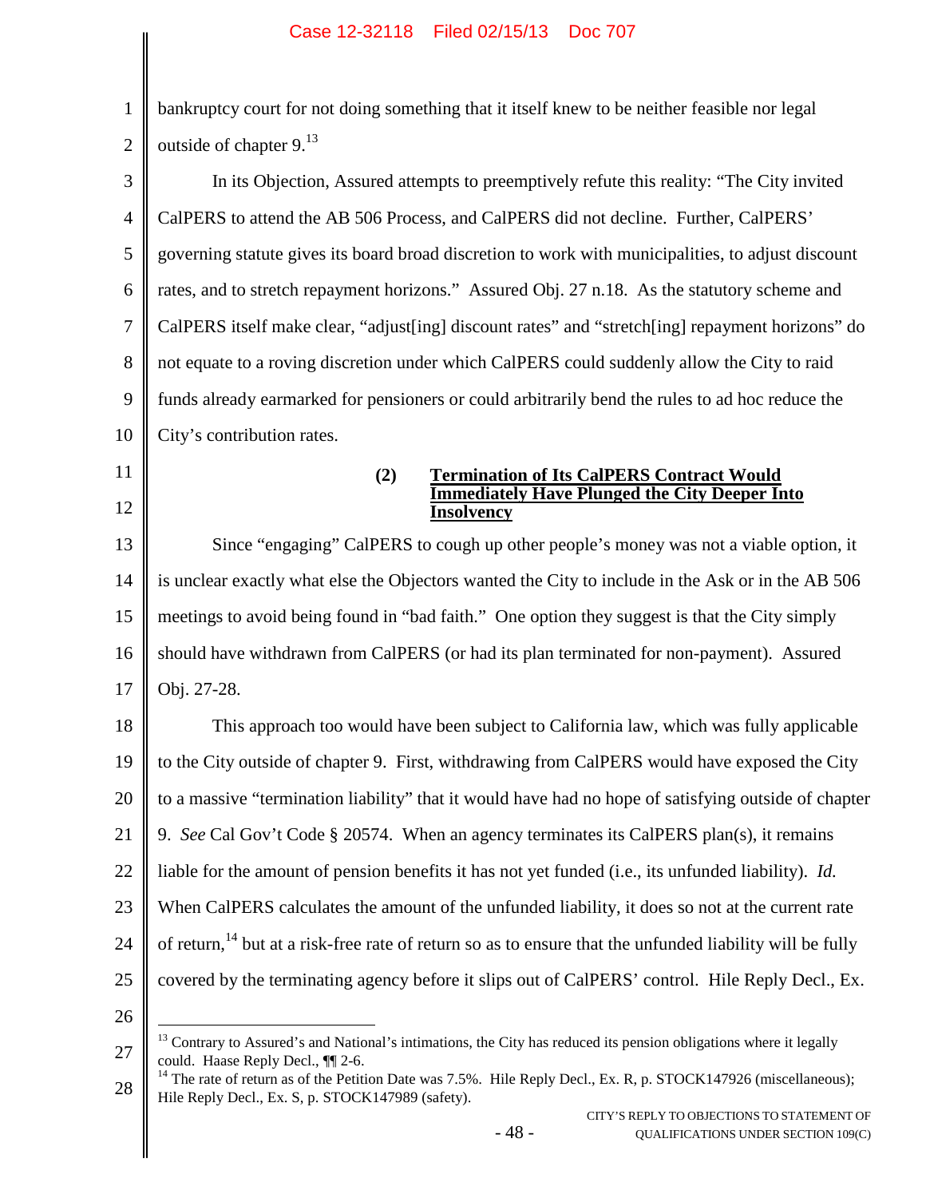bankruptcy court for not doing something that it itself knew to be neither feasible nor legal outside of chapter 9.[13]

In its Objection, Assured attempts to preemptively refute this reality: "The City invited CalPERS to attend the AB 506 Process, and CalPERS did not decline. Further, CalPERS' governing statute gives its board broad discretion to work with municipalities, to adjust discount rates, and to stretch repayment horizons." Assured Obj. 27 n.18. As the statutory scheme and CalPERS itself make clear, "adjust[ing] discount rates" and "stretch[ing] repayment horizons" do not equate to a roving discretion under which CalPERS could suddenly allow the City to raid funds already earmarked for pensioners or could arbitrarily bend the rules to ad hoc reduce the City's contribution rates.

**(2) Termination of Its CalPERS Contract Would Immediately Have Plunged the City Deeper Into Insolvency**

Since "engaging" CalPERS to cough up other people's money was not a viable option, it is unclear exactly what else the Objectors wanted the City to include in the Ask or in the AB 506 meetings to avoid being found in "bad faith." One option they suggest is that the City simply should have withdrawn from CalPERS (or had its plan terminated for non-payment). Assured Obj. 27-28.

This approach too would have been subject to California law, which was fully applicable to the City outside of chapter 9. First, withdrawing from CalPERS would have exposed the City to a massive "termination liability" that it would have had no hope of satisfying outside of chapter 9. *See* Cal Gov't Code § 20574. When an agency terminates its CalPERS plan(s), it remains liable for the amount of pension benefits it has not yet funded (i.e., its unfunded liability). *Id.* When CalPERS calculates the amount of the unfunded liability, it does so not at the current rate of return,[14] but at a risk-free rate of return so as to ensure that the unfunded liability will be fully covered by the terminating agency before it slips out of CalPERS' control. Hile Reply Decl., Ex.

---

[13] Contrary to Assured's and National's intimations, the City has reduced its pension obligations where it legally could. Haase Reply Decl., ¶¶ 2-6.

[14] The rate of return as of the Petition Date was 7.5%. Hile Reply Decl., Ex. R, p. STOCK147926 (miscellaneous); Hile Reply Decl., Ex. S, p. STOCK147989 (safety).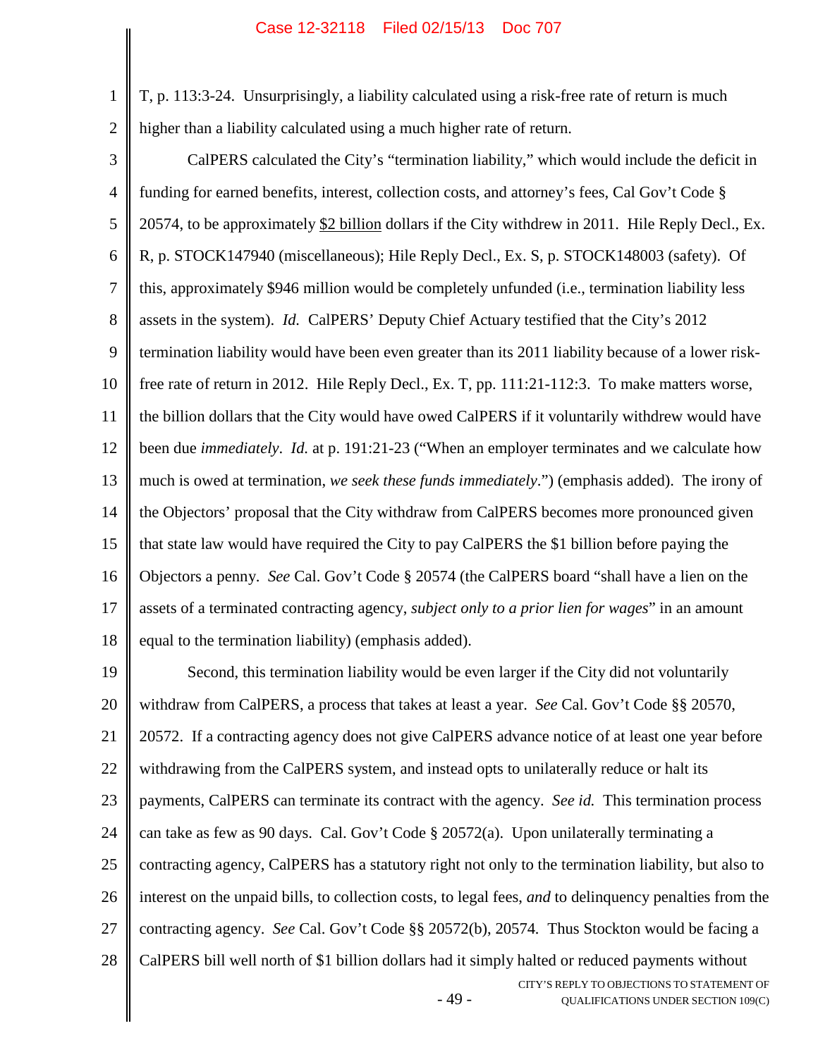T, p. 113:3-24. Unsurprisingly, a liability calculated using a risk-free rate of return is much higher than a liability calculated using a much higher rate of return.

CalPERS calculated the City's "termination liability," which would include the deficit in funding for earned benefits, interest, collection costs, and attorney's fees, Cal Gov't Code § 20574, to be approximately $2 billion dollars if the City withdrew in 2011. Hile Reply Decl., Ex. R, p. STOCK147940 (miscellaneous); Hile Reply Decl., Ex. S, p. STOCK148003 (safety). Of this, approximately $946 million would be completely unfunded (i.e., termination liability less assets in the system). *Id.* CalPERS' Deputy Chief Actuary testified that the City's 2012 termination liability would have been even greater than its 2011 liability because of a lower risk-free rate of return in 2012. Hile Reply Decl., Ex. T, pp. 111:21-112:3. To make matters worse, the billion dollars that the City would have owed CalPERS if it voluntarily withdrew would have been due *immediately*. *Id.* at p. 191:21-23 ("When an employer terminates and we calculate how much is owed at termination, *we seek these funds immediately*.") (emphasis added). The irony of the Objectors' proposal that the City withdraw from CalPERS becomes more pronounced given that state law would have required the City to pay CalPERS the $1 billion before paying the Objectors a penny. *See* Cal. Gov't Code § 20574 (the CalPERS board "shall have a lien on the assets of a terminated contracting agency, *subject only to a prior lien for wages*" in an amount equal to the termination liability) (emphasis added).

Second, this termination liability would be even larger if the City did not voluntarily withdraw from CalPERS, a process that takes at least a year. *See* Cal. Gov't Code §§ 20570, 20572. If a contracting agency does not give CalPERS advance notice of at least one year before withdrawing from the CalPERS system, and instead opts to unilaterally reduce or halt its payments, CalPERS can terminate its contract with the agency. *See id.* This termination process can take as few as 90 days. Cal. Gov't Code § 20572(a). Upon unilaterally terminating a contracting agency, CalPERS has a statutory right not only to the termination liability, but also to interest on the unpaid bills, to collection costs, to legal fees, *and* to delinquency penalties from the contracting agency. *See* Cal. Gov't Code §§ 20572(b), 20574. Thus Stockton would be facing a CalPERS bill well north of $1 billion dollars had it simply halted or reduced payments without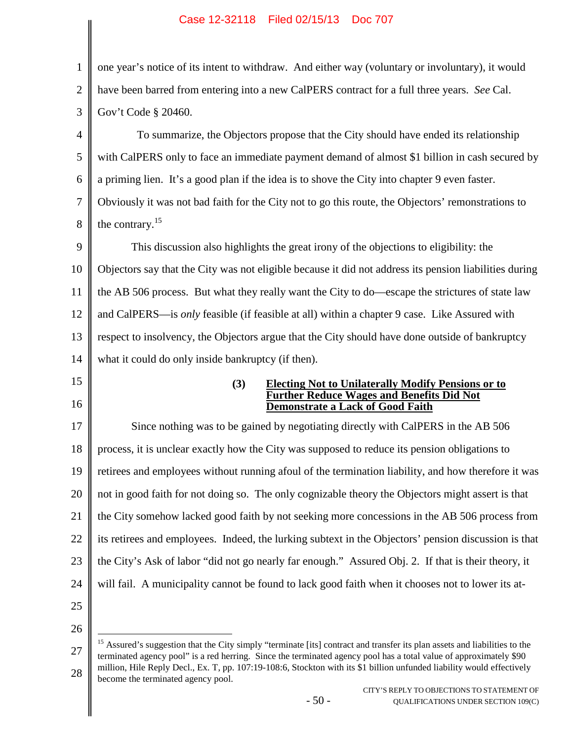one year's notice of its intent to withdraw. And either way (voluntary or involuntary), it would have been barred from entering into a new CalPERS contract for a full three years. *See* Cal. Gov't Code § 20460.

To summarize, the Objectors propose that the City should have ended its relationship with CalPERS only to face an immediate payment demand of almost $1 billion in cash secured by a priming lien. It's a good plan if the idea is to shove the City into chapter 9 even faster. Obviously it was not bad faith for the City not to go this route, the Objectors' remonstrations to the contrary.[15]

This discussion also highlights the great irony of the objections to eligibility: the Objectors say that the City was not eligible because it did not address its pension liabilities during the AB 506 process. But what they really want the City to do—escape the strictures of state law and CalPERS—is *only* feasible (if feasible at all) within a chapter 9 case. Like Assured with respect to insolvency, the Objectors argue that the City should have done outside of bankruptcy what it could do only inside bankruptcy (if then).

**(3) Electing Not to Unilaterally Modify Pensions or to Further Reduce Wages and Benefits Did Not Demonstrate a Lack of Good Faith**

Since nothing was to be gained by negotiating directly with CalPERS in the AB 506 process, it is unclear exactly how the City was supposed to reduce its pension obligations to retirees and employees without running afoul of the termination liability, and how therefore it was not in good faith for not doing so. The only cognizable theory the Objectors might assert is that the City somehow lacked good faith by not seeking more concessions in the AB 506 process from its retirees and employees. Indeed, the lurking subtext in the Objectors' pension discussion is that the City's Ask of labor "did not go nearly far enough." Assured Obj. 2. If that is their theory, it will fail. A municipality cannot be found to lack good faith when it chooses not to lower its at-

---

[15] Assured's suggestion that the City simply "terminate [its] contract and transfer its plan assets and liabilities to the terminated agency pool" is a red herring. Since the terminated agency pool has a total value of approximately $90 million, Hile Reply Decl., Ex. T, pp. 107:19-108:6, Stockton with its $1 billion unfunded liability would effectively become the terminated agency pool.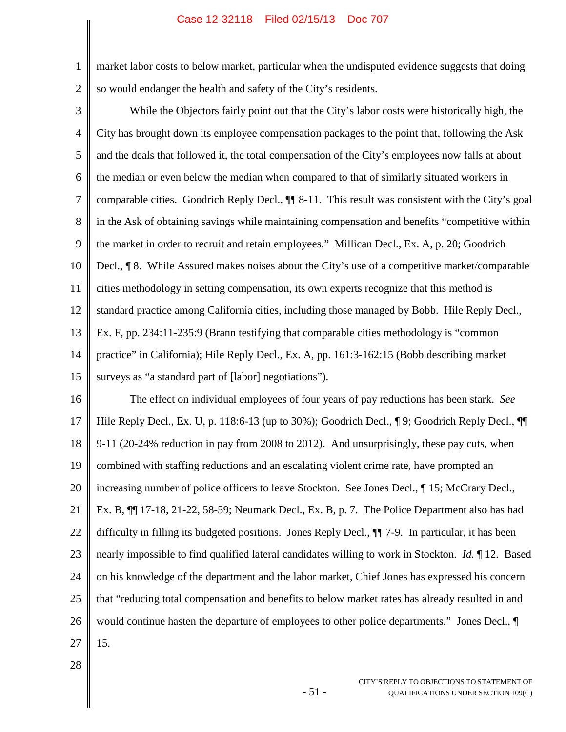market labor costs to below market, particular when the undisputed evidence suggests that doing so would endanger the health and safety of the City's residents.

While the Objectors fairly point out that the City's labor costs were historically high, the City has brought down its employee compensation packages to the point that, following the Ask and the deals that followed it, the total compensation of the City's employees now falls at about the median or even below the median when compared to that of similarly situated workers in comparable cities. Goodrich Reply Decl., ¶¶ 8-11. This result was consistent with the City's goal in the Ask of obtaining savings while maintaining compensation and benefits "competitive within the market in order to recruit and retain employees." Millican Decl., Ex. A, p. 20; Goodrich Decl., ¶ 8. While Assured makes noises about the City's use of a competitive market/comparable cities methodology in setting compensation, its own experts recognize that this method is standard practice among California cities, including those managed by Bobb. Hile Reply Decl., Ex. F, pp. 234:11-235:9 (Brann testifying that comparable cities methodology is "common practice" in California); Hile Reply Decl., Ex. A, pp. 161:3-162:15 (Bobb describing market surveys as "a standard part of [labor] negotiations").

The effect on individual employees of four years of pay reductions has been stark. *See* Hile Reply Decl., Ex. U, p. 118:6-13 (up to 30%); Goodrich Decl., ¶ 9; Goodrich Reply Decl., ¶¶ 9-11 (20-24% reduction in pay from 2008 to 2012). And unsurprisingly, these pay cuts, when combined with staffing reductions and an escalating violent crime rate, have prompted an increasing number of police officers to leave Stockton. See Jones Decl., ¶ 15; McCrary Decl., Ex. B, ¶¶ 17-18, 21-22, 58-59; Neumark Decl., Ex. B, p. 7. The Police Department also has had difficulty in filling its budgeted positions. Jones Reply Decl., ¶¶ 7-9. In particular, it has been nearly impossible to find qualified lateral candidates willing to work in Stockton. *Id.* ¶ 12. Based on his knowledge of the department and the labor market, Chief Jones has expressed his concern that "reducing total compensation and benefits to below market rates has already resulted in and would continue hasten the departure of employees to other police departments." Jones Decl., ¶ 15.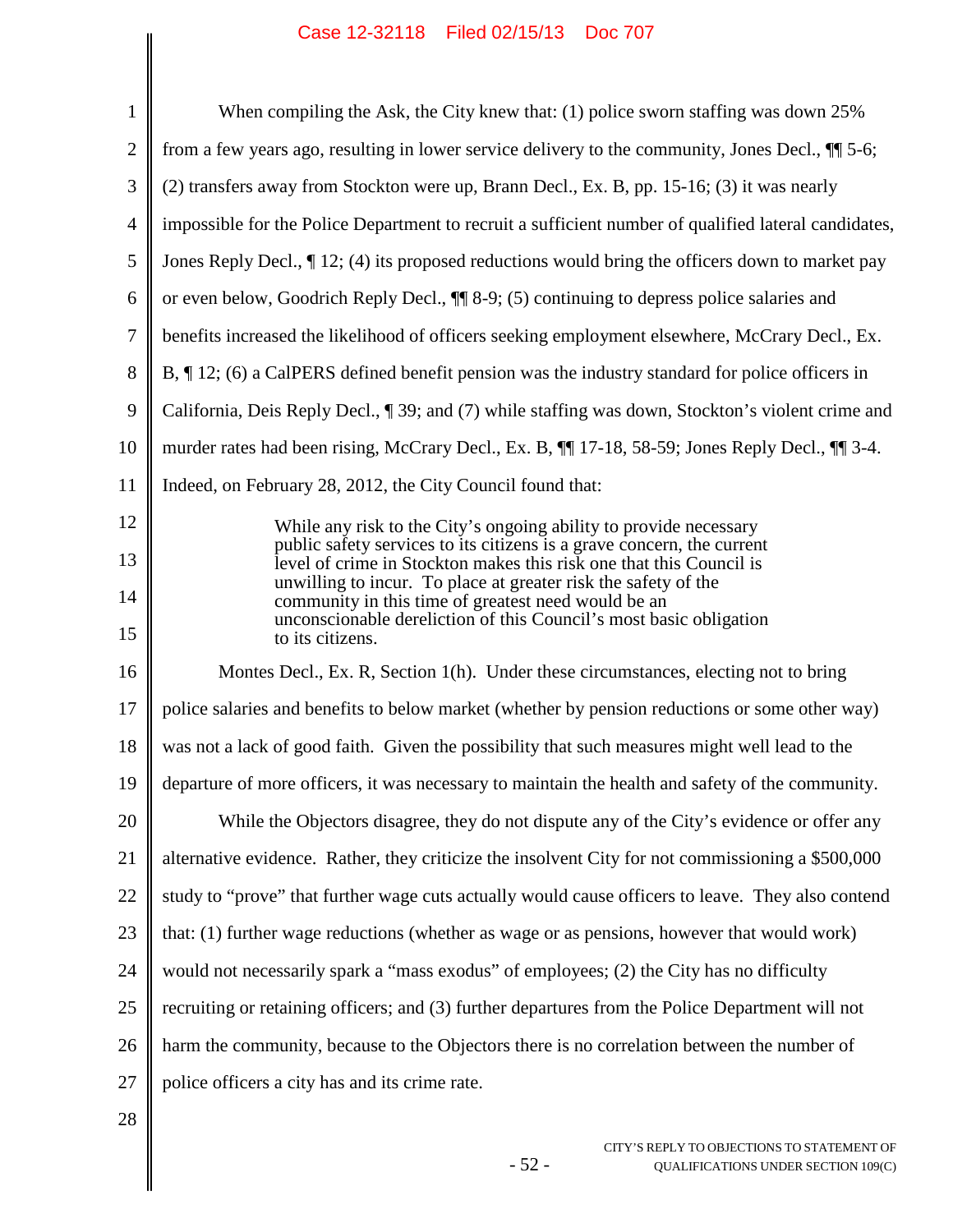When compiling the Ask, the City knew that: (1) police sworn staffing was down 25% from a few years ago, resulting in lower service delivery to the community, Jones Decl., ¶¶ 5-6; (2) transfers away from Stockton were up, Brann Decl., Ex. B, pp. 15-16; (3) it was nearly impossible for the Police Department to recruit a sufficient number of qualified lateral candidates, Jones Reply Decl., ¶ 12; (4) its proposed reductions would bring the officers down to market pay or even below, Goodrich Reply Decl., ¶¶ 8-9; (5) continuing to depress police salaries and benefits increased the likelihood of officers seeking employment elsewhere, McCrary Decl., Ex. B, ¶ 12; (6) a CalPERS defined benefit pension was the industry standard for police officers in California, Deis Reply Decl., ¶ 39; and (7) while staffing was down, Stockton's violent crime and murder rates had been rising, McCrary Decl., Ex. B, ¶¶ 17-18, 58-59; Jones Reply Decl., ¶¶ 3-4. Indeed, on February 28, 2012, the City Council found that:

> While any risk to the City's ongoing ability to provide necessary public safety services to its citizens is a grave concern, the current level of crime in Stockton makes this risk one that this Council is unwilling to incur. To place at greater risk the safety of the community in this time of greatest need would be an unconscionable dereliction of this Council's most basic obligation to its citizens.

Montes Decl., Ex. R, Section 1(h). Under these circumstances, electing not to bring police salaries and benefits to below market (whether by pension reductions or some other way) was not a lack of good faith. Given the possibility that such measures might well lead to the departure of more officers, it was necessary to maintain the health and safety of the community.

While the Objectors disagree, they do not dispute any of the City's evidence or offer any alternative evidence. Rather, they criticize the insolvent City for not commissioning a $500,000 study to "prove" that further wage cuts actually would cause officers to leave. They also contend that: (1) further wage reductions (whether as wage or as pensions, however that would work) would not necessarily spark a "mass exodus" of employees; (2) the City has no difficulty recruiting or retaining officers; and (3) further departures from the Police Department will not harm the community, because to the Objectors there is no correlation between the number of police officers a city has and its crime rate.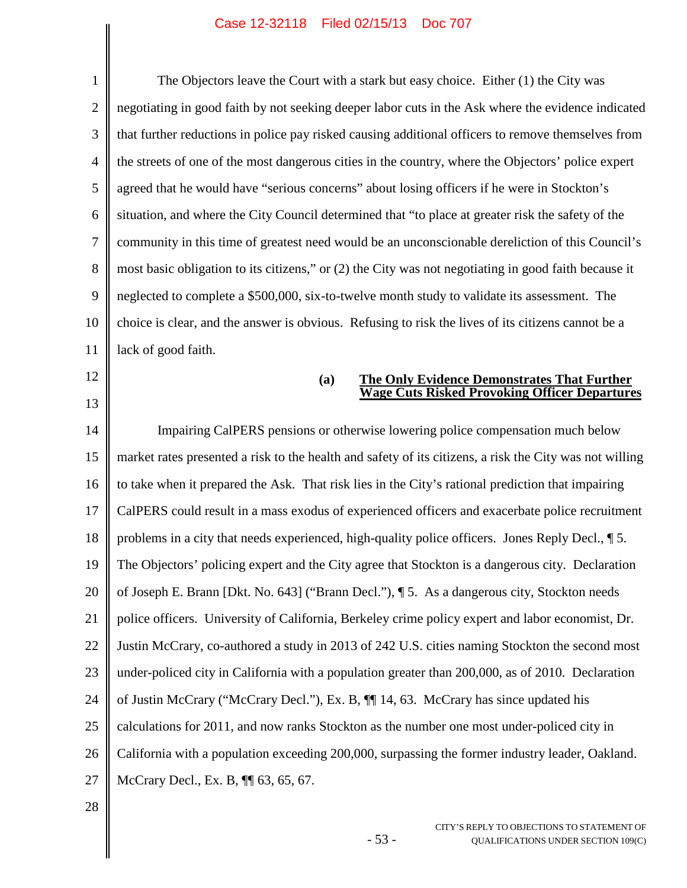The Objectors leave the Court with a stark but easy choice. Either (1) the City was negotiating in good faith by not seeking deeper labor cuts in the Ask where the evidence indicated that further reductions in police pay risked causing additional officers to remove themselves from the streets of one of the most dangerous cities in the country, where the Objectors' police expert agreed that he would have "serious concerns" about losing officers if he were in Stockton's situation, and where the City Council determined that "to place at greater risk the safety of the community in this time of greatest need would be an unconscionable dereliction of this Council's most basic obligation to its citizens," or (2) the City was not negotiating in good faith because it neglected to complete a $500,000, six-to-twelve month study to validate its assessment. The choice is clear, and the answer is obvious. Refusing to risk the lives of its citizens cannot be a lack of good faith.

**(a) <u>The Only Evidence Demonstrates That Further Wage Cuts Risked Provoking Officer Departures</u>**

Impairing CalPERS pensions or otherwise lowering police compensation much below market rates presented a risk to the health and safety of its citizens, a risk the City was not willing to take when it prepared the Ask. That risk lies in the City's rational prediction that impairing CalPERS could result in a mass exodus of experienced officers and exacerbate police recruitment problems in a city that needs experienced, high-quality police officers. Jones Reply Decl., ¶ 5. The Objectors' policing expert and the City agree that Stockton is a dangerous city. Declaration of Joseph E. Brann [Dkt. No. 643] ("Brann Decl."), ¶ 5. As a dangerous city, Stockton needs police officers. University of California, Berkeley crime policy expert and labor economist, Dr. Justin McCrary, co-authored a study in 2013 of 242 U.S. cities naming Stockton the second most under-policed city in California with a population greater than 200,000, as of 2010. Declaration of Justin McCrary ("McCrary Decl."), Ex. B, ¶¶ 14, 63. McCrary has since updated his calculations for 2011, and now ranks Stockton as the number one most under-policed city in California with a population exceeding 200,000, surpassing the former industry leader, Oakland. McCrary Decl., Ex. B, ¶¶ 63, 65, 67.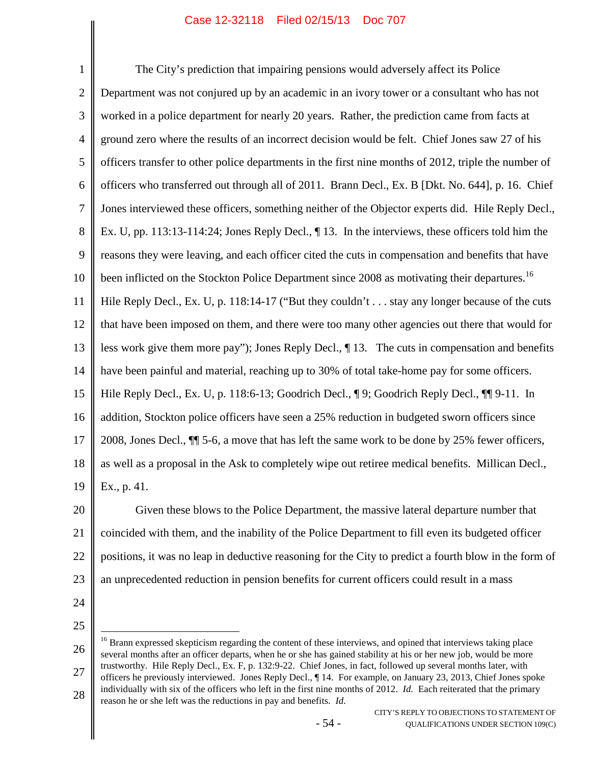The City's prediction that impairing pensions would adversely affect its Police Department was not conjured up by an academic in an ivory tower or a consultant who has not worked in a police department for nearly 20 years. Rather, the prediction came from facts at ground zero where the results of an incorrect decision would be felt. Chief Jones saw 27 of his officers transfer to other police departments in the first nine months of 2012, triple the number of officers who transferred out through all of 2011. Brann Decl., Ex. B [Dkt. No. 644], p. 16. Chief Jones interviewed these officers, something neither of the Objector experts did. Hile Reply Decl., Ex. U, pp. 113:13-114:24; Jones Reply Decl., ¶ 13. In the interviews, these officers told him the reasons they were leaving, and each officer cited the cuts in compensation and benefits that have been inflicted on the Stockton Police Department since 2008 as motivating their departures.[16] Hile Reply Decl., Ex. U, p. 118:14-17 ("But they couldn't . . . stay any longer because of the cuts that have been imposed on them, and there were too many other agencies out there that would for less work give them more pay"); Jones Reply Decl., ¶ 13. The cuts in compensation and benefits have been painful and material, reaching up to 30% of total take-home pay for some officers. Hile Reply Decl., Ex. U, p. 118:6-13; Goodrich Decl., ¶ 9; Goodrich Reply Decl., ¶¶ 9-11. In addition, Stockton police officers have seen a 25% reduction in budgeted sworn officers since 2008, Jones Decl., ¶¶ 5-6, a move that has left the same work to be done by 25% fewer officers, as well as a proposal in the Ask to completely wipe out retiree medical benefits. Millican Decl., Ex., p. 41.

Given these blows to the Police Department, the massive lateral departure number that coincided with them, and the inability of the Police Department to fill even its budgeted officer positions, it was no leap in deductive reasoning for the City to predict a fourth blow in the form of an unprecedented reduction in pension benefits for current officers could result in a mass

---

[16] Brann expressed skepticism regarding the content of these interviews, and opined that interviews taking place several months after an officer departs, when he or she has gained stability at his or her new job, would be more trustworthy. Hile Reply Decl., Ex. F, p. 132:9-22. Chief Jones, in fact, followed up several months later, with officers he previously interviewed. Jones Reply Decl., ¶ 14. For example, on January 23, 2013, Chief Jones spoke individually with six of the officers who left in the first nine months of 2012. *Id.* Each reiterated that the primary reason he or she left was the reductions in pay and benefits. *Id.*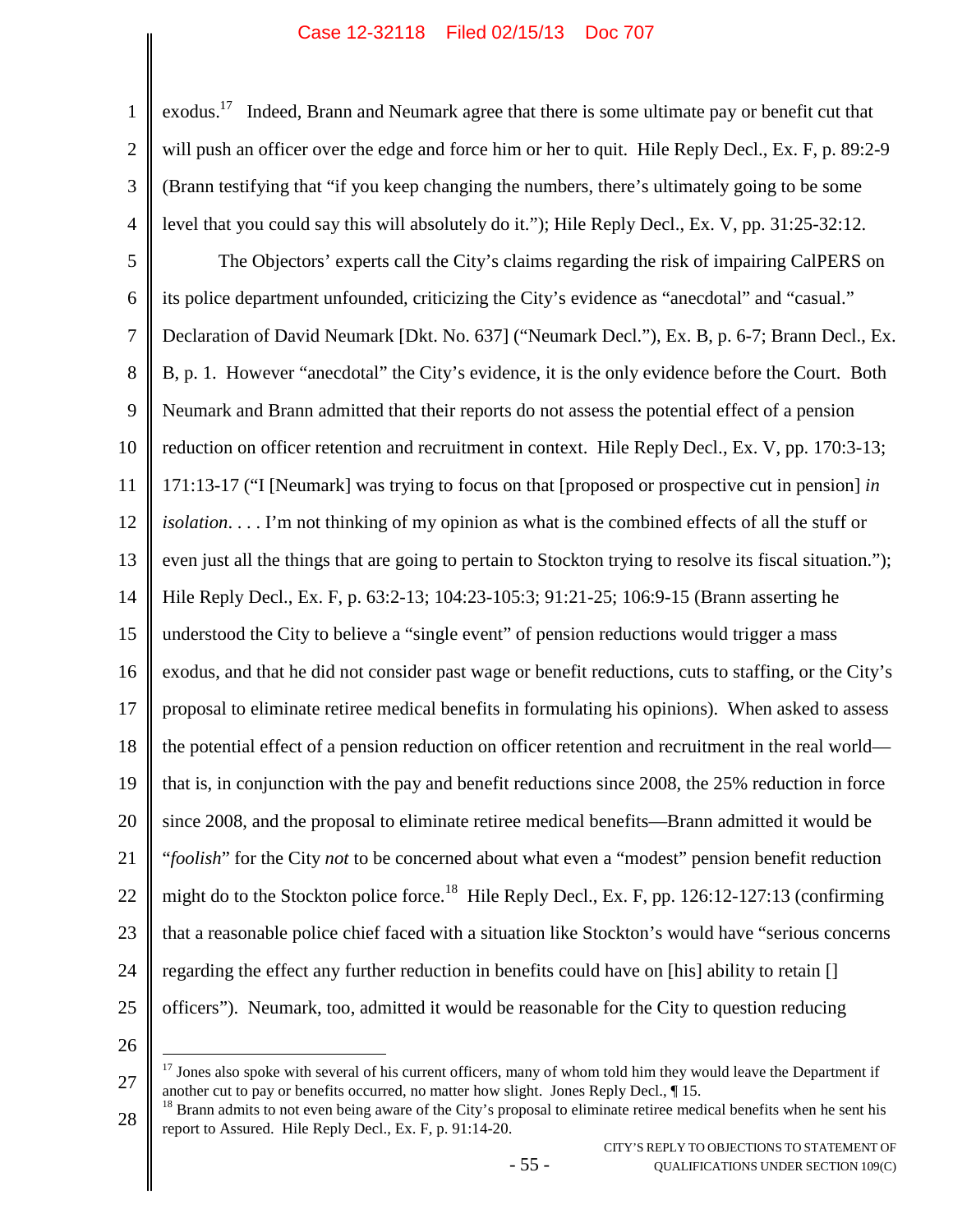exodus.[17] Indeed, Brann and Neumark agree that there is some ultimate pay or benefit cut that will push an officer over the edge and force him or her to quit. Hile Reply Decl., Ex. F, p. 89:2-9 (Brann testifying that "if you keep changing the numbers, there's ultimately going to be some level that you could say this will absolutely do it."); Hile Reply Decl., Ex. V, pp. 31:25-32:12.

The Objectors' experts call the City's claims regarding the risk of impairing CalPERS on its police department unfounded, criticizing the City's evidence as "anecdotal" and "casual." Declaration of David Neumark [Dkt. No. 637] ("Neumark Decl."), Ex. B, p. 6-7; Brann Decl., Ex. B, p. 1. However "anecdotal" the City's evidence, it is the only evidence before the Court. Both Neumark and Brann admitted that their reports do not assess the potential effect of a pension reduction on officer retention and recruitment in context. Hile Reply Decl., Ex. V, pp. 170:3-13; 171:13-17 ("I [Neumark] was trying to focus on that [proposed or prospective cut in pension] *in isolation*. . . . I'm not thinking of my opinion as what is the combined effects of all the stuff or even just all the things that are going to pertain to Stockton trying to resolve its fiscal situation."); Hile Reply Decl., Ex. F, p. 63:2-13; 104:23-105:3; 91:21-25; 106:9-15 (Brann asserting he understood the City to believe a "single event" of pension reductions would trigger a mass exodus, and that he did not consider past wage or benefit reductions, cuts to staffing, or the City's proposal to eliminate retiree medical benefits in formulating his opinions). When asked to assess the potential effect of a pension reduction on officer retention and recruitment in the real world—that is, in conjunction with the pay and benefit reductions since 2008, the 25% reduction in force since 2008, and the proposal to eliminate retiree medical benefits—Brann admitted it would be "*foolish*" for the City *not* to be concerned about what even a "modest" pension benefit reduction might do to the Stockton police force.[18] Hile Reply Decl., Ex. F, pp. 126:12-127:13 (confirming that a reasonable police chief faced with a situation like Stockton's would have "serious concerns regarding the effect any further reduction in benefits could have on [his] ability to retain [] officers"). Neumark, too, admitted it would be reasonable for the City to question reducing

---

[17] Jones also spoke with several of his current officers, many of whom told him they would leave the Department if another cut to pay or benefits occurred, no matter how slight. Jones Reply Decl., ¶ 15.

[18] Brann admits to not even being aware of the City's proposal to eliminate retiree medical benefits when he sent his report to Assured. Hile Reply Decl., Ex. F, p. 91:14-20.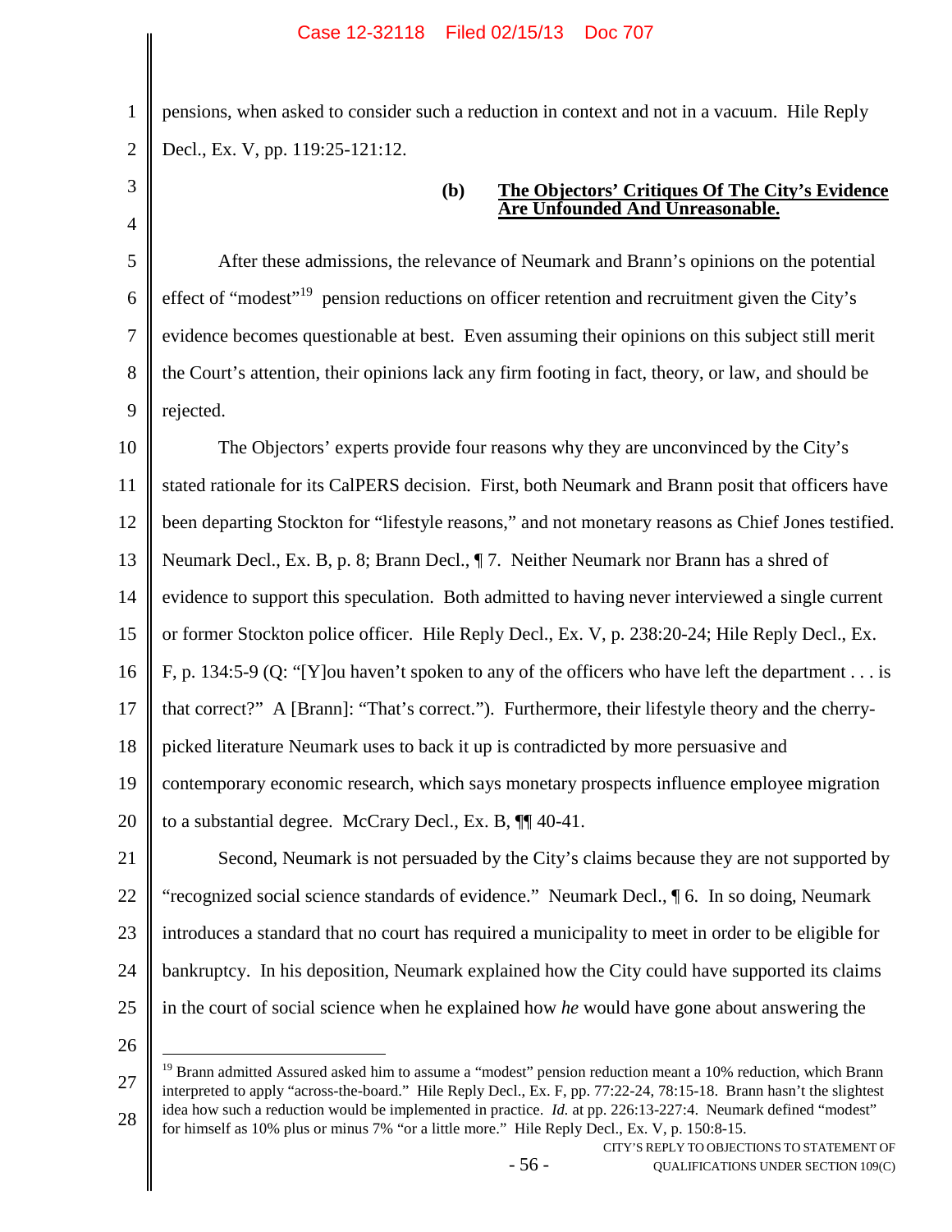pensions, when asked to consider such a reduction in context and not in a vacuum. Hile Reply Decl., Ex. V, pp. 119:25-121:12.

**(b) The Objectors' Critiques Of The City's Evidence Are Unfounded And Unreasonable.**

After these admissions, the relevance of Neumark and Brann's opinions on the potential effect of "modest"[19] pension reductions on officer retention and recruitment given the City's evidence becomes questionable at best. Even assuming their opinions on this subject still merit the Court's attention, their opinions lack any firm footing in fact, theory, or law, and should be rejected.

The Objectors' experts provide four reasons why they are unconvinced by the City's stated rationale for its CalPERS decision. First, both Neumark and Brann posit that officers have been departing Stockton for "lifestyle reasons," and not monetary reasons as Chief Jones testified. Neumark Decl., Ex. B, p. 8; Brann Decl., ¶ 7. Neither Neumark nor Brann has a shred of evidence to support this speculation. Both admitted to having never interviewed a single current or former Stockton police officer. Hile Reply Decl., Ex. V, p. 238:20-24; Hile Reply Decl., Ex. F, p. 134:5-9 (Q: "[Y]ou haven't spoken to any of the officers who have left the department . . . is that correct?" A [Brann]: "That's correct."). Furthermore, their lifestyle theory and the cherry-picked literature Neumark uses to back it up is contradicted by more persuasive and contemporary economic research, which says monetary prospects influence employee migration to a substantial degree. McCrary Decl., Ex. B, ¶¶ 40-41.

Second, Neumark is not persuaded by the City's claims because they are not supported by "recognized social science standards of evidence." Neumark Decl., ¶ 6. In so doing, Neumark introduces a standard that no court has required a municipality to meet in order to be eligible for bankruptcy. In his deposition, Neumark explained how the City could have supported its claims in the court of social science when he explained how *he* would have gone about answering the

[19] Brann admitted Assured asked him to assume a "modest" pension reduction meant a 10% reduction, which Brann interpreted to apply "across-the-board." Hile Reply Decl., Ex. F, pp. 77:22-24, 78:15-18. Brann hasn't the slightest idea how such a reduction would be implemented in practice. *Id.* at pp. 226:13-227:4. Neumark defined "modest" for himself as 10% plus or minus 7% "or a little more." Hile Reply Decl., Ex. V, p. 150:8-15.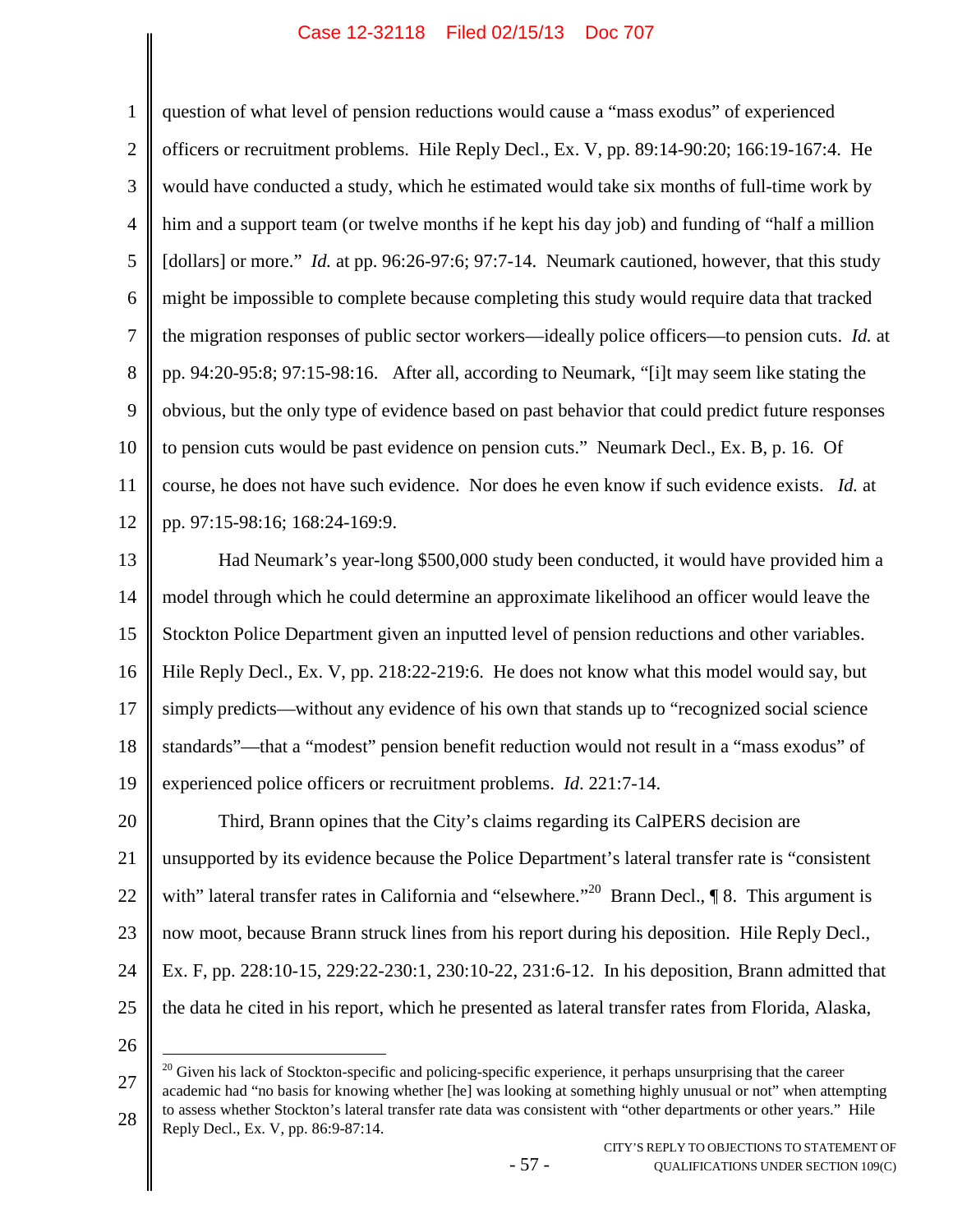question of what level of pension reductions would cause a "mass exodus" of experienced officers or recruitment problems. Hile Reply Decl., Ex. V, pp. 89:14-90:20; 166:19-167:4. He would have conducted a study, which he estimated would take six months of full-time work by him and a support team (or twelve months if he kept his day job) and funding of "half a million [dollars] or more." *Id.* at pp. 96:26-97:6; 97:7-14. Neumark cautioned, however, that this study might be impossible to complete because completing this study would require data that tracked the migration responses of public sector workers—ideally police officers—to pension cuts. *Id.* at pp. 94:20-95:8; 97:15-98:16. After all, according to Neumark, "[i]t may seem like stating the obvious, but the only type of evidence based on past behavior that could predict future responses to pension cuts would be past evidence on pension cuts." Neumark Decl., Ex. B, p. 16. Of course, he does not have such evidence. Nor does he even know if such evidence exists. *Id.* at pp. 97:15-98:16; 168:24-169:9.

Had Neumark's year-long $500,000 study been conducted, it would have provided him a model through which he could determine an approximate likelihood an officer would leave the Stockton Police Department given an inputted level of pension reductions and other variables. Hile Reply Decl., Ex. V, pp. 218:22-219:6. He does not know what this model would say, but simply predicts—without any evidence of his own that stands up to "recognized social science standards"—that a "modest" pension benefit reduction would not result in a "mass exodus" of experienced police officers or recruitment problems. *Id*. 221:7-14.

Third, Brann opines that the City's claims regarding its CalPERS decision are unsupported by its evidence because the Police Department's lateral transfer rate is "consistent with" lateral transfer rates in California and "elsewhere."[20] Brann Decl., ¶ 8. This argument is now moot, because Brann struck lines from his report during his deposition. Hile Reply Decl., Ex. F, pp. 228:10-15, 229:22-230:1, 230:10-22, 231:6-12. In his deposition, Brann admitted that the data he cited in his report, which he presented as lateral transfer rates from Florida, Alaska,

---

[20] Given his lack of Stockton-specific and policing-specific experience, it perhaps unsurprising that the career academic had "no basis for knowing whether [he] was looking at something highly unusual or not" when attempting to assess whether Stockton's lateral transfer rate data was consistent with "other departments or other years." Hile Reply Decl., Ex. V, pp. 86:9-87:14.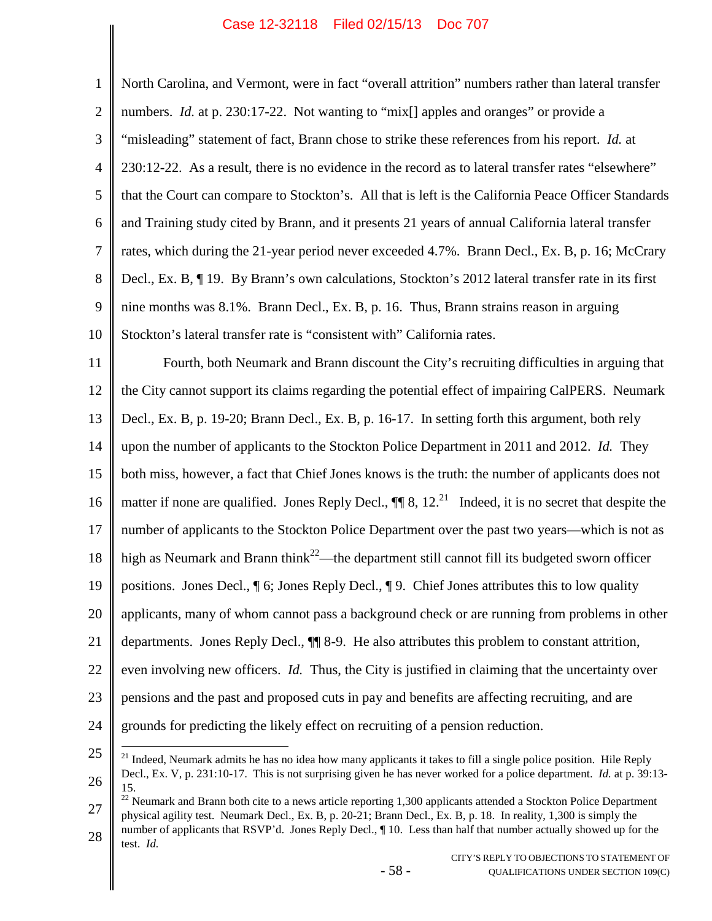North Carolina, and Vermont, were in fact "overall attrition" numbers rather than lateral transfer numbers. *Id.* at p. 230:17-22. Not wanting to "mix[] apples and oranges" or provide a "misleading" statement of fact, Brann chose to strike these references from his report. *Id.* at 230:12-22. As a result, there is no evidence in the record as to lateral transfer rates "elsewhere" that the Court can compare to Stockton's. All that is left is the California Peace Officer Standards and Training study cited by Brann, and it presents 21 years of annual California lateral transfer rates, which during the 21-year period never exceeded 4.7%. Brann Decl., Ex. B, p. 16; McCrary Decl., Ex. B, ¶ 19. By Brann's own calculations, Stockton's 2012 lateral transfer rate in its first nine months was 8.1%. Brann Decl., Ex. B, p. 16. Thus, Brann strains reason in arguing Stockton's lateral transfer rate is "consistent with" California rates.

Fourth, both Neumark and Brann discount the City's recruiting difficulties in arguing that the City cannot support its claims regarding the potential effect of impairing CalPERS. Neumark Decl., Ex. B, p. 19-20; Brann Decl., Ex. B, p. 16-17. In setting forth this argument, both rely upon the number of applicants to the Stockton Police Department in 2011 and 2012. *Id.* They both miss, however, a fact that Chief Jones knows is the truth: the number of applicants does not matter if none are qualified. Jones Reply Decl., ¶¶ 8, 12.[21] Indeed, it is no secret that despite the number of applicants to the Stockton Police Department over the past two years—which is not as high as Neumark and Brann think[22]—the department still cannot fill its budgeted sworn officer positions. Jones Decl., ¶ 6; Jones Reply Decl., ¶ 9. Chief Jones attributes this to low quality applicants, many of whom cannot pass a background check or are running from problems in other departments. Jones Reply Decl., ¶¶ 8-9. He also attributes this problem to constant attrition, even involving new officers. *Id.* Thus, the City is justified in claiming that the uncertainty over pensions and the past and proposed cuts in pay and benefits are affecting recruiting, and are grounds for predicting the likely effect on recruiting of a pension reduction.

---

[21] Indeed, Neumark admits he has no idea how many applicants it takes to fill a single police position. Hile Reply Decl., Ex. V, p. 231:10-17. This is not surprising given he has never worked for a police department. *Id.* at p. 39:13-15.

[22] Neumark and Brann both cite to a news article reporting 1,300 applicants attended a Stockton Police Department physical agility test. Neumark Decl., Ex. B, p. 20-21; Brann Decl., Ex. B, p. 18. In reality, 1,300 is simply the number of applicants that RSVP'd. Jones Reply Decl., ¶ 10. Less than half that number actually showed up for the test. *Id.*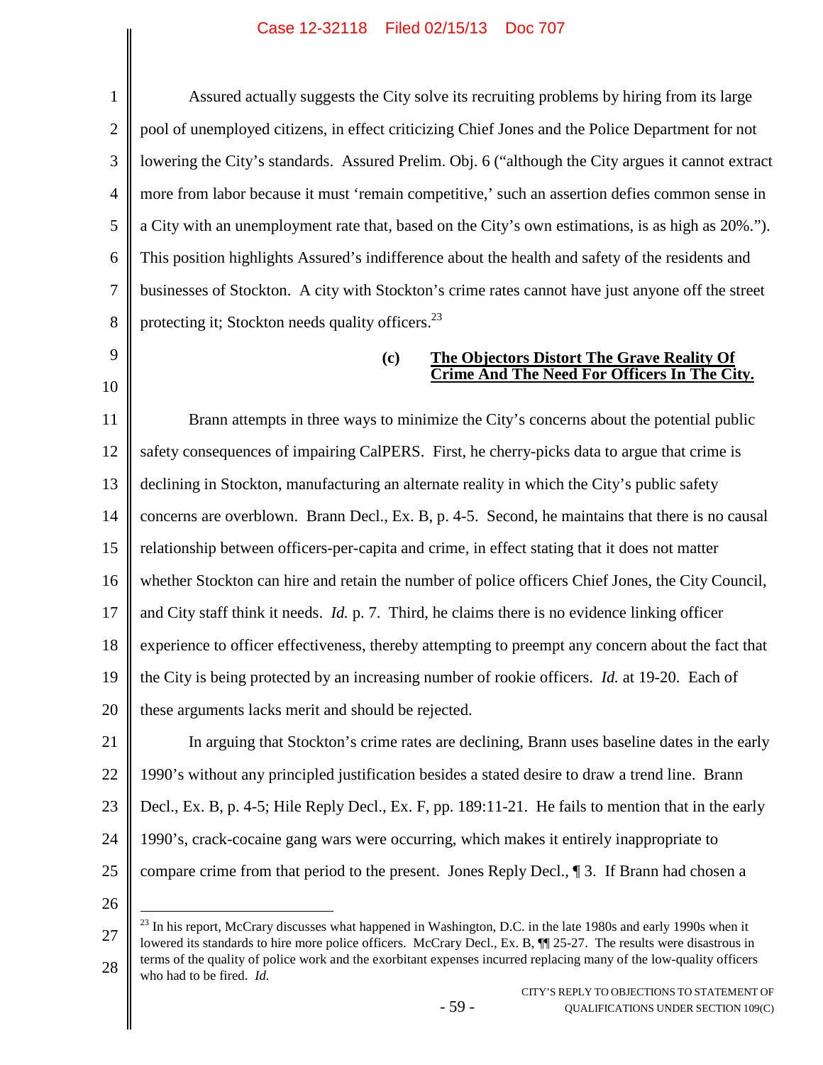Assured actually suggests the City solve its recruiting problems by hiring from its large pool of unemployed citizens, in effect criticizing Chief Jones and the Police Department for not lowering the City's standards. Assured Prelim. Obj. 6 ("although the City argues it cannot extract more from labor because it must 'remain competitive,' such an assertion defies common sense in a City with an unemployment rate that, based on the City's own estimations, is as high as 20%."). This position highlights Assured's indifference about the health and safety of the residents and businesses of Stockton. A city with Stockton's crime rates cannot have just anyone off the street protecting it; Stockton needs quality officers.[23]

**(c) The Objectors Distort The Grave Reality Of Crime And The Need For Officers In The City.**

Brann attempts in three ways to minimize the City's concerns about the potential public safety consequences of impairing CalPERS. First, he cherry-picks data to argue that crime is declining in Stockton, manufacturing an alternate reality in which the City's public safety concerns are overblown. Brann Decl., Ex. B, p. 4-5. Second, he maintains that there is no causal relationship between officers-per-capita and crime, in effect stating that it does not matter whether Stockton can hire and retain the number of police officers Chief Jones, the City Council, and City staff think it needs. *Id.* p. 7. Third, he claims there is no evidence linking officer experience to officer effectiveness, thereby attempting to preempt any concern about the fact that the City is being protected by an increasing number of rookie officers. *Id.* at 19-20. Each of these arguments lacks merit and should be rejected.

In arguing that Stockton's crime rates are declining, Brann uses baseline dates in the early 1990's without any principled justification besides a stated desire to draw a trend line. Brann Decl., Ex. B, p. 4-5; Hile Reply Decl., Ex. F, pp. 189:11-21. He fails to mention that in the early 1990's, crack-cocaine gang wars were occurring, which makes it entirely inappropriate to compare crime from that period to the present. Jones Reply Decl., ¶ 3. If Brann had chosen a

---

[23] In his report, McCrary discusses what happened in Washington, D.C. in the late 1980s and early 1990s when it lowered its standards to hire more police officers. McCrary Decl., Ex. B, ¶¶ 25-27. The results were disastrous in terms of the quality of police work and the exorbitant expenses incurred replacing many of the low-quality officers who had to be fired. *Id.*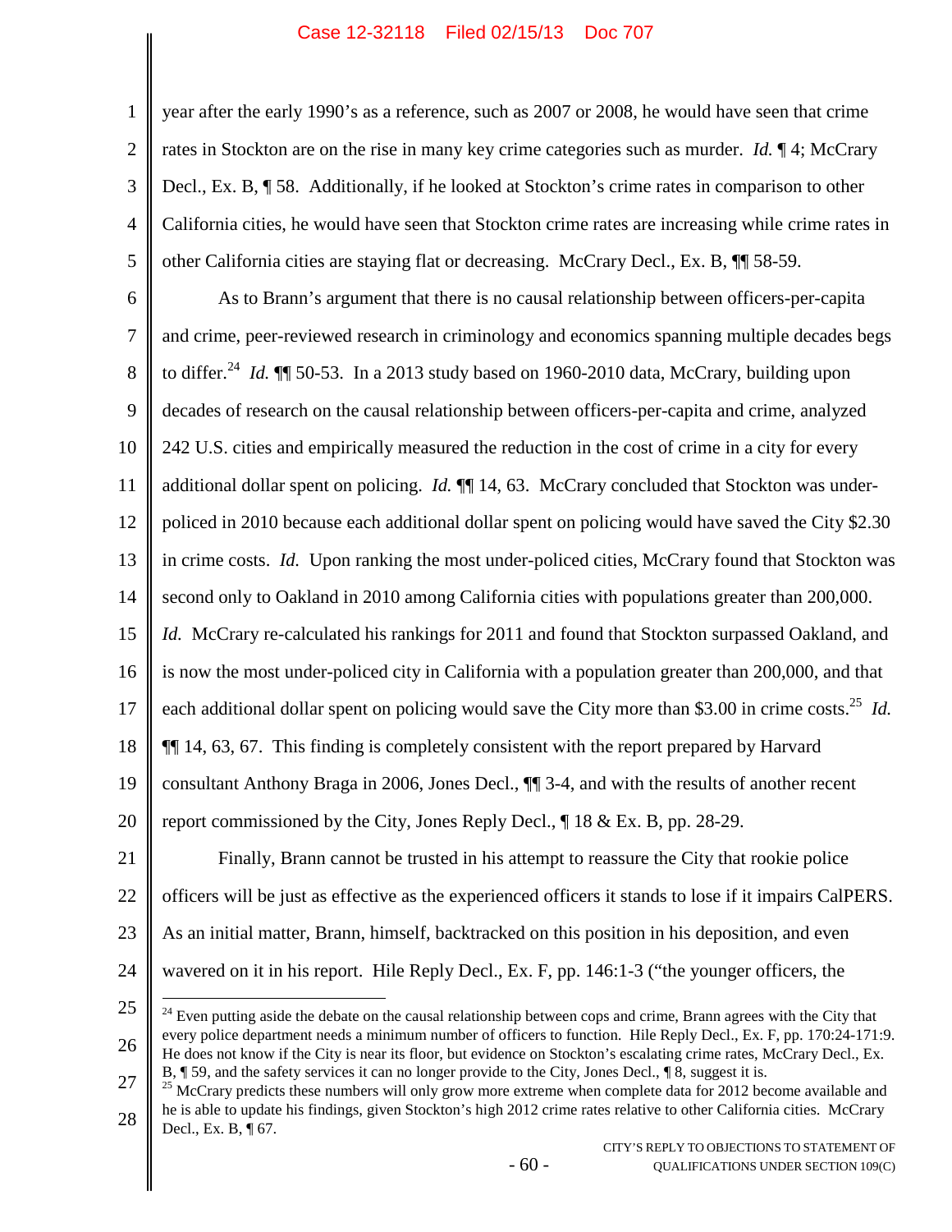year after the early 1990's as a reference, such as 2007 or 2008, he would have seen that crime rates in Stockton are on the rise in many key crime categories such as murder. *Id.* ¶ 4; McCrary Decl., Ex. B, ¶ 58. Additionally, if he looked at Stockton's crime rates in comparison to other California cities, he would have seen that Stockton crime rates are increasing while crime rates in other California cities are staying flat or decreasing. McCrary Decl., Ex. B, ¶¶ 58-59.

As to Brann's argument that there is no causal relationship between officers-per-capita and crime, peer-reviewed research in criminology and economics spanning multiple decades begs to differ.[24] *Id.* ¶¶ 50-53. In a 2013 study based on 1960-2010 data, McCrary, building upon decades of research on the causal relationship between officers-per-capita and crime, analyzed 242 U.S. cities and empirically measured the reduction in the cost of crime in a city for every additional dollar spent on policing. *Id.* ¶¶ 14, 63. McCrary concluded that Stockton was under-policed in 2010 because each additional dollar spent on policing would have saved the City $2.30 in crime costs. *Id.* Upon ranking the most under-policed cities, McCrary found that Stockton was second only to Oakland in 2010 among California cities with populations greater than 200,000. *Id.* McCrary re-calculated his rankings for 2011 and found that Stockton surpassed Oakland, and is now the most under-policed city in California with a population greater than 200,000, and that each additional dollar spent on policing would save the City more than $3.00 in crime costs.[25] *Id.* ¶¶ 14, 63, 67. This finding is completely consistent with the report prepared by Harvard consultant Anthony Braga in 2006, Jones Decl., ¶¶ 3-4, and with the results of another recent report commissioned by the City, Jones Reply Decl., ¶ 18 & Ex. B, pp. 28-29.

Finally, Brann cannot be trusted in his attempt to reassure the City that rookie police officers will be just as effective as the experienced officers it stands to lose if it impairs CalPERS. As an initial matter, Brann, himself, backtracked on this position in his deposition, and even wavered on it in his report. Hile Reply Decl., Ex. F, pp. 146:1-3 ("the younger officers, the

---

[24] Even putting aside the debate on the causal relationship between cops and crime, Brann agrees with the City that every police department needs a minimum number of officers to function. Hile Reply Decl., Ex. F, pp. 170:24-171:9. He does not know if the City is near its floor, but evidence on Stockton's escalating crime rates, McCrary Decl., Ex. B, ¶ 59, and the safety services it can no longer provide to the City, Jones Decl., ¶ 8, suggest it is.

[25] McCrary predicts these numbers will only grow more extreme when complete data for 2012 become available and he is able to update his findings, given Stockton's high 2012 crime rates relative to other California cities. McCrary Decl., Ex. B, ¶ 67.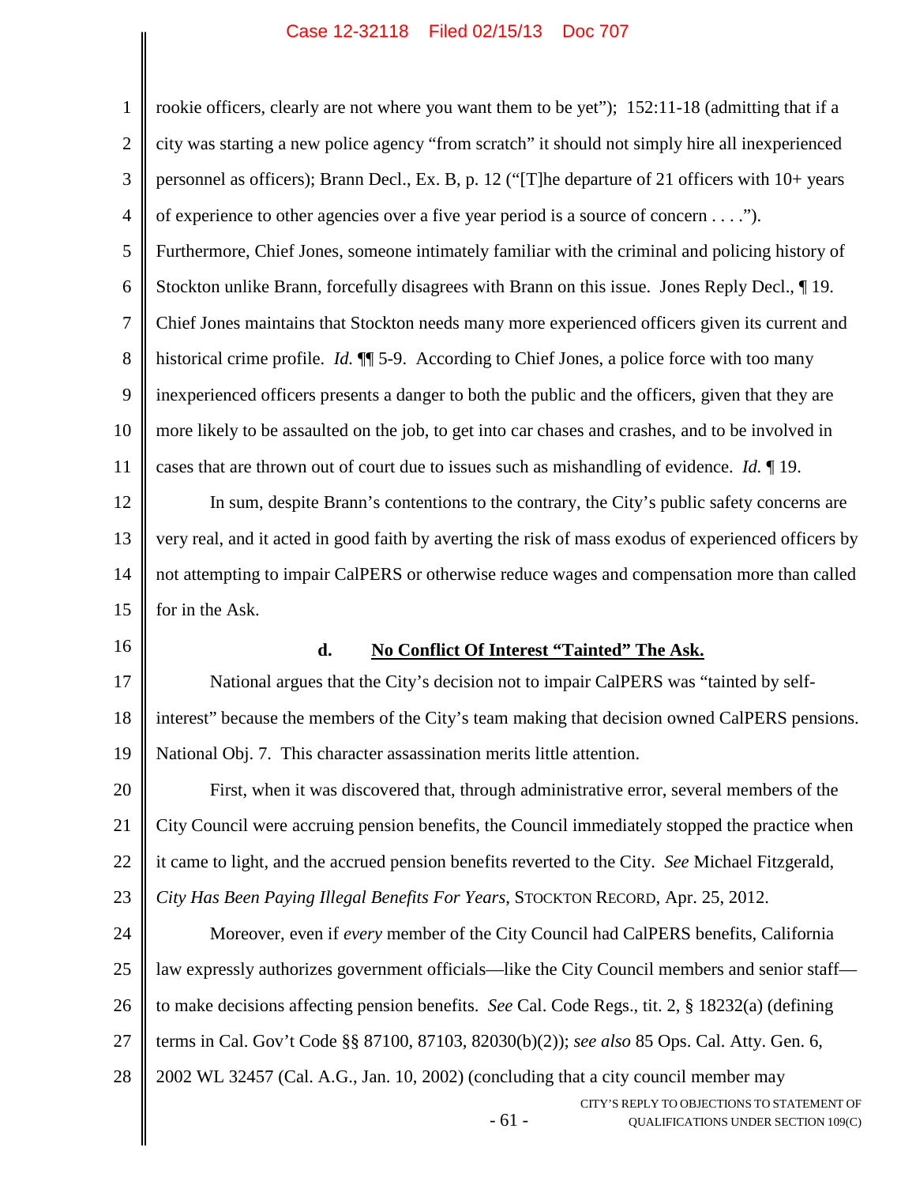rookie officers, clearly are not where you want them to be yet"); 152:11-18 (admitting that if a city was starting a new police agency "from scratch" it should not simply hire all inexperienced personnel as officers); Brann Decl., Ex. B, p. 12 ("[T]he departure of 21 officers with 10+ years of experience to other agencies over a five year period is a source of concern . . . ."). Furthermore, Chief Jones, someone intimately familiar with the criminal and policing history of Stockton unlike Brann, forcefully disagrees with Brann on this issue. Jones Reply Decl., ¶ 19. Chief Jones maintains that Stockton needs many more experienced officers given its current and historical crime profile. *Id.* ¶¶ 5-9. According to Chief Jones, a police force with too many inexperienced officers presents a danger to both the public and the officers, given that they are more likely to be assaulted on the job, to get into car chases and crashes, and to be involved in cases that are thrown out of court due to issues such as mishandling of evidence. *Id.* ¶ 19.

In sum, despite Brann's contentions to the contrary, the City's public safety concerns are very real, and it acted in good faith by averting the risk of mass exodus of experienced officers by not attempting to impair CalPERS or otherwise reduce wages and compensation more than called for in the Ask.

#### d. <u>No Conflict Of Interest "Tainted" The Ask.</u>

National argues that the City's decision not to impair CalPERS was "tainted by self-interest" because the members of the City's team making that decision owned CalPERS pensions. National Obj. 7. This character assassination merits little attention.

First, when it was discovered that, through administrative error, several members of the City Council were accruing pension benefits, the Council immediately stopped the practice when it came to light, and the accrued pension benefits reverted to the City. *See* Michael Fitzgerald, *City Has Been Paying Illegal Benefits For Years*, STOCKTON RECORD, Apr. 25, 2012.

Moreover, even if *every* member of the City Council had CalPERS benefits, California law expressly authorizes government officials—like the City Council members and senior staff—to make decisions affecting pension benefits. *See* Cal. Code Regs., tit. 2, § 18232(a) (defining terms in Cal. Gov't Code §§ 87100, 87103, 82030(b)(2)); *see also* 85 Ops. Cal. Atty. Gen. 6, 2002 WL 32457 (Cal. A.G., Jan. 10, 2002) (concluding that a city council member may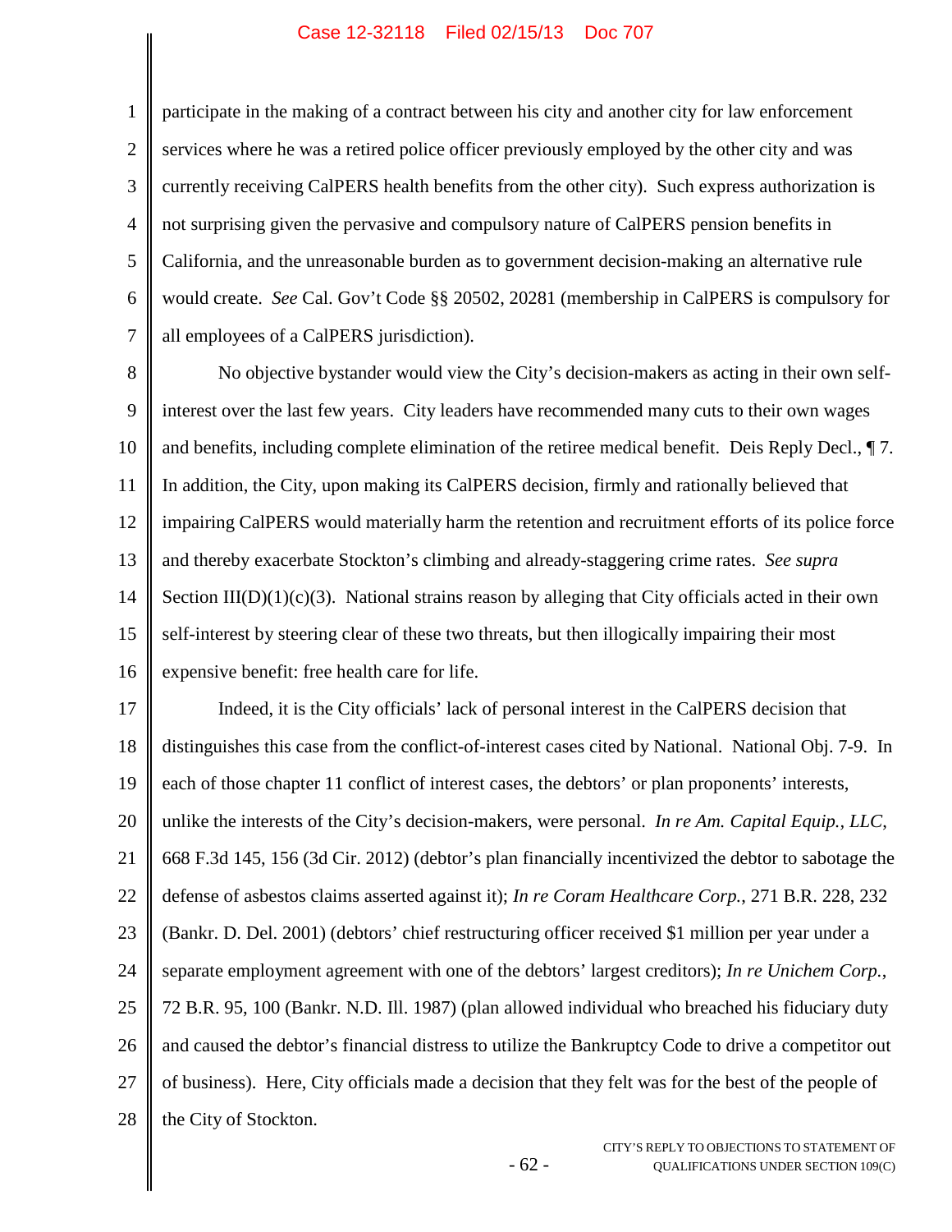participate in the making of a contract between his city and another city for law enforcement services where he was a retired police officer previously employed by the other city and was currently receiving CalPERS health benefits from the other city). Such express authorization is not surprising given the pervasive and compulsory nature of CalPERS pension benefits in California, and the unreasonable burden as to government decision-making an alternative rule would create. *See* Cal. Gov't Code §§ 20502, 20281 (membership in CalPERS is compulsory for all employees of a CalPERS jurisdiction).

No objective bystander would view the City's decision-makers as acting in their own self-interest over the last few years. City leaders have recommended many cuts to their own wages and benefits, including complete elimination of the retiree medical benefit. Deis Reply Decl., ¶ 7. In addition, the City, upon making its CalPERS decision, firmly and rationally believed that impairing CalPERS would materially harm the retention and recruitment efforts of its police force and thereby exacerbate Stockton's climbing and already-staggering crime rates. *See supra* Section III(D)(1)(c)(3). National strains reason by alleging that City officials acted in their own self-interest by steering clear of these two threats, but then illogically impairing their most expensive benefit: free health care for life.

Indeed, it is the City officials' lack of personal interest in the CalPERS decision that distinguishes this case from the conflict-of-interest cases cited by National. National Obj. 7-9. In each of those chapter 11 conflict of interest cases, the debtors' or plan proponents' interests, unlike the interests of the City's decision-makers, were personal. *In re Am. Capital Equip., LLC*, 668 F.3d 145, 156 (3d Cir. 2012) (debtor's plan financially incentivized the debtor to sabotage the defense of asbestos claims asserted against it); *In re Coram Healthcare Corp.*, 271 B.R. 228, 232 (Bankr. D. Del. 2001) (debtors' chief restructuring officer received $1 million per year under a separate employment agreement with one of the debtors' largest creditors); *In re Unichem Corp.*, 72 B.R. 95, 100 (Bankr. N.D. Ill. 1987) (plan allowed individual who breached his fiduciary duty and caused the debtor's financial distress to utilize the Bankruptcy Code to drive a competitor out of business). Here, City officials made a decision that they felt was for the best of the people of the City of Stockton.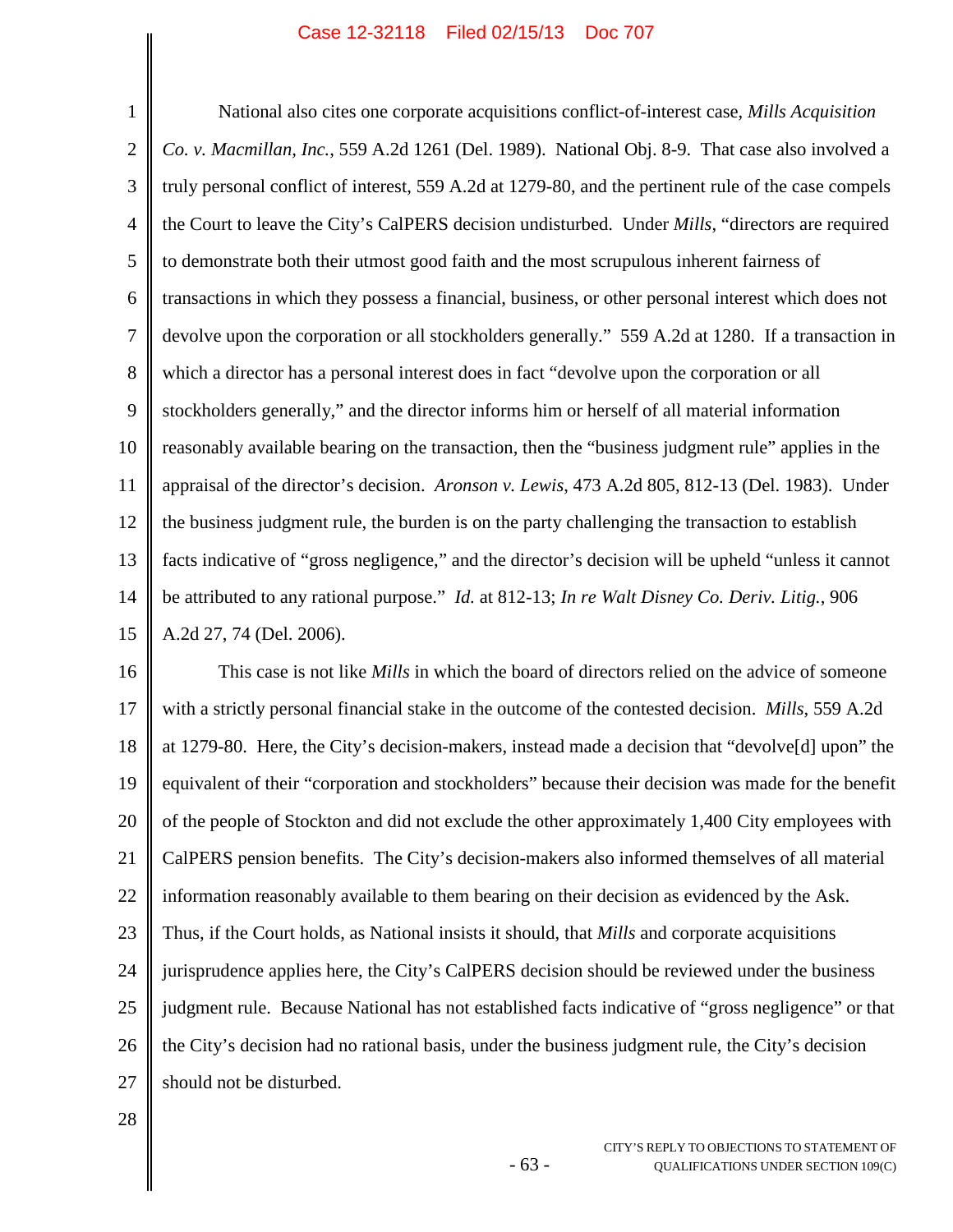National also cites one corporate acquisitions conflict-of-interest case, *Mills Acquisition Co. v. Macmillan, Inc.*, 559 A.2d 1261 (Del. 1989). National Obj. 8-9. That case also involved a truly personal conflict of interest, 559 A.2d at 1279-80, and the pertinent rule of the case compels the Court to leave the City's CalPERS decision undisturbed. Under *Mills*, "directors are required to demonstrate both their utmost good faith and the most scrupulous inherent fairness of transactions in which they possess a financial, business, or other personal interest which does not devolve upon the corporation or all stockholders generally." 559 A.2d at 1280. If a transaction in which a director has a personal interest does in fact "devolve upon the corporation or all stockholders generally," and the director informs him or herself of all material information reasonably available bearing on the transaction, then the "business judgment rule" applies in the appraisal of the director's decision. *Aronson v. Lewis*, 473 A.2d 805, 812-13 (Del. 1983). Under the business judgment rule, the burden is on the party challenging the transaction to establish facts indicative of "gross negligence," and the director's decision will be upheld "unless it cannot be attributed to any rational purpose." *Id.* at 812-13; *In re Walt Disney Co. Deriv. Litig.*, 906 A.2d 27, 74 (Del. 2006).

This case is not like *Mills* in which the board of directors relied on the advice of someone with a strictly personal financial stake in the outcome of the contested decision. *Mills*, 559 A.2d at 1279-80. Here, the City's decision-makers, instead made a decision that "devolve[d] upon" the equivalent of their "corporation and stockholders" because their decision was made for the benefit of the people of Stockton and did not exclude the other approximately 1,400 City employees with CalPERS pension benefits. The City's decision-makers also informed themselves of all material information reasonably available to them bearing on their decision as evidenced by the Ask. Thus, if the Court holds, as National insists it should, that *Mills* and corporate acquisitions jurisprudence applies here, the City's CalPERS decision should be reviewed under the business judgment rule. Because National has not established facts indicative of "gross negligence" or that the City's decision had no rational basis, under the business judgment rule, the City's decision should not be disturbed.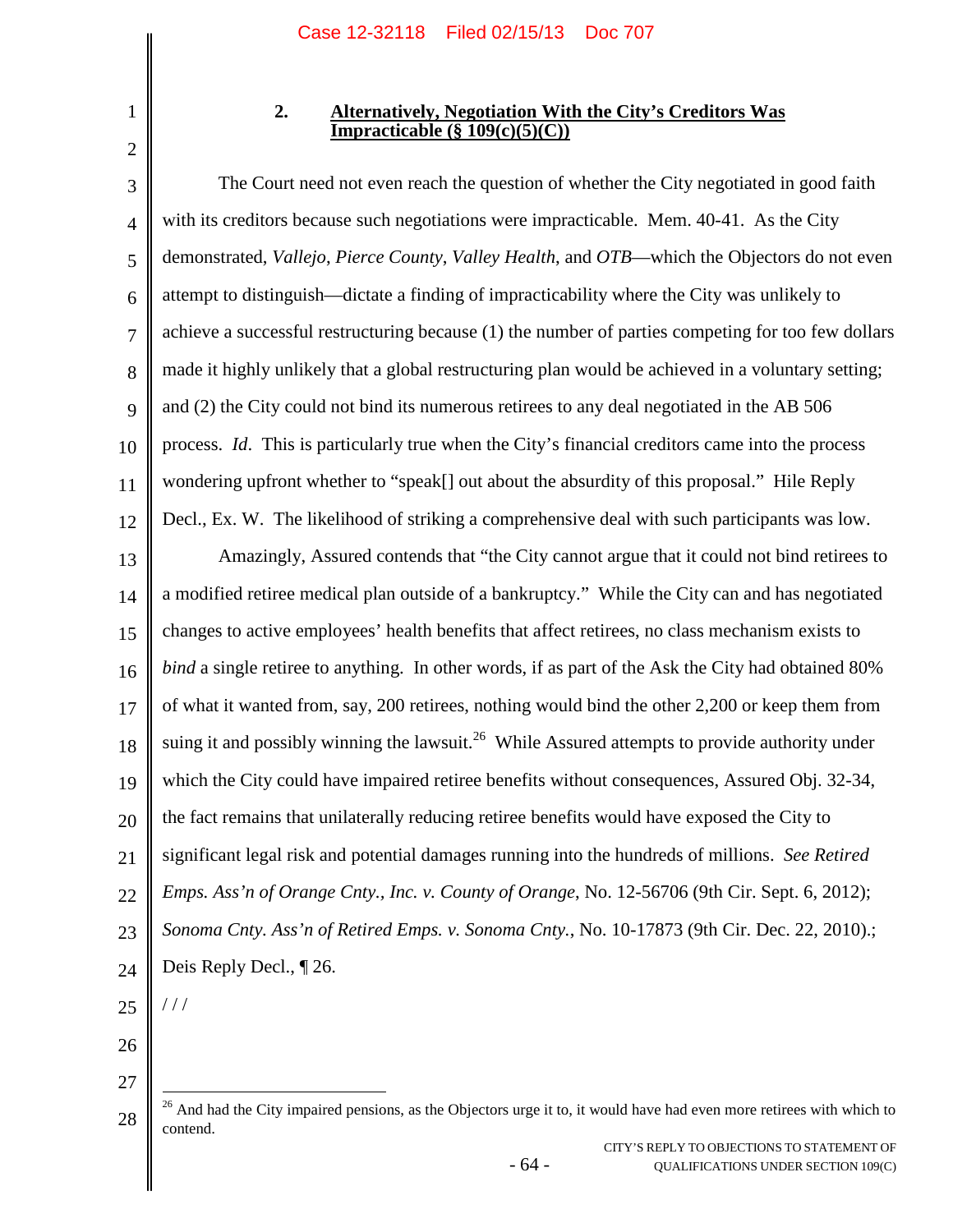### 2. Alternatively, Negotiation With the City's Creditors Was Impracticable (§ 109(c)(5)(C))

The Court need not even reach the question of whether the City negotiated in good faith with its creditors because such negotiations were impracticable. Mem. 40-41. As the City demonstrated, *Vallejo*, *Pierce County*, *Valley Health*, and *OTB*—which the Objectors do not even attempt to distinguish—dictate a finding of impracticability where the City was unlikely to achieve a successful restructuring because (1) the number of parties competing for too few dollars made it highly unlikely that a global restructuring plan would be achieved in a voluntary setting; and (2) the City could not bind its numerous retirees to any deal negotiated in the AB 506 process. *Id*. This is particularly true when the City's financial creditors came into the process wondering upfront whether to "speak[] out about the absurdity of this proposal." Hile Reply Decl., Ex. W. The likelihood of striking a comprehensive deal with such participants was low.

Amazingly, Assured contends that "the City cannot argue that it could not bind retirees to a modified retiree medical plan outside of a bankruptcy." While the City can and has negotiated changes to active employees' health benefits that affect retirees, no class mechanism exists to *bind* a single retiree to anything. In other words, if as part of the Ask the City had obtained 80% of what it wanted from, say, 200 retirees, nothing would bind the other 2,200 or keep them from suing it and possibly winning the lawsuit.[26] While Assured attempts to provide authority under which the City could have impaired retiree benefits without consequences, Assured Obj. 32-34, the fact remains that unilaterally reducing retiree benefits would have exposed the City to significant legal risk and potential damages running into the hundreds of millions. *See Retired Emps. Ass'n of Orange Cnty., Inc. v. County of Orange*, No. 12-56706 (9th Cir. Sept. 6, 2012); *Sonoma Cnty. Ass'n of Retired Emps. v. Sonoma Cnty.*, No. 10-17873 (9th Cir. Dec. 22, 2010).; Deis Reply Decl., ¶ 26.

/ / /

---

[26] And had the City impaired pensions, as the Objectors urge it to, it would have had even more retirees with which to contend.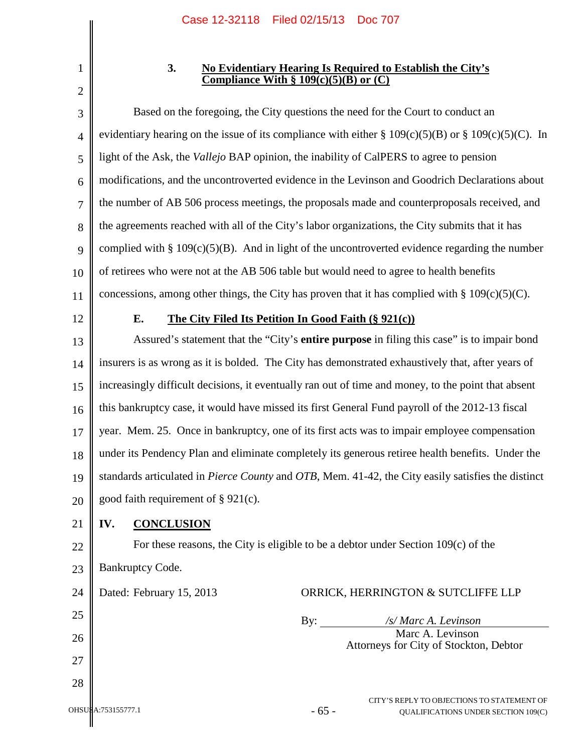### 3. No Evidentiary Hearing Is Required to Establish the City's Compliance With § 109(c)(5)(B) or (C)

Based on the foregoing, the City questions the need for the Court to conduct an evidentiary hearing on the issue of its compliance with either § 109(c)(5)(B) or § 109(c)(5)(C). In light of the Ask, the *Vallejo* BAP opinion, the inability of CalPERS to agree to pension modifications, and the uncontroverted evidence in the Levinson and Goodrich Declarations about the number of AB 506 process meetings, the proposals made and counterproposals received, and the agreements reached with all of the City's labor organizations, the City submits that it has complied with § 109(c)(5)(B). And in light of the uncontroverted evidence regarding the number of retirees who were not at the AB 506 table but would need to agree to health benefits concessions, among other things, the City has proven that it has complied with § 109(c)(5)(C).

### E. The City Filed Its Petition In Good Faith (§ 921(c))

Assured's statement that the "City's **entire purpose** in filing this case" is to impair bond insurers is as wrong as it is bolded. The City has demonstrated exhaustively that, after years of increasingly difficult decisions, it eventually ran out of time and money, to the point that absent this bankruptcy case, it would have missed its first General Fund payroll of the 2012-13 fiscal year. Mem. 25. Once in bankruptcy, one of its first acts was to impair employee compensation under its Pendency Plan and eliminate completely its generous retiree health benefits. Under the standards articulated in *Pierce County* and *OTB*, Mem. 41-42, the City easily satisfies the distinct good faith requirement of § 921(c).

## IV. CONCLUSION

For these reasons, the City is eligible to be a debtor under Section 109(c) of the Bankruptcy Code.

Dated: February 15, 2013

ORRICK, HERRINGTON & SUTCLIFFE LLP

By: */s/ Marc A. Levinson*
Marc A. Levinson
Attorneys for City of Stockton, Debtor